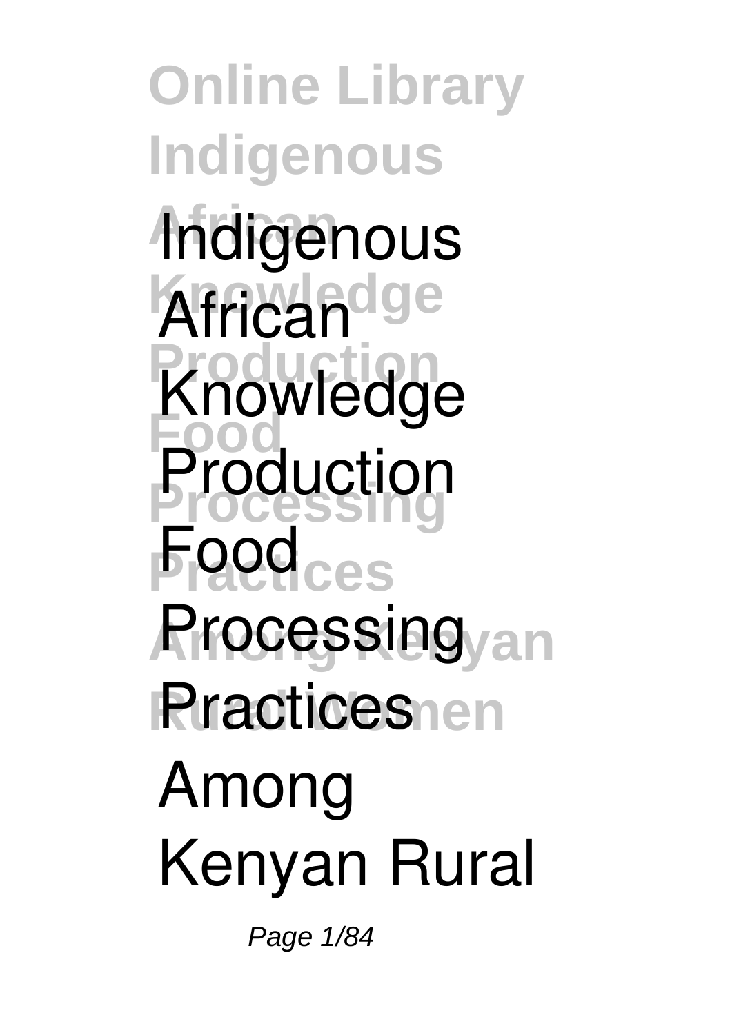# Indigenous African Knowledge Production Food Processing Practices Among Kenyan Rural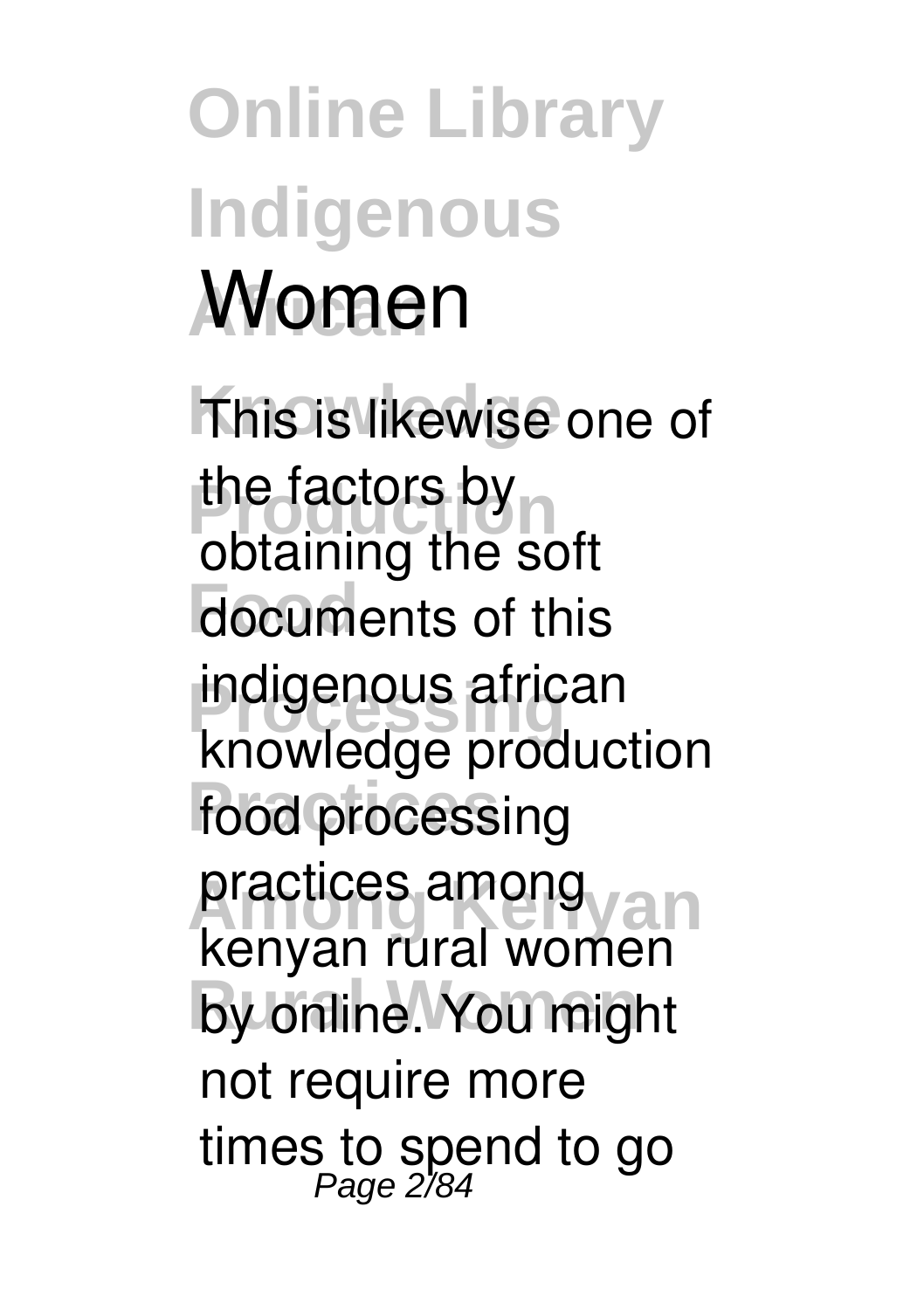# Online Library Indigenous Women

This is likewise one of the factors by obtaining the soft documents of this **indigenous african knowledge production food processing practices among kenyan rural women** by online. You might not require more times to spend to go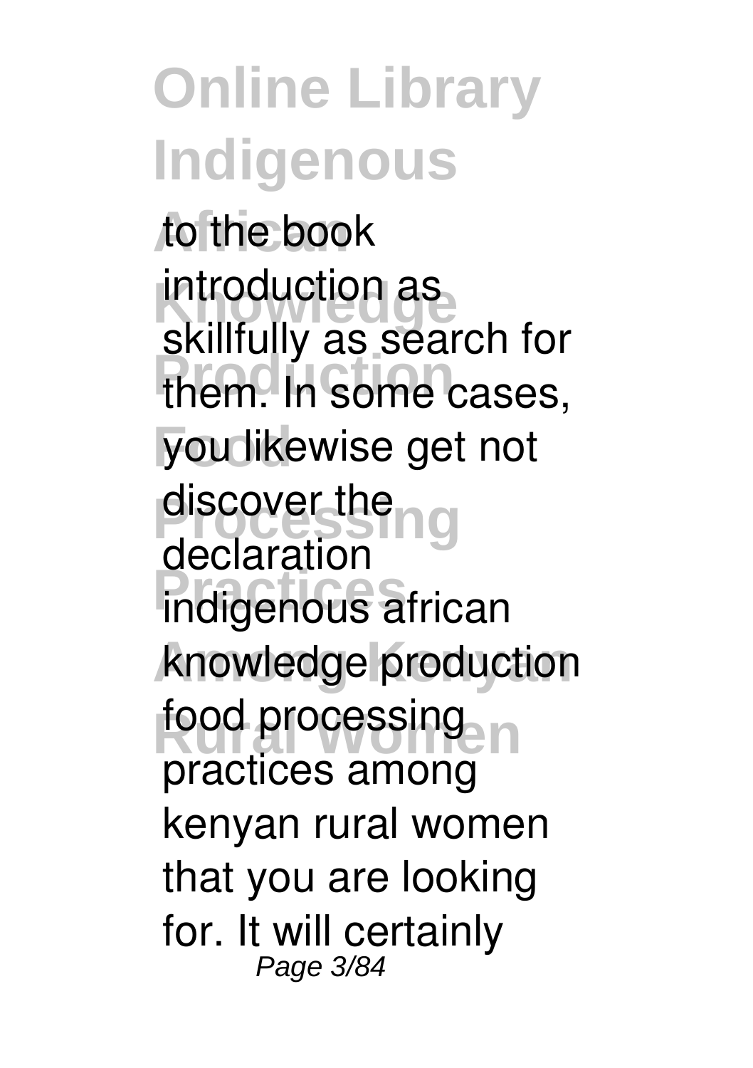to the book introduction as skillfully as search for them. In some cases, you likewise get not discover the declaration indigenous african knowledge production food processing practices among kenyan rural women that you are looking for. It will certainly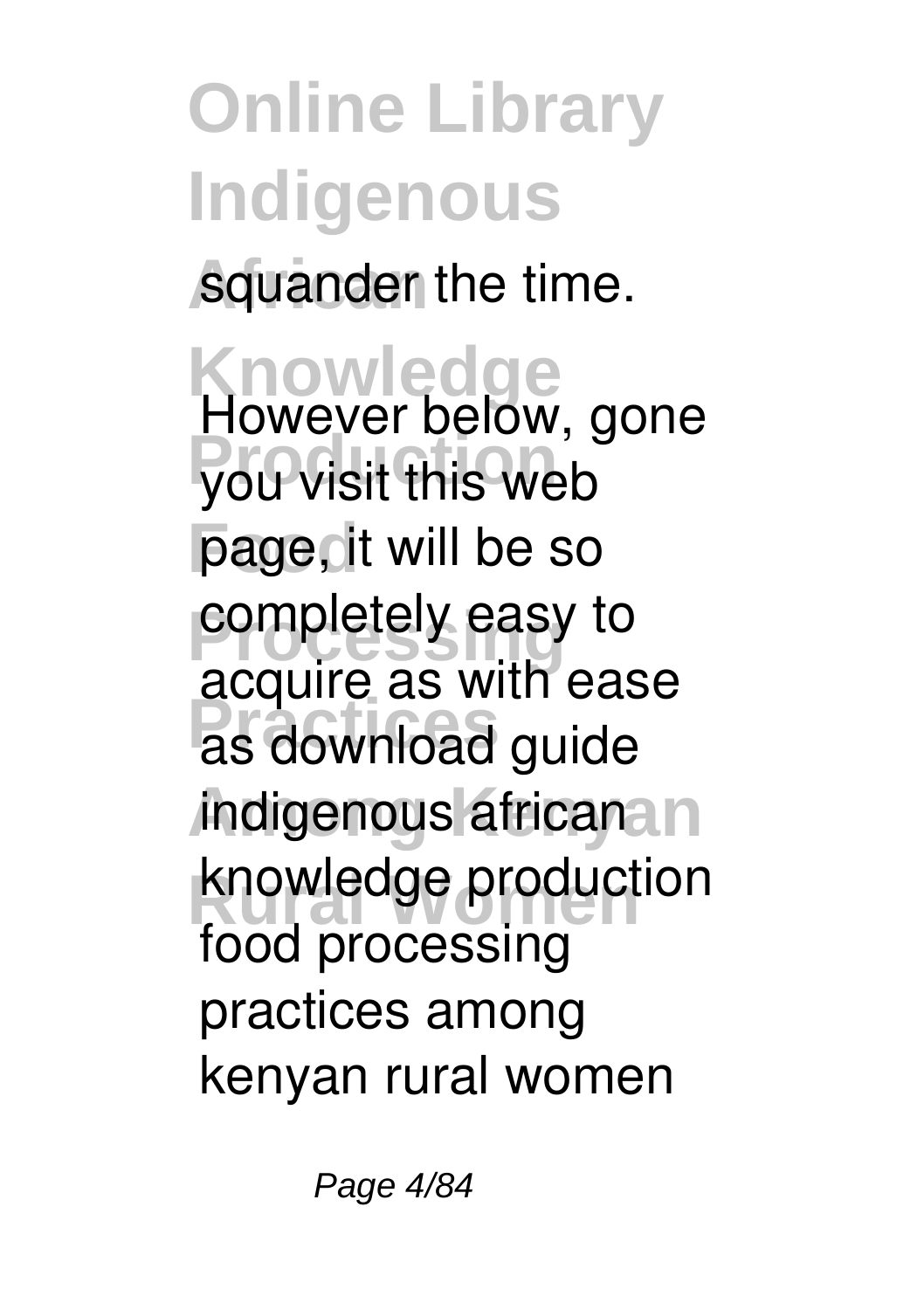squander the time.

However below, gone you visit this web page, it will be so completely easy to acquire as with ease as download guide indigenous african knowledge production food processing practices among kenyan rural women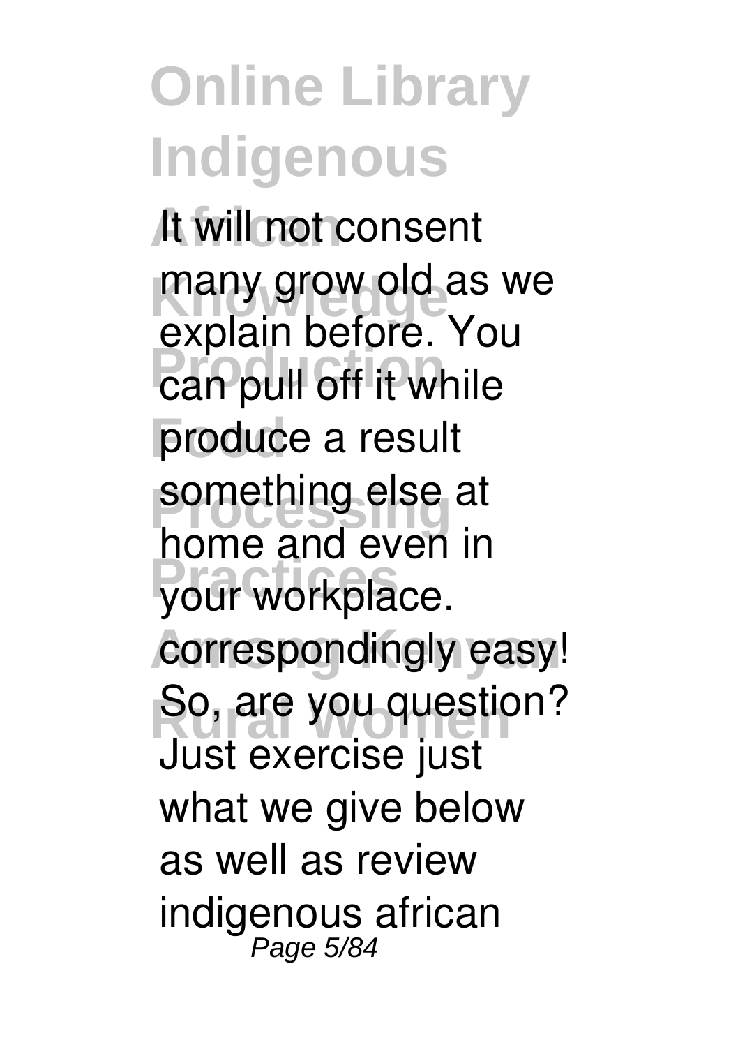It will not consent many grow old as we explain before. You can pull off it while produce a result something else at home and even in your workplace. correspondingly easy! So, are you question? Just exercise just what we give below as well as review indigenous african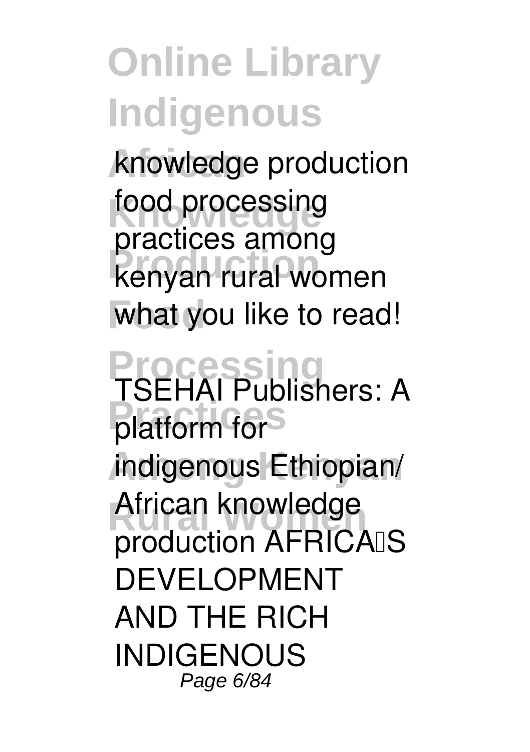knowledge production food processing practices among kenyan rural women what you like to read!

TSEHAI Publishers: A platform for indigenous Ethiopian/ African knowledge production AFRICA'S DEVELOPMENT AND THE RICH INDIGENOUS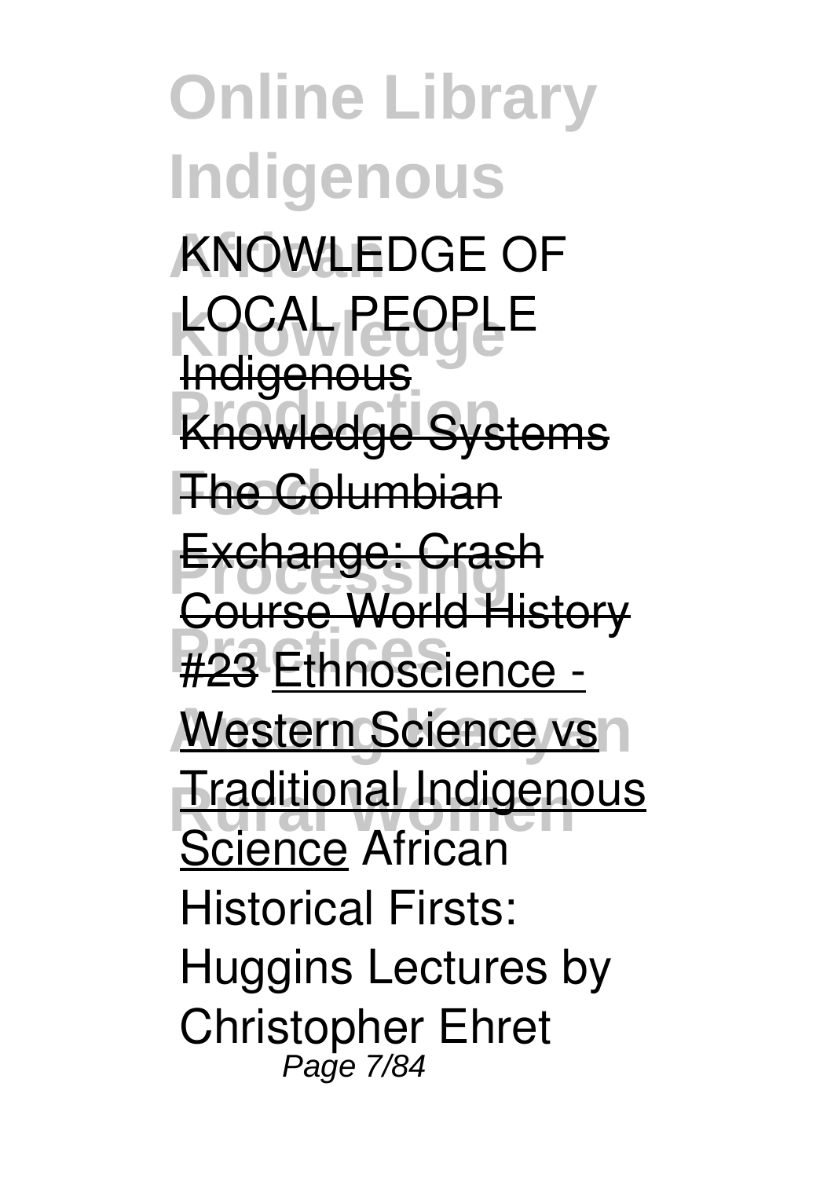KNOWLEDGE OF LOCAL PEOPLE Indigenous Knowledge Systems The Columbian Exchange: Crash Course World History #23 Ethnoscience - Western Science vs Traditional Indigenous Science African Historical Firsts: Huggins Lectures by Christopher Ehret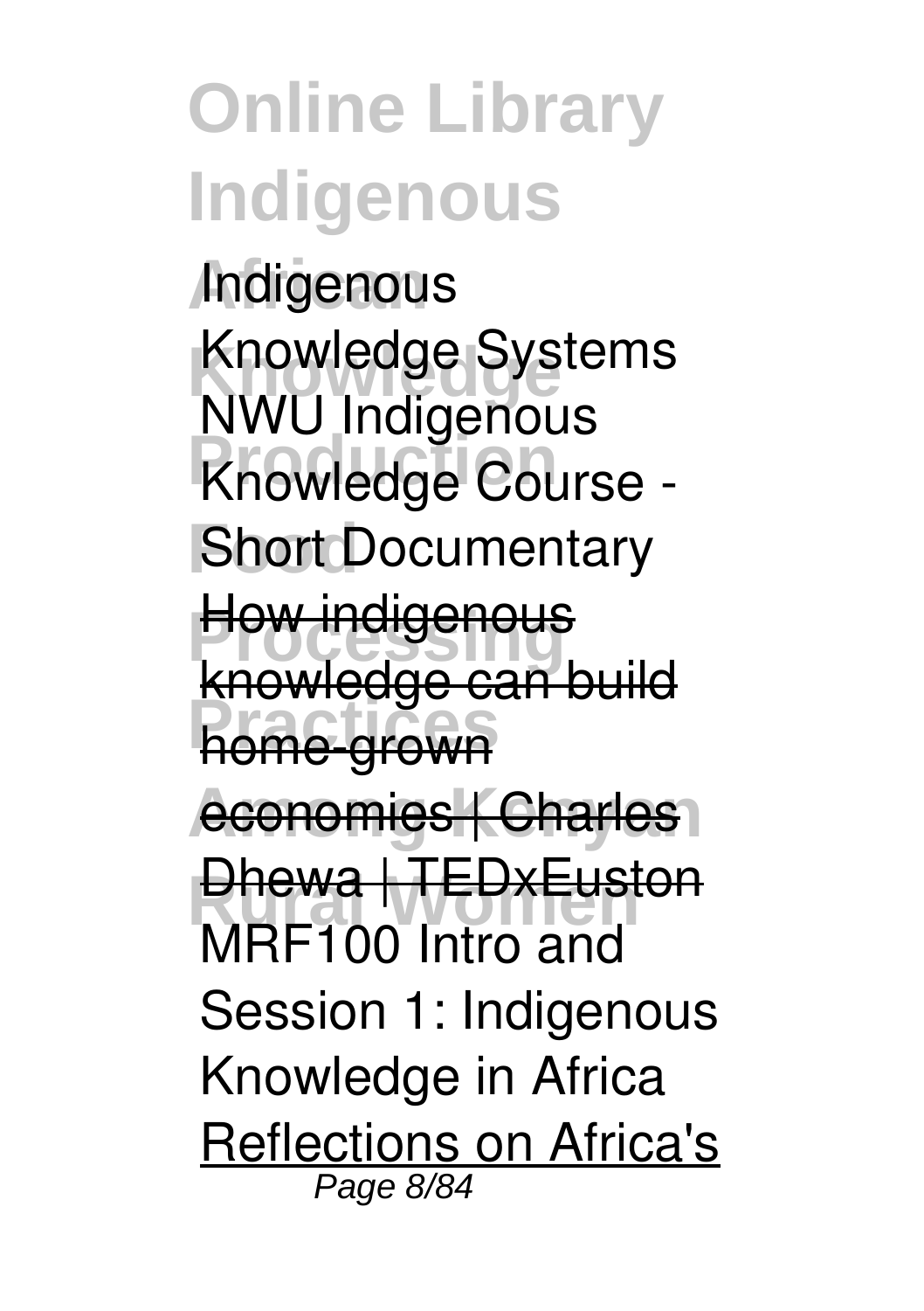Indigenous Knowledge Systems

NWU Indigenous Knowledge Course - Short Documentary

How indigenous knowledge can build home-grown economies | Charles Dhewa | TEDxEuston

MRF100 Intro and Session 1: Indigenous Knowledge in Africa

Reflections on Africa's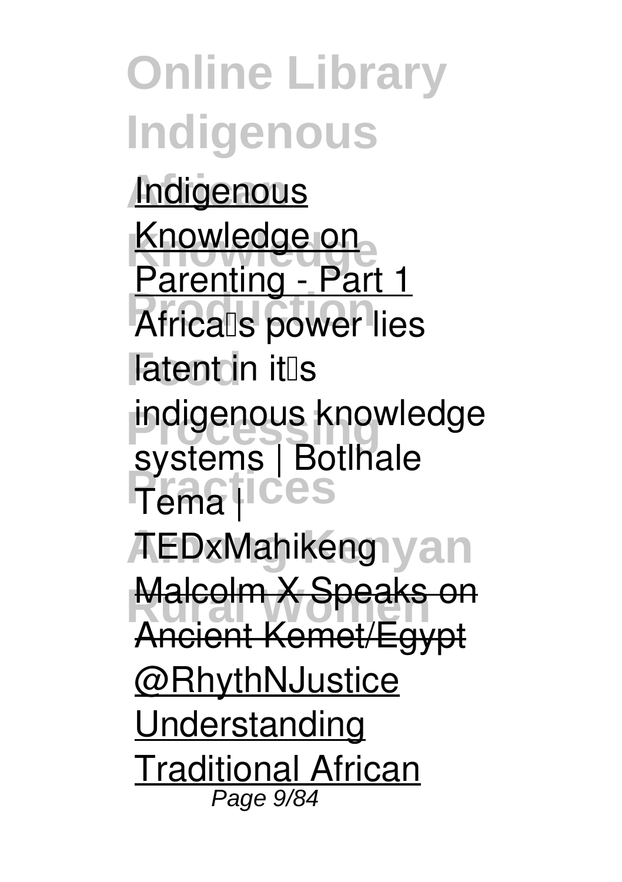Indigenous Knowledge on Parenting - Part 1

Africa's power lies latent in it's indigenous knowledge systems | Botlhale Tema | TEDxMahikeng

Malcolm X Speaks on Ancient Kemet/Egypt @RhythNJustice

Understanding Traditional African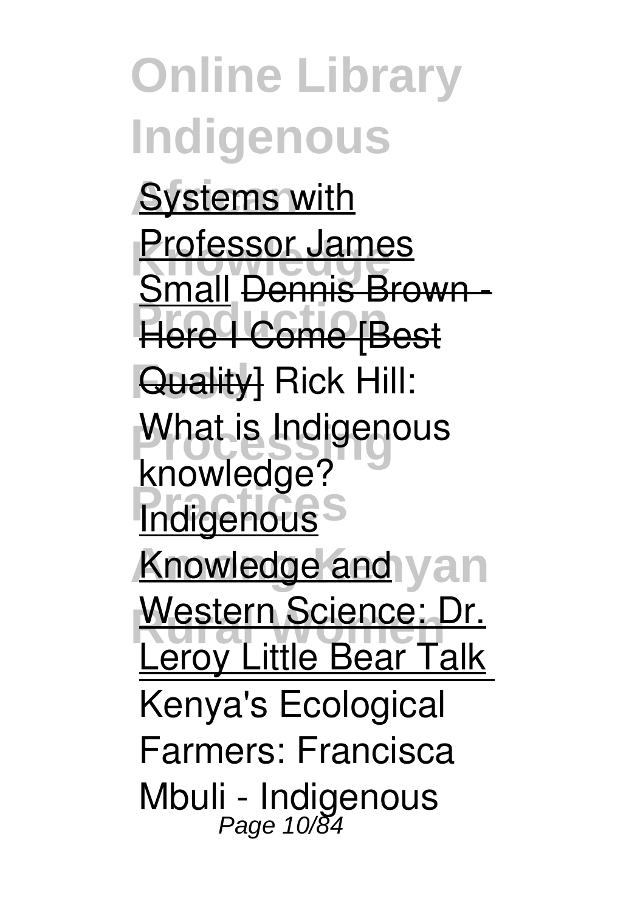Systems with Professor James Small Dennis Brown - Here I Come [Best Quality] Rick Hill: What is Indigenous knowledge? Indigenous Knowledge and Western Science: Dr. Leroy Little Bear Talk

Kenya's Ecological Farmers: Francisca Mbuli - Indigenous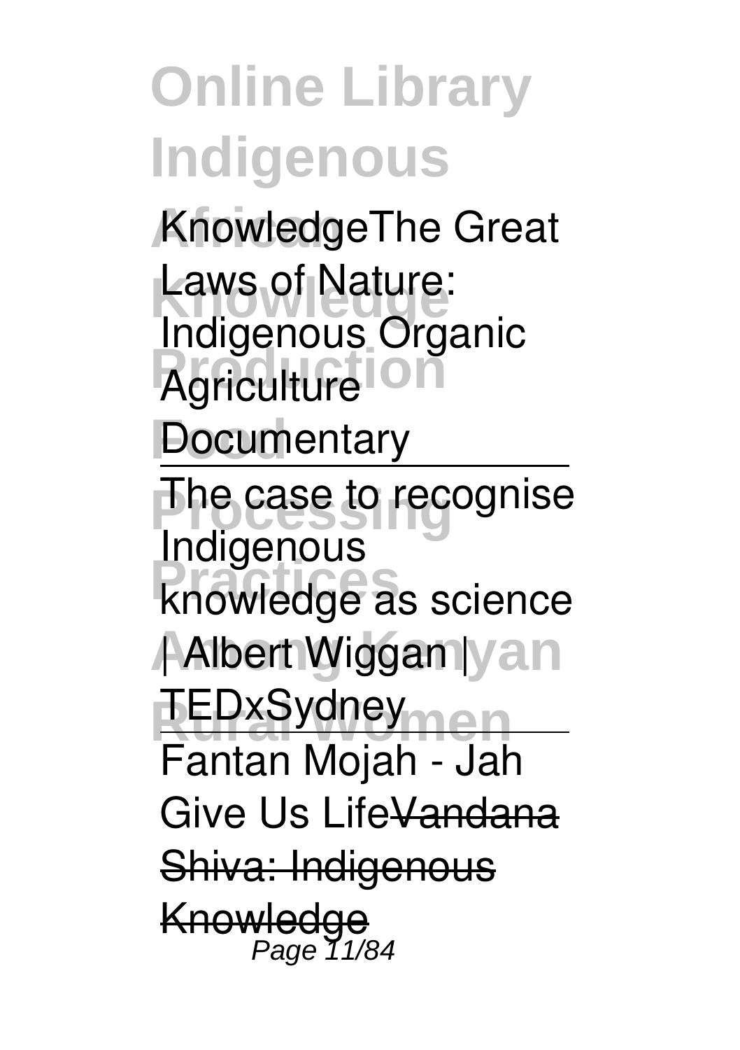KnowledgeThe Great Laws of Nature: Indigenous Organic Agriculture Documentary

---

The case to recognise Indigenous knowledge as science | Albert Wiggan | TEDxSydney

---

Fantan Mojah - Jah Give Us Life~~Vandana Shiva: Indigenous Knowledge~~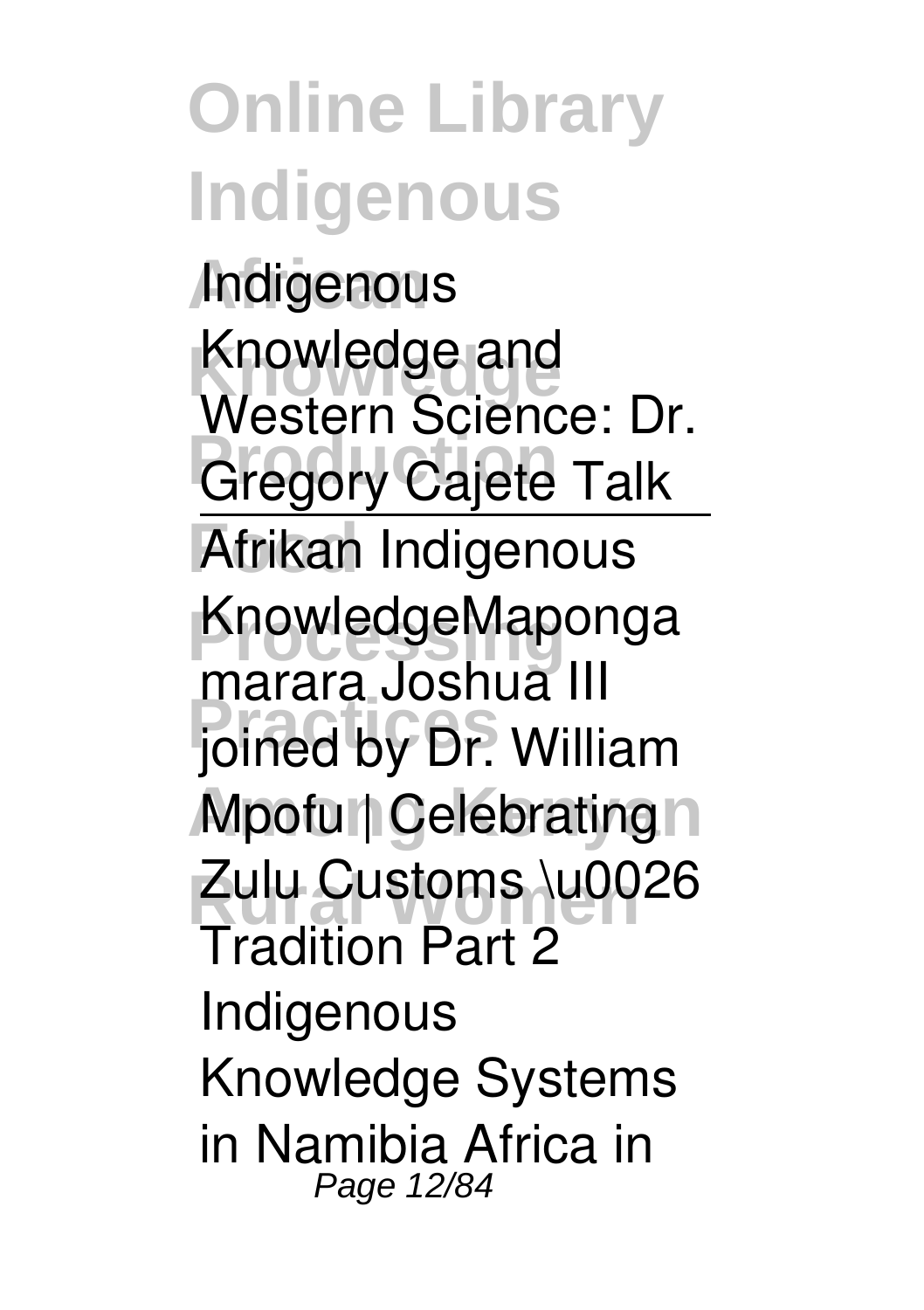Indigenous Knowledge and Western Science: Dr. Gregory Cajete Talk

---

Afrikan Indigenous KnowledgeMaponga marara Joshua III joined by Dr. William Mpofu | Celebrating Zulu Customs \u0026 Tradition Part 2 Indigenous Knowledge Systems in Namibia Africa in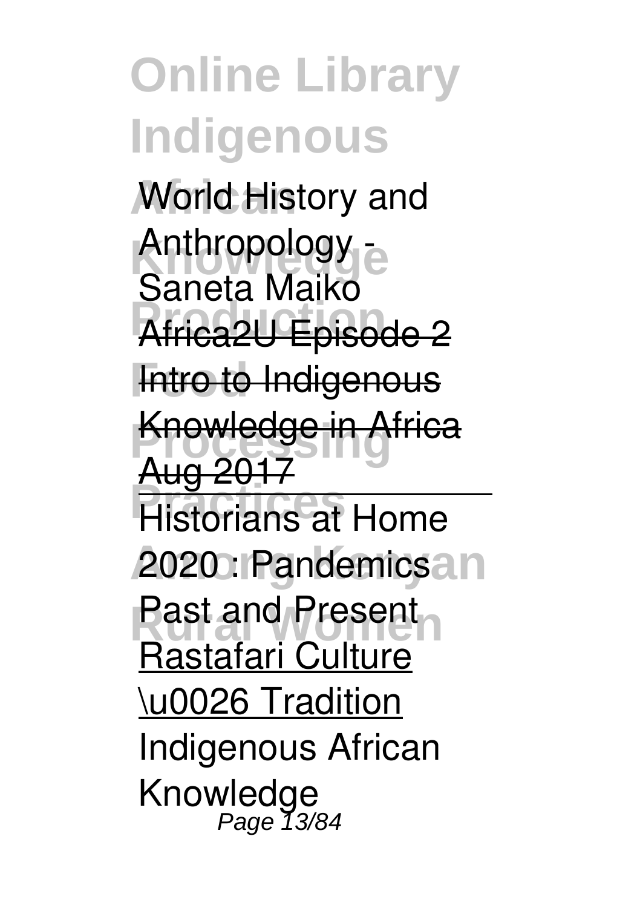World History and Anthropology - Saneta Maiko

Africa2U Episode 2

Intro to Indigenous Knowledge in Africa Aug 2017

Historians at Home 2020 : Pandemics Past and Present

Rastafari Culture \u0026 Tradition

Indigenous African Knowledge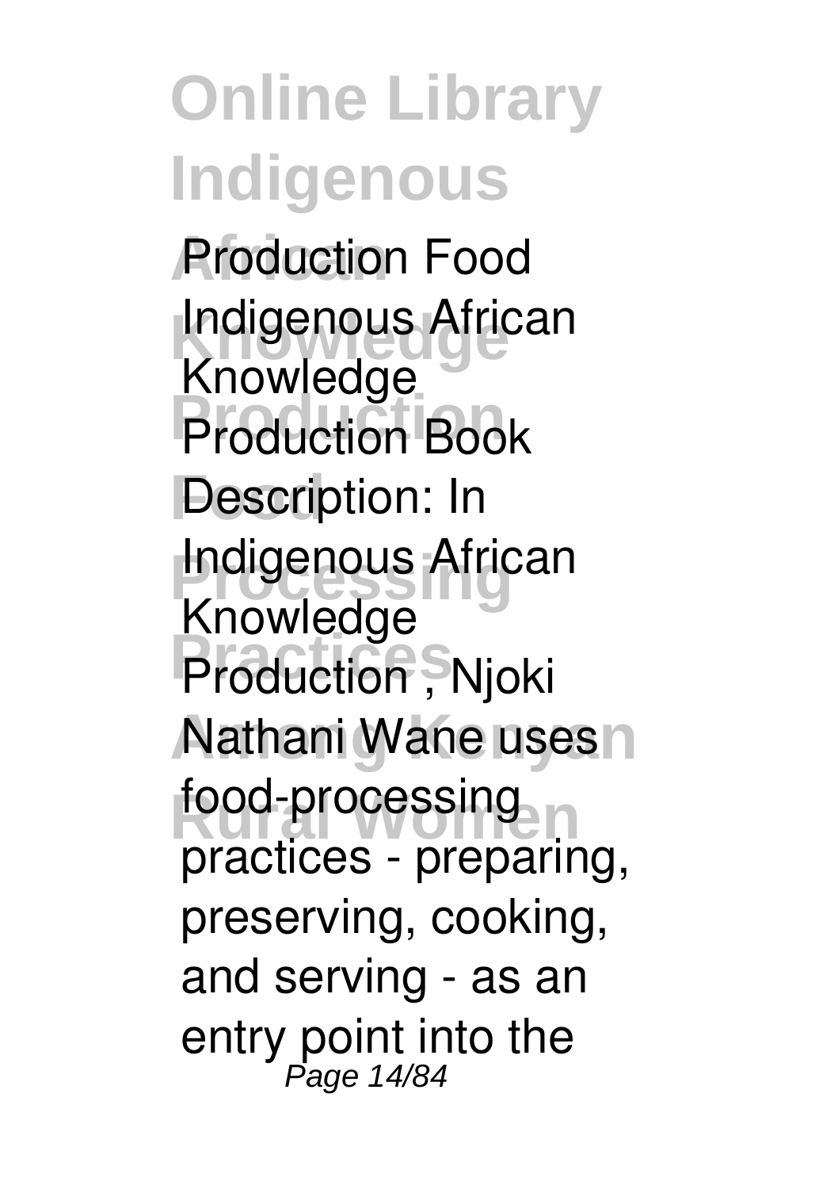Production Food Indigenous African Knowledge Production Book Description: In Indigenous African Knowledge Production , Njoki Nathani Wane uses food-processing practices - preparing, preserving, cooking, and serving - as an entry point into the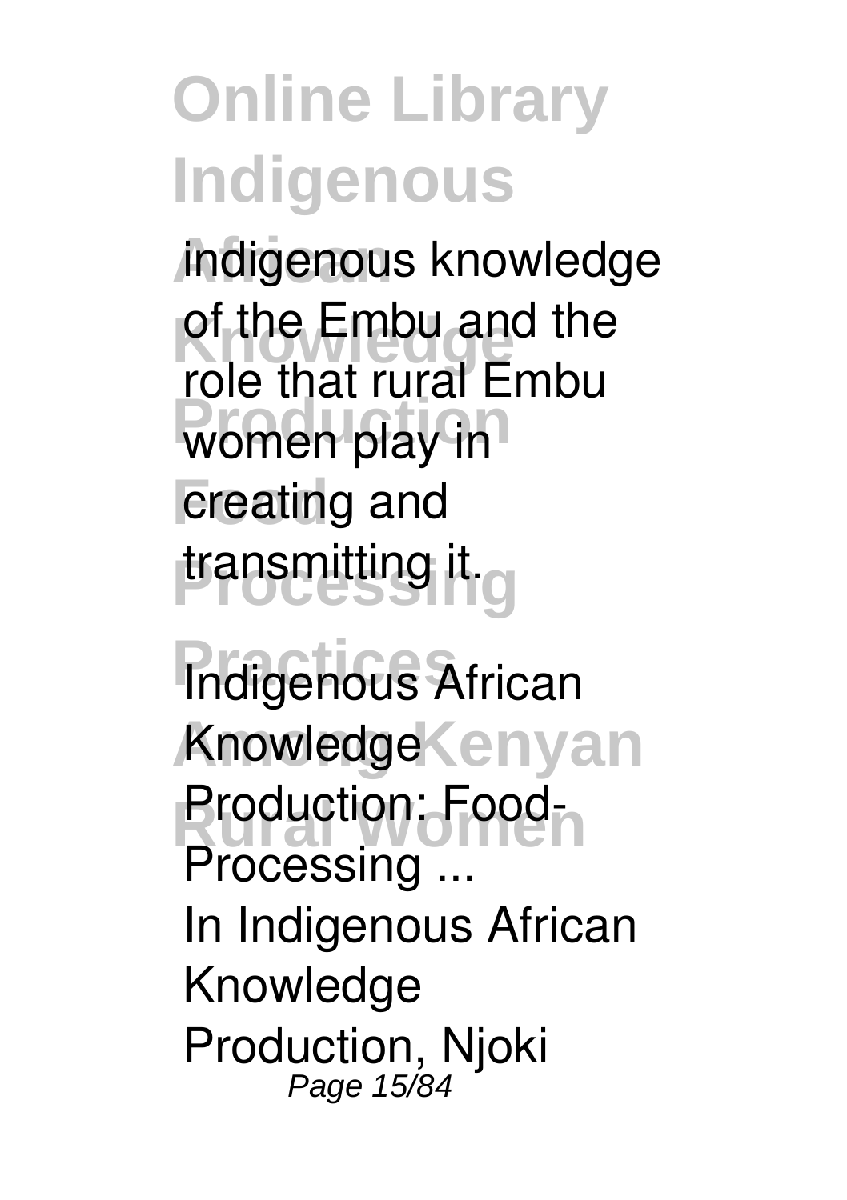indigenous knowledge of the Embu and the role that rural Embu women play in creating and transmitting it.

**Indigenous African Knowledge Production: Food-Processing ...**

In Indigenous African Knowledge Production, Njoki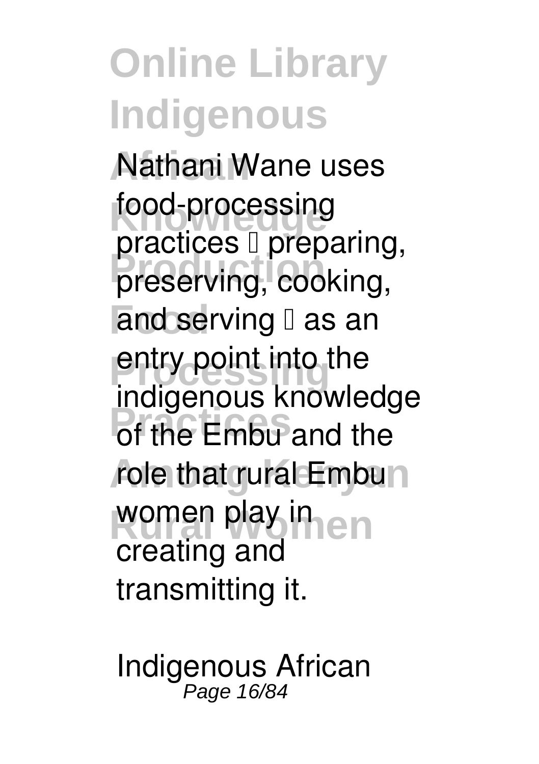Nathani Wane uses food-processing practices  preparing, preserving, cooking, and serving  as an entry point into the indigenous knowledge of the Embu and the role that rural Embu women play in creating and transmitting it.

Indigenous African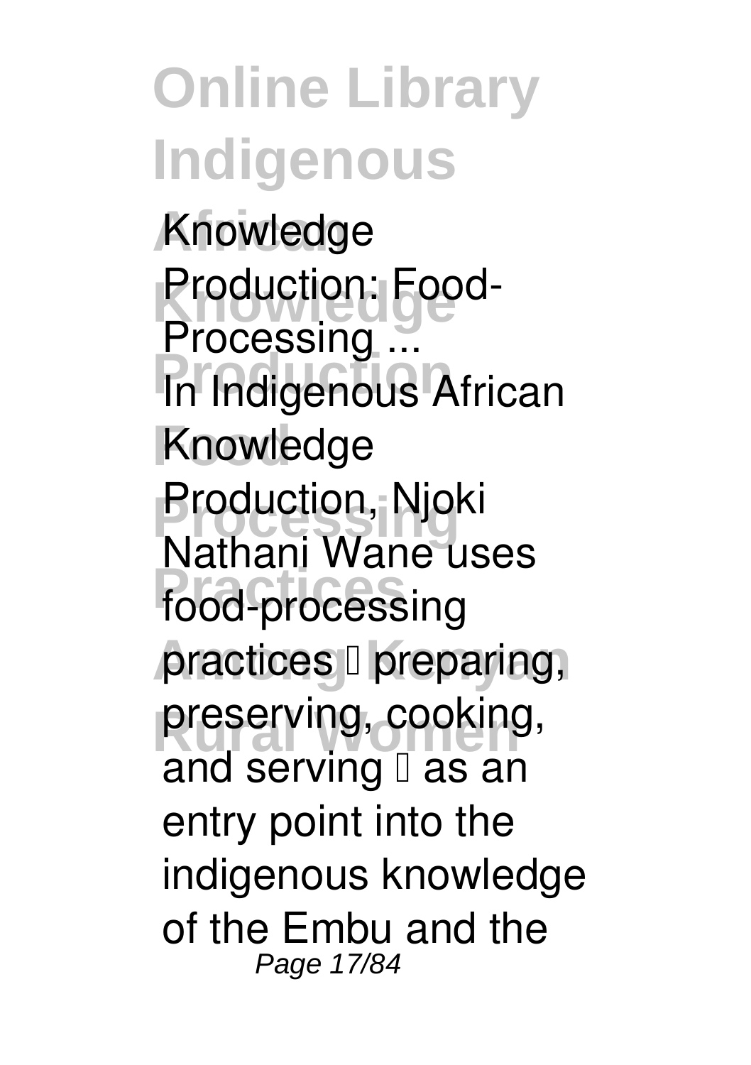**Knowledge Production: Food-Processing ...**

In Indigenous African Knowledge Production, Njoki Nathani Wane uses food-processing practices  preparing, preserving, cooking, and serving  as an entry point into the indigenous knowledge of the Embu and the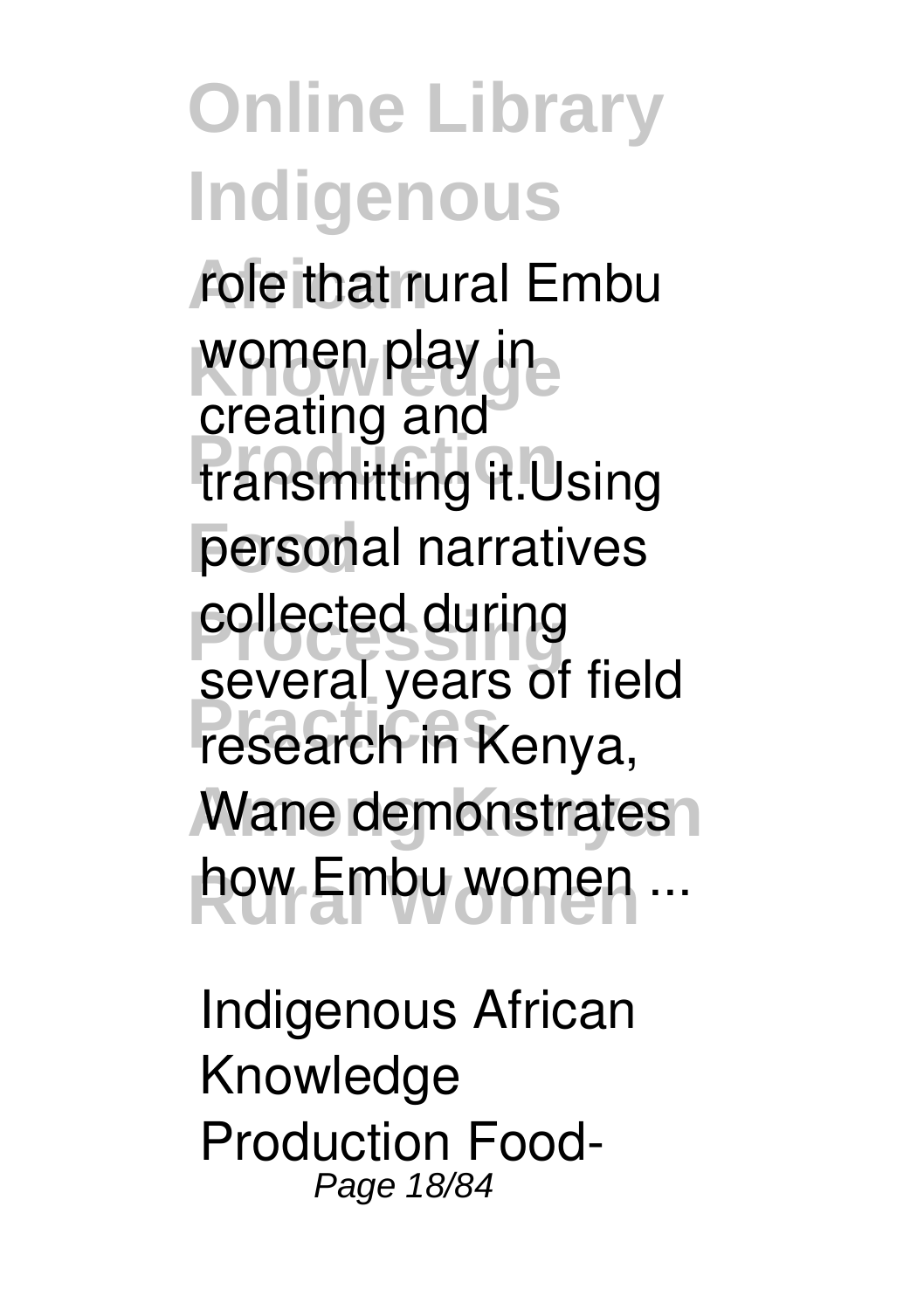role that rural Embu women play in creating and transmitting it.Using personal narratives collected during several years of field research in Kenya, Wane demonstrates how Embu women ...

Indigenous African Knowledge Production Food-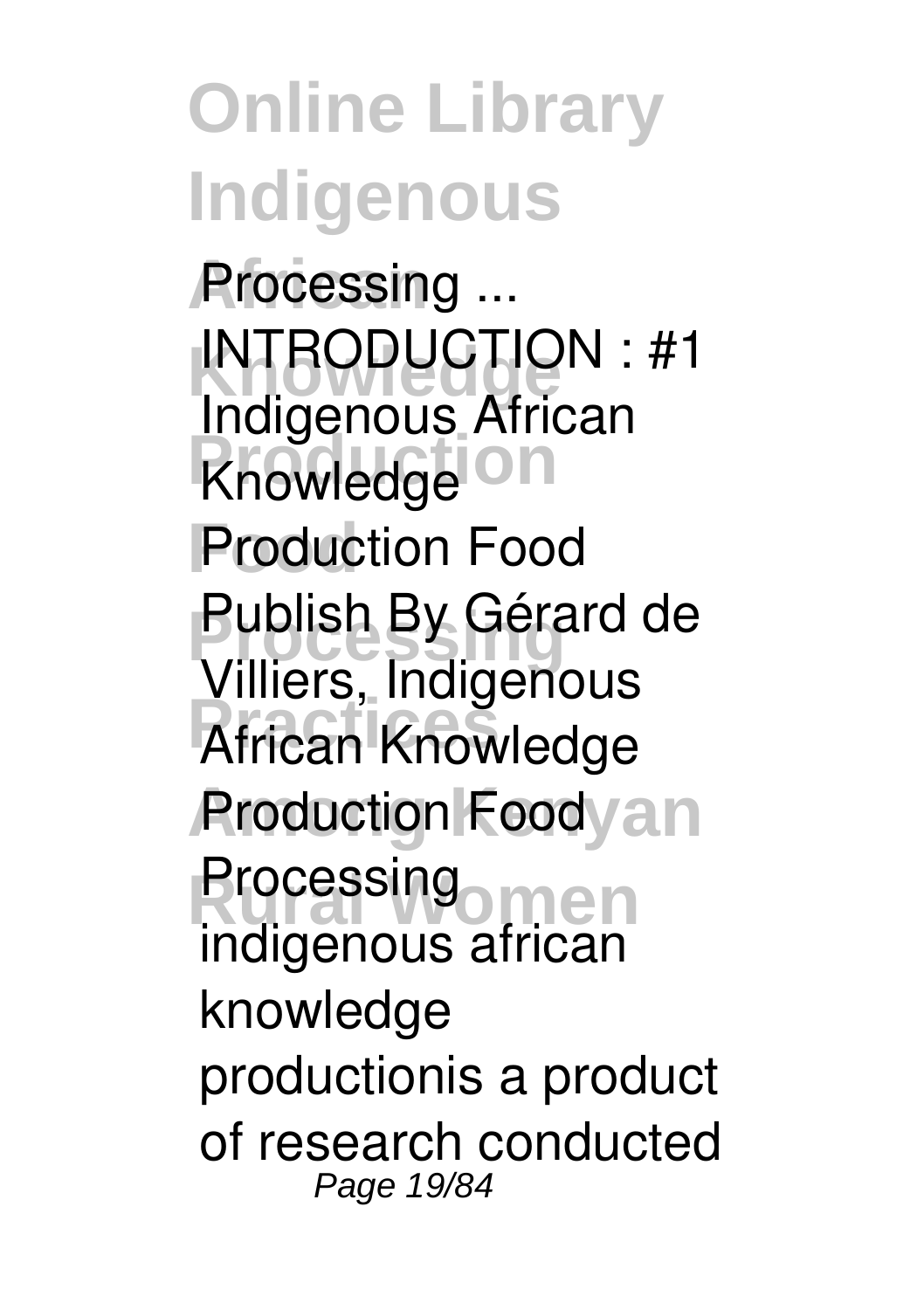Processing ...
INTRODUCTION : #1
Indigenous African
Knowledge
Production Food
Publish By Gérard de
Villiers, Indigenous
African Knowledge
Production Food
Processing
indigenous african
knowledge
productionis a product
of research conducted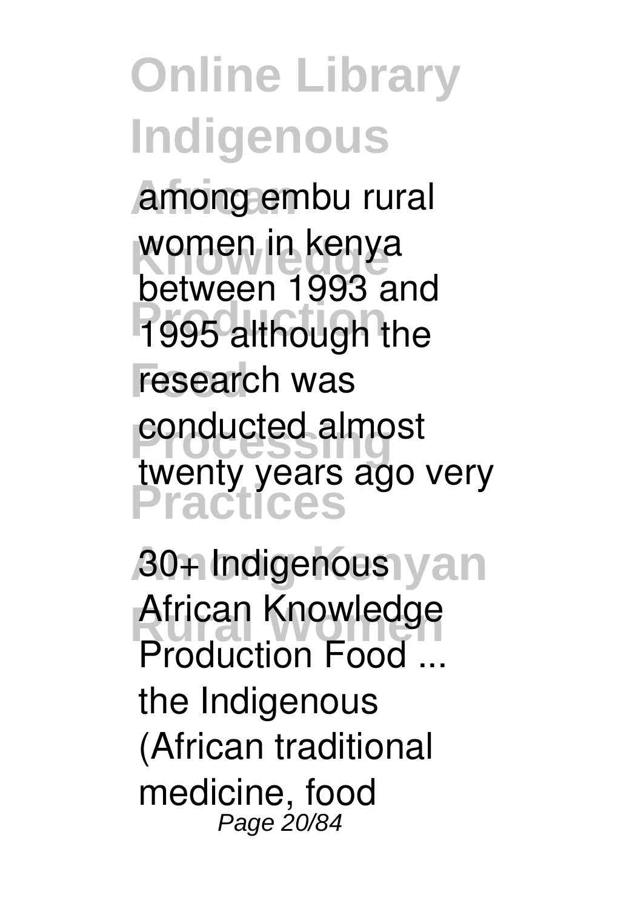among embu rural women in kenya between 1993 and 1995 although the research was conducted almost twenty years ago very

**30+ Indigenous African Knowledge Production Food ...**

the Indigenous (African traditional medicine, food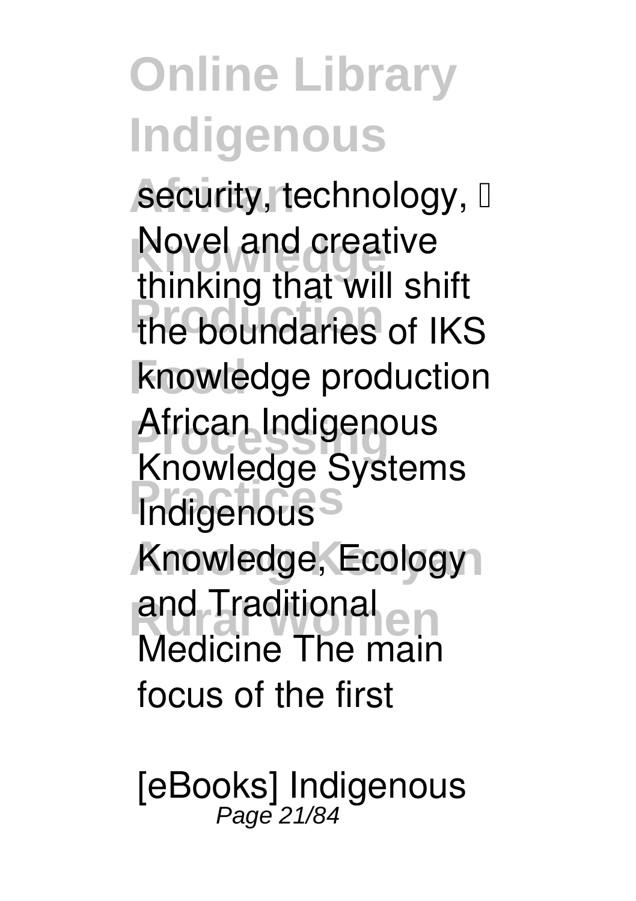security, technology, 
Novel and creative thinking that will shift the boundaries of IKS knowledge production
African Indigenous Knowledge Systems
Indigenous Knowledge, Ecology and Traditional Medicine The main focus of the first

**[eBooks] Indigenous**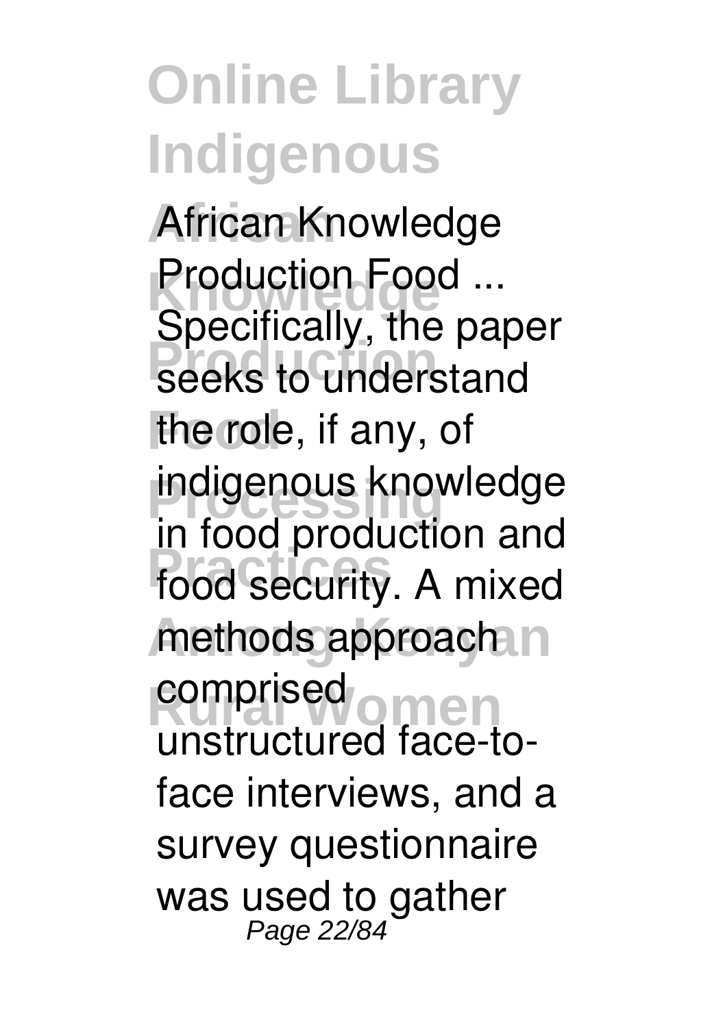African Knowledge Production Food ...

Specifically, the paper seeks to understand the role, if any, of indigenous knowledge in food production and food security. A mixed methods approach comprised unstructured face-to-face interviews, and a survey questionnaire was used to gather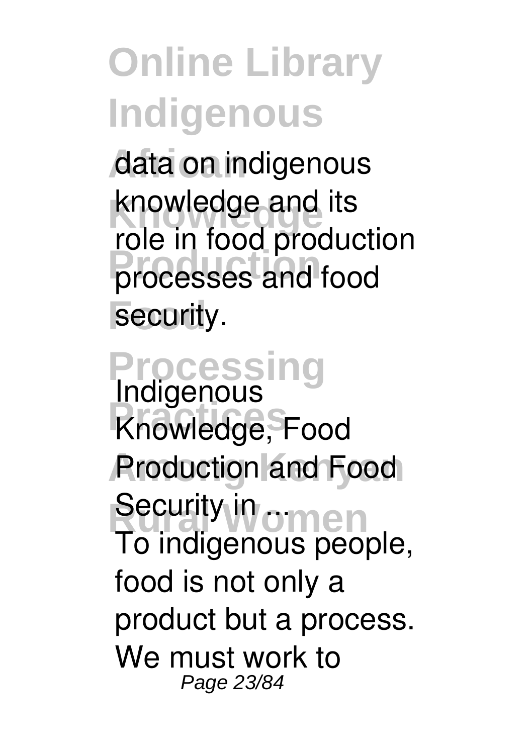data on indigenous knowledge and its role in food production processes and food security.

**Indigenous Knowledge, Food Production and Food Security in ...**

To indigenous people, food is not only a product but a process. We must work to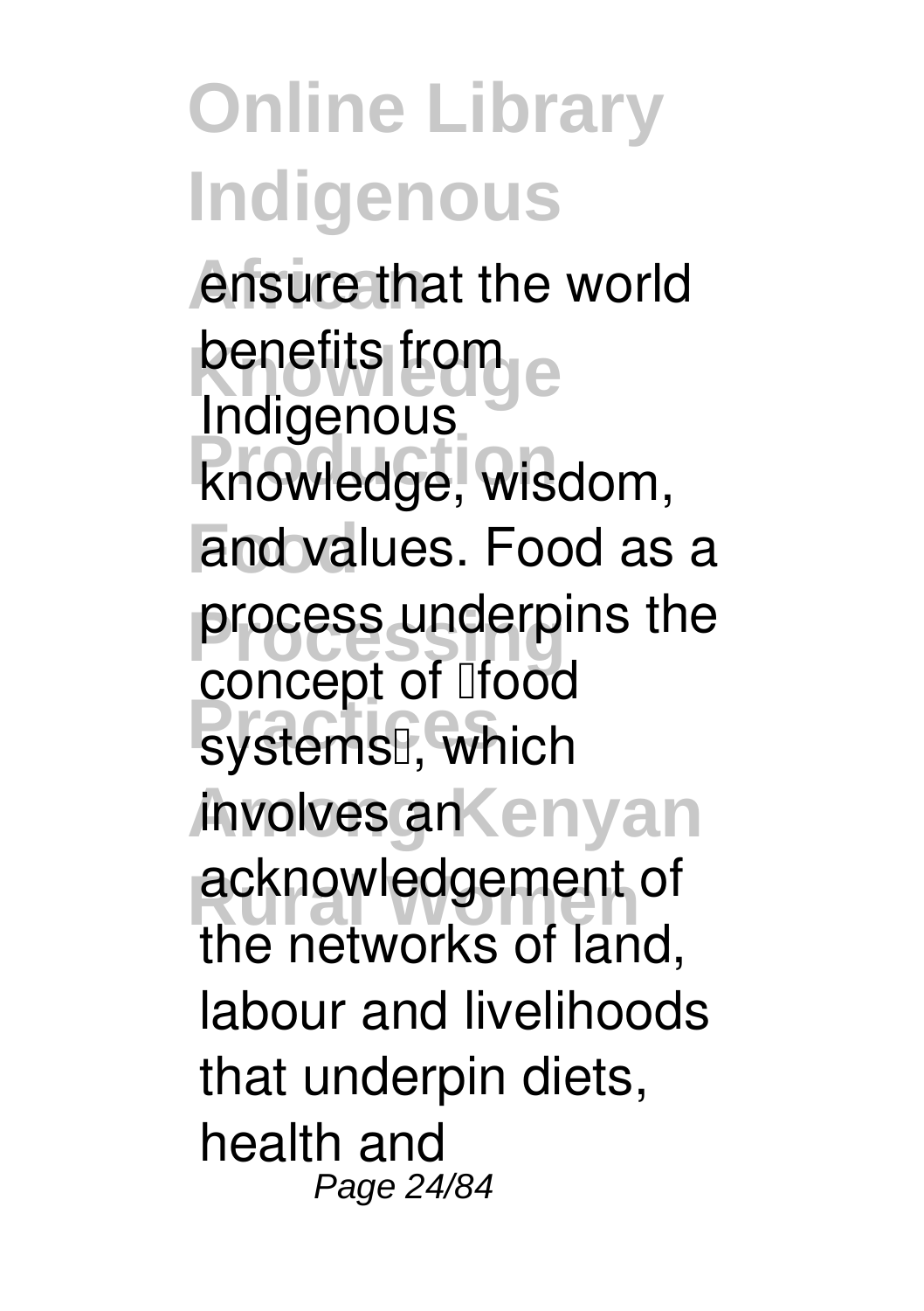ensure that the world benefits from Indigenous knowledge, wisdom, and values. Food as a process underpins the concept of 'food systems', which involves an acknowledgement of the networks of land, labour and livelihoods that underpin diets, health and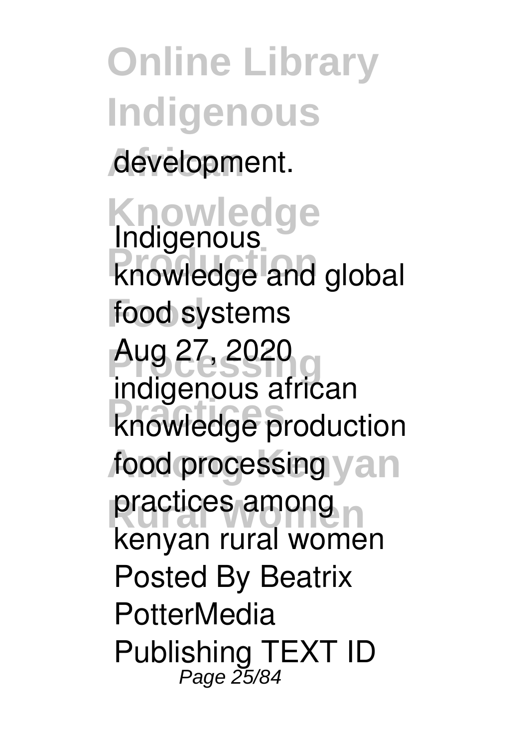development.

**Indigenous knowledge and global food systems**

Aug 27, 2020 indigenous african knowledge production food processing practices among kenyan rural women Posted By Beatrix PotterMedia Publishing TEXT ID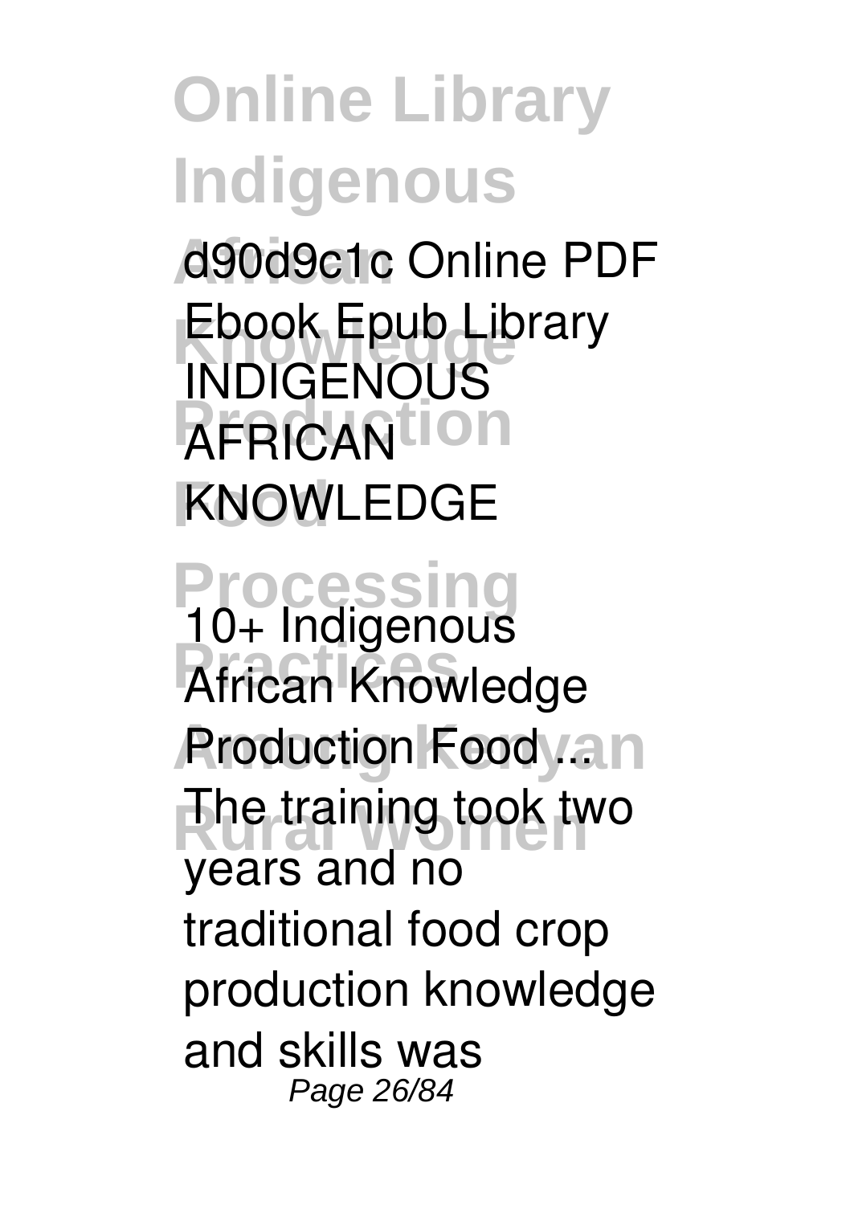d90d9c1c Online PDF Ebook Epub Library INDIGENOUS AFRICAN KNOWLEDGE

**10+ Indigenous African Knowledge Production Food ...**

The training took two years and no traditional food crop production knowledge and skills was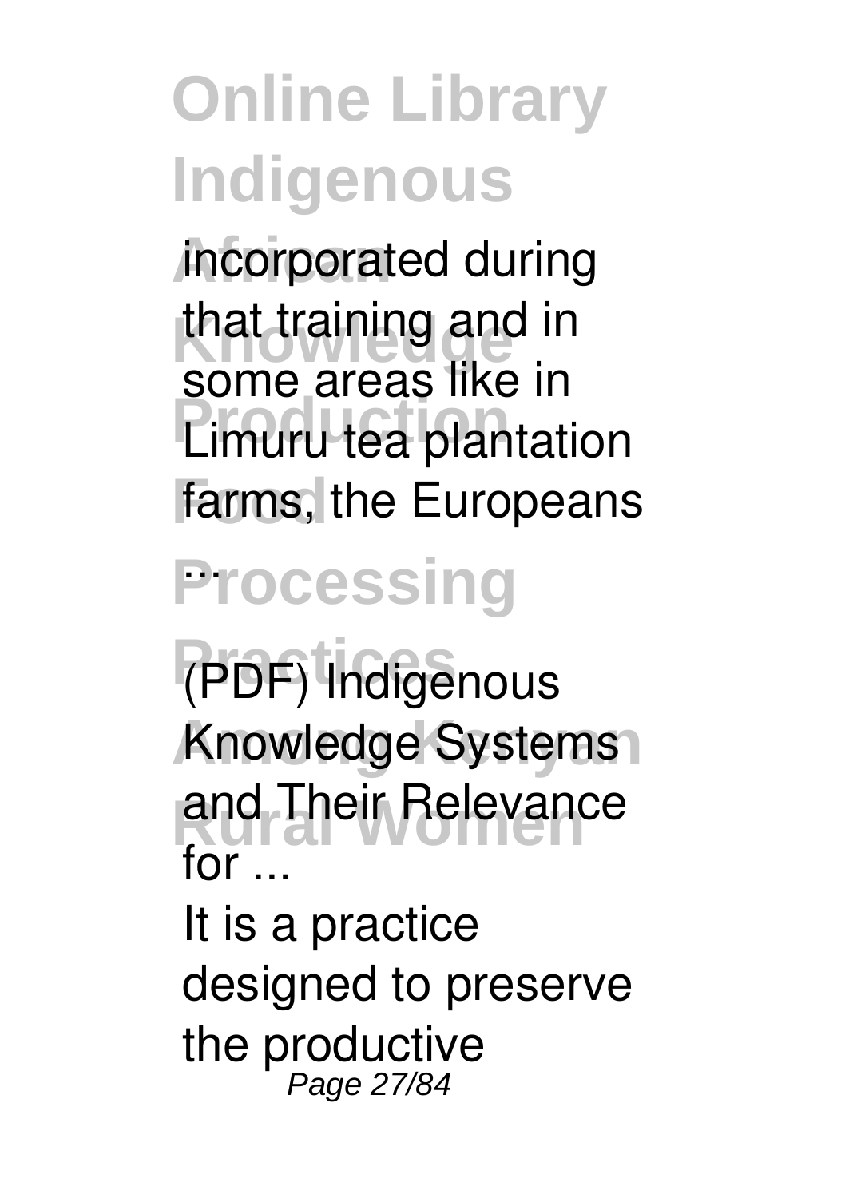incorporated during that training and in some areas like in Limuru tea plantation farms, the Europeans ...

**(PDF) Indigenous Knowledge Systems and Their Relevance for ...**

It is a practice designed to preserve the productive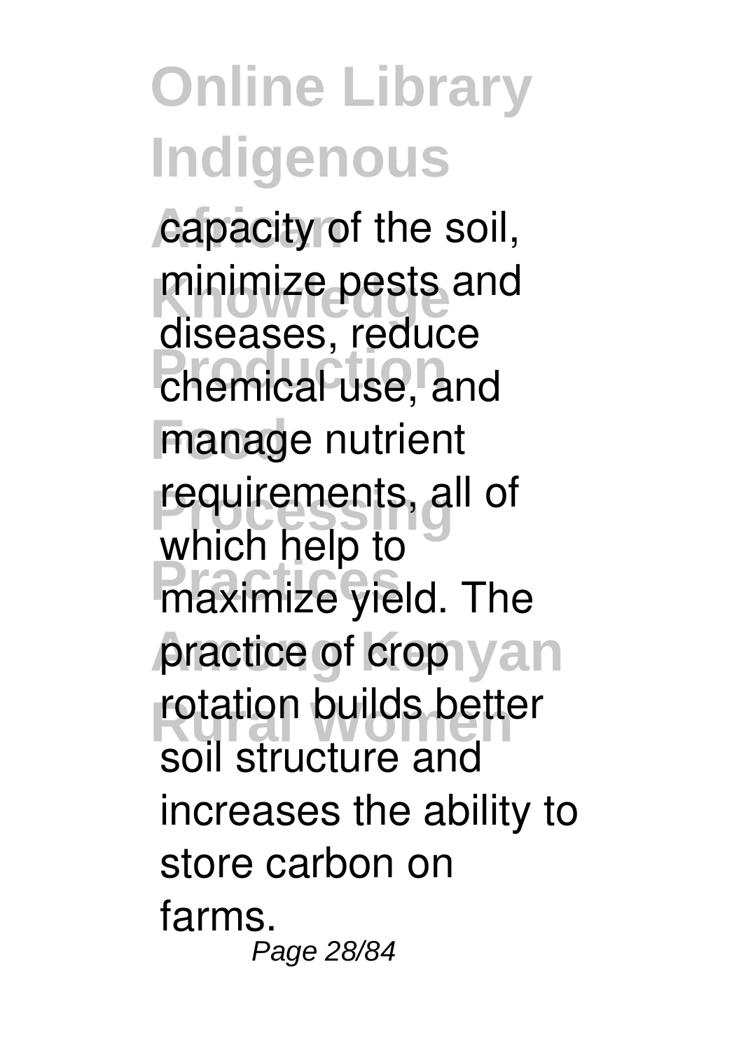capacity of the soil, minimize pests and diseases, reduce chemical use, and manage nutrient requirements, all of which help to maximize yield. The practice of crop rotation builds better soil structure and increases the ability to store carbon on farms.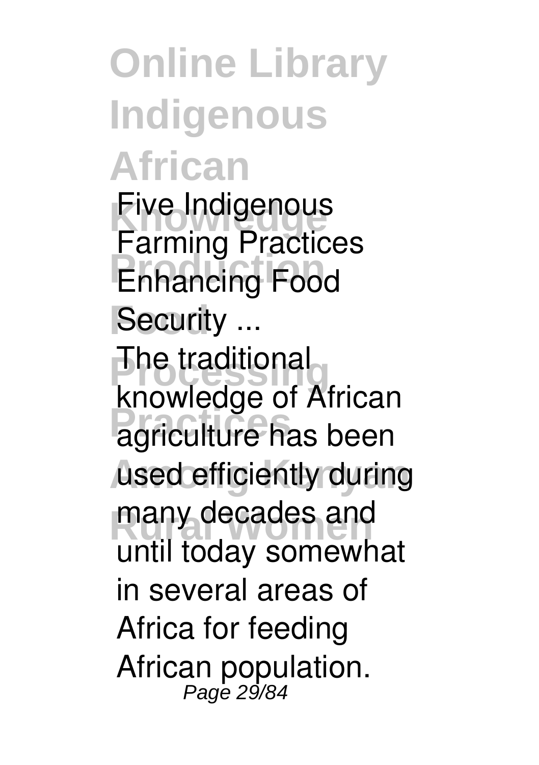**Five Indigenous Farming Practices Enhancing Food Security ...**

The traditional knowledge of African agriculture has been used efficiently during many decades and until today somewhat in several areas of Africa for feeding African population.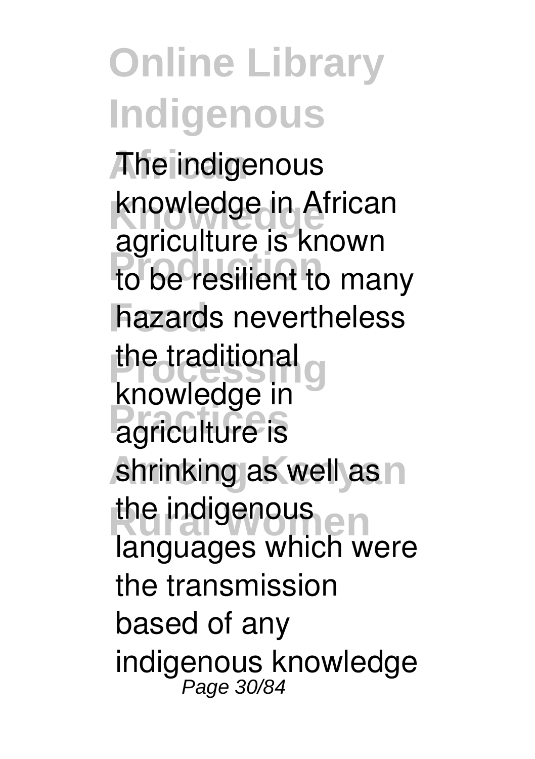The indigenous knowledge in African agriculture is known to be resilient to many hazards nevertheless the traditional knowledge in agriculture is shrinking as well as the indigenous languages which were the transmission based of any indigenous knowledge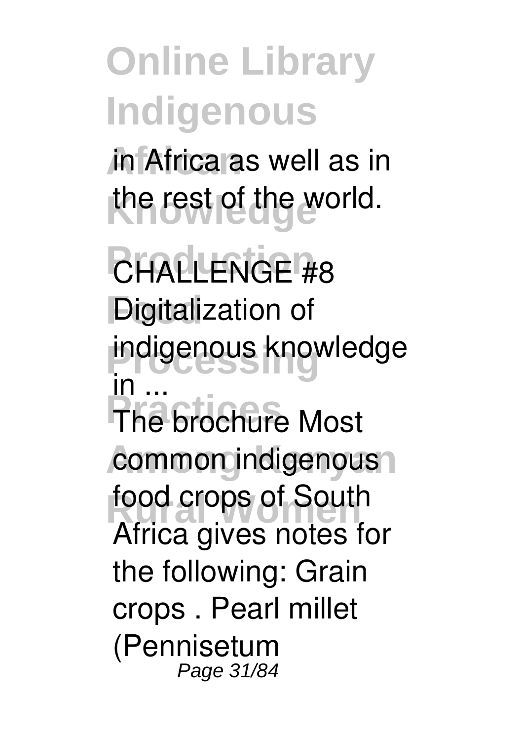in Africa as well as in the rest of the world.

**CHALLENGE #8 Digitalization of indigenous knowledge in ...**

The brochure Most common indigenous food crops of South Africa gives notes for the following: Grain crops . Pearl millet (Pennisetum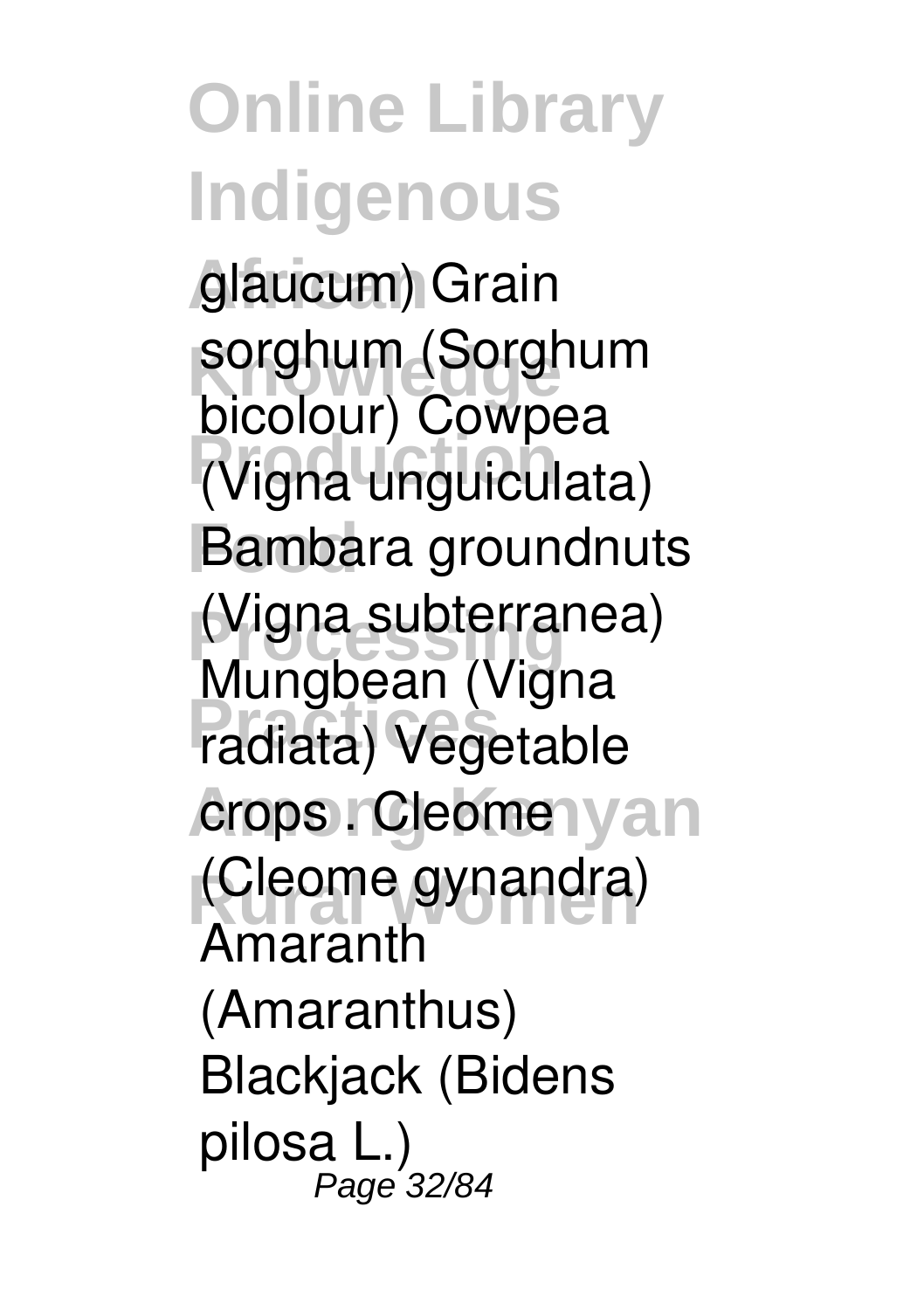glaucum) Grain sorghum (Sorghum bicolour) Cowpea (Vigna unguiculata) Bambara groundnuts (Vigna subterranea) Mungbean (Vigna radiata) Vegetable crops . Cleome (Cleome gynandra) Amaranth (Amaranthus) Blackjack (Bidens pilosa L.)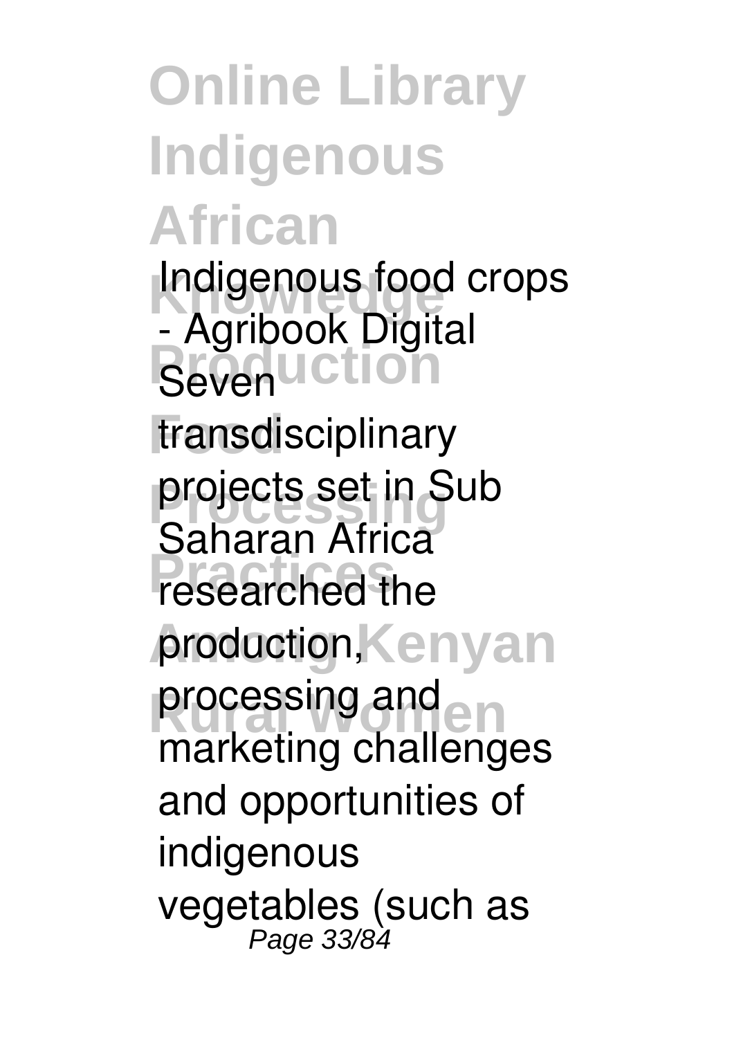Indigenous food crops - Agribook Digital

Seven transdisciplinary projects set in Sub Saharan Africa researched the production, processing and marketing challenges and opportunities of indigenous vegetables (such as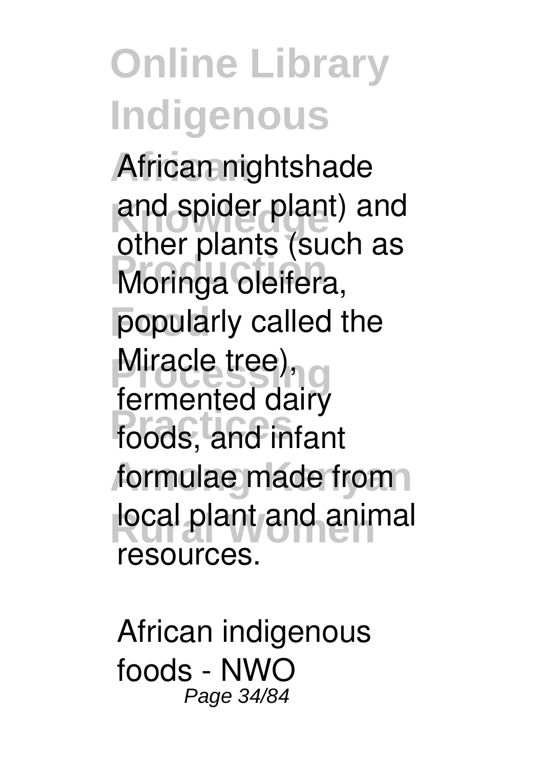African nightshade and spider plant) and other plants (such as Moringa oleifera, popularly called the Miracle tree), fermented dairy foods, and infant formulae made from local plant and animal resources.

African indigenous foods - NWO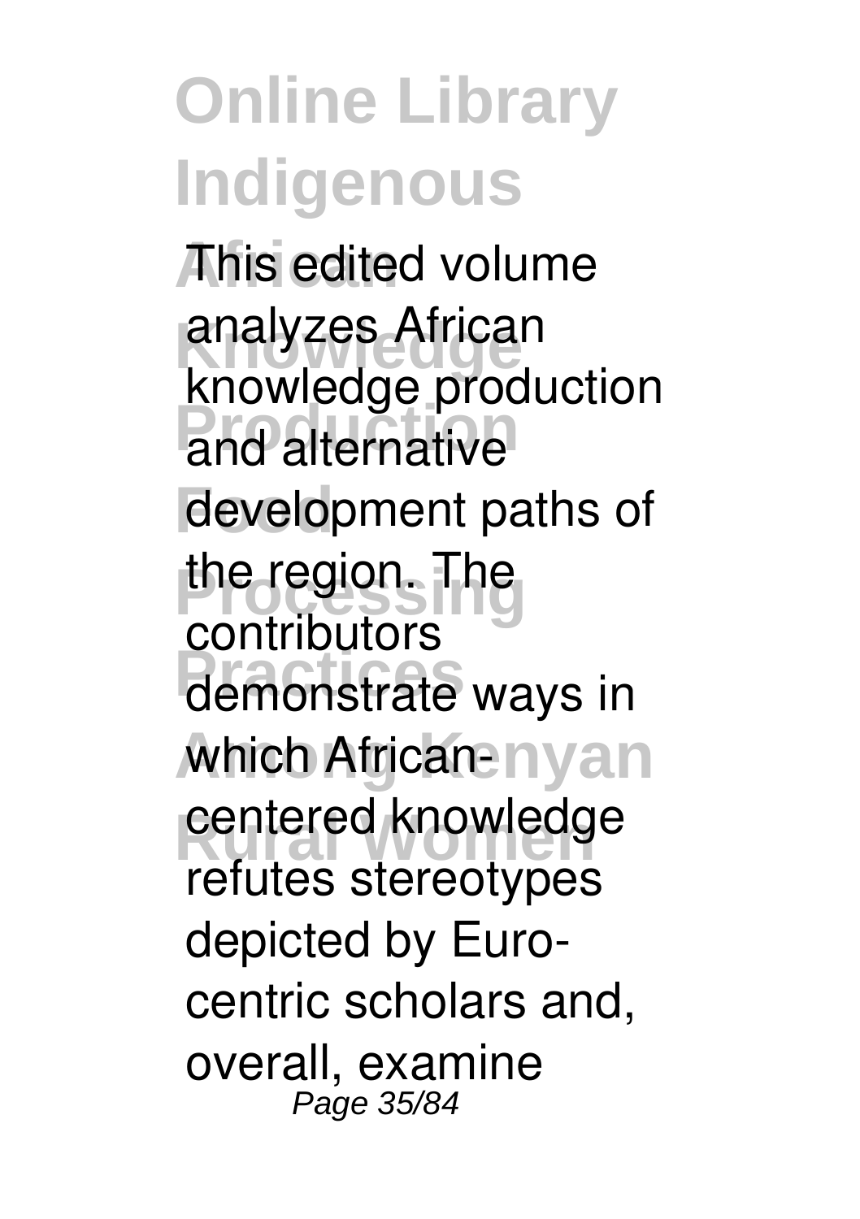This edited volume analyzes African knowledge production and alternative development paths of the region. The contributors demonstrate ways in which African-centered knowledge refutes stereotypes depicted by Euro-centric scholars and, overall, examine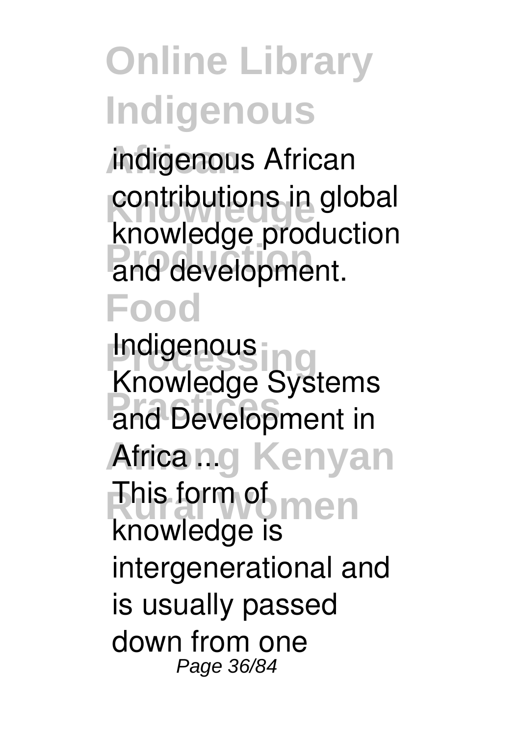indigenous African contributions in global knowledge production and development.

**Indigenous Knowledge Systems and Development in Africa ...**

This form of knowledge is intergenerational and is usually passed down from one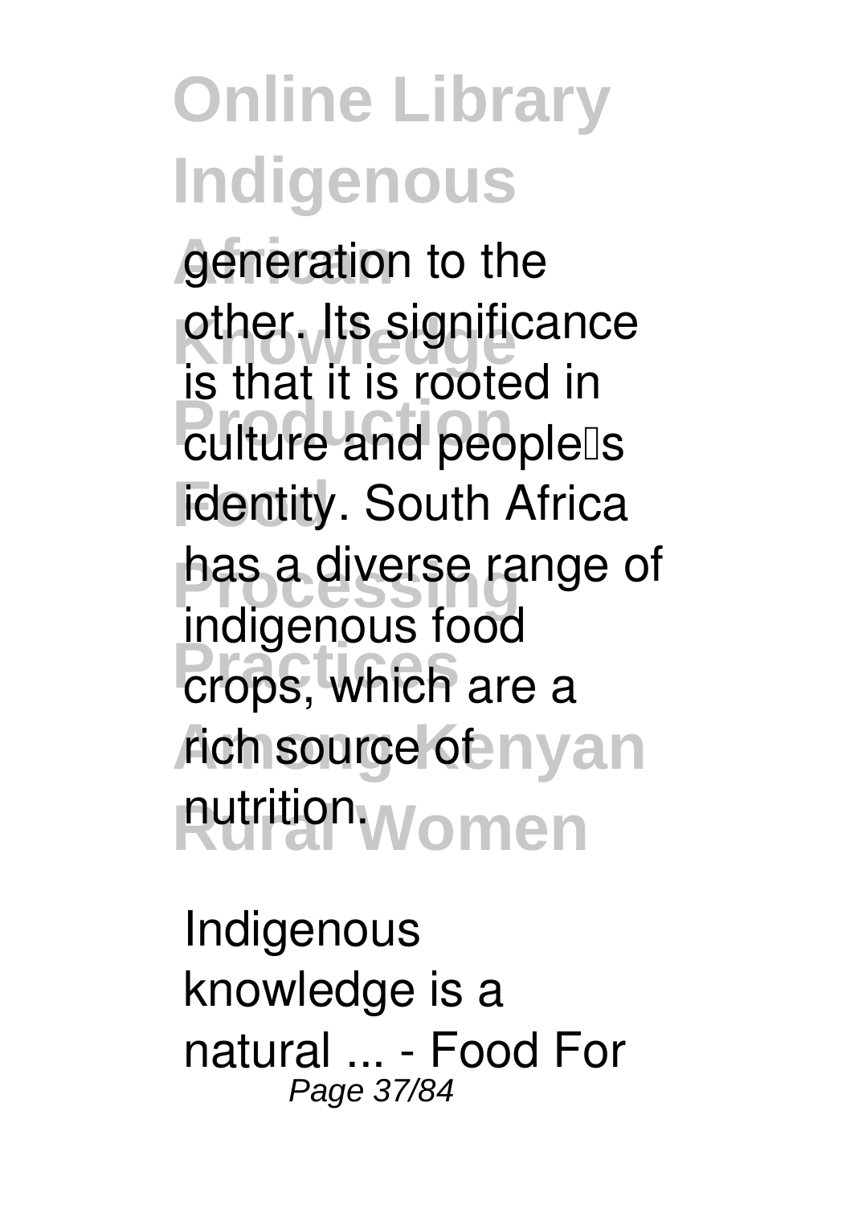generation to the other. Its significance is that it is rooted in culture and people's identity. South Africa has a diverse range of indigenous food crops, which are a rich source of nutrition.

Indigenous knowledge is a natural ... - Food For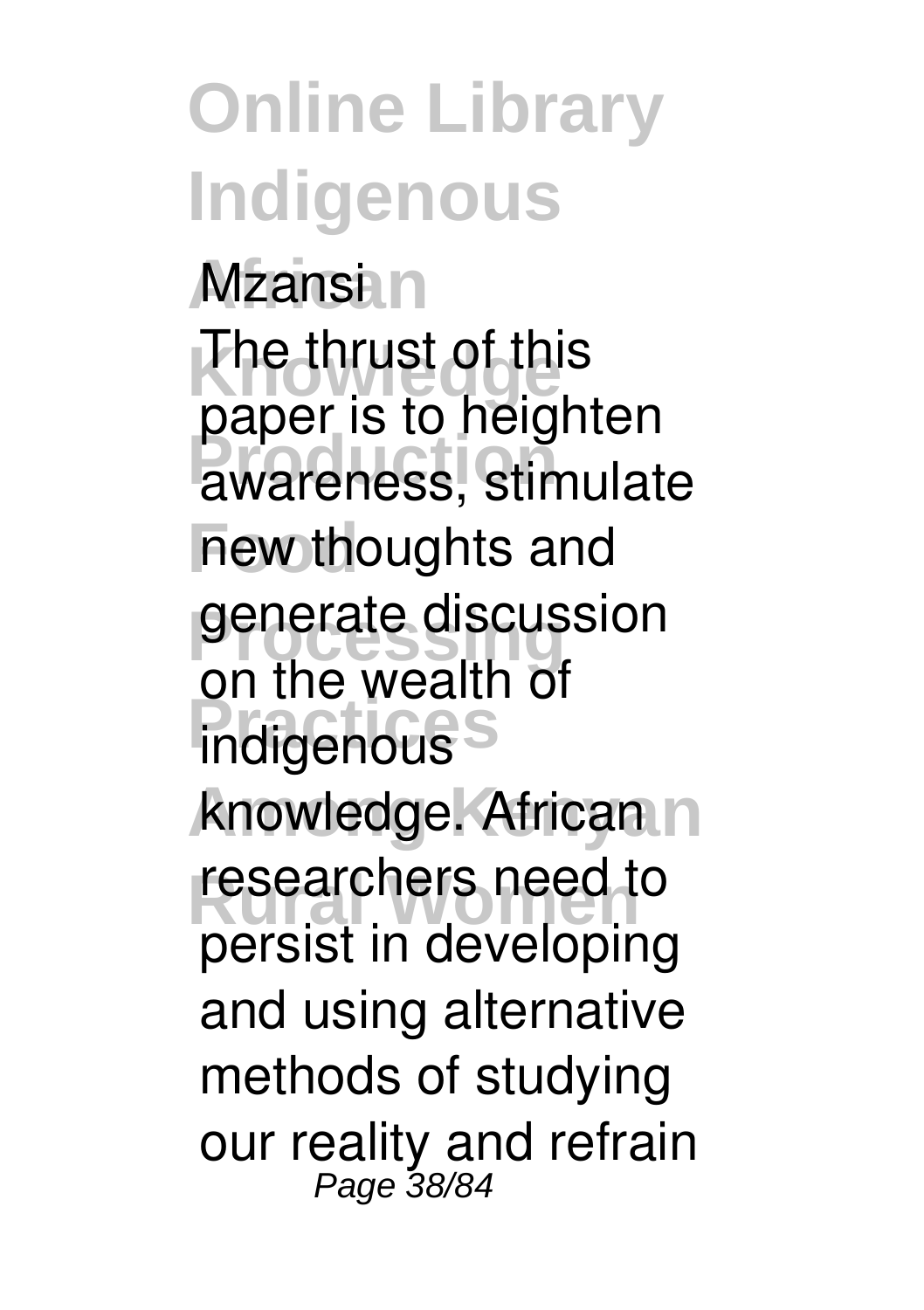Mzansi

The thrust of this paper is to heighten awareness, stimulate new thoughts and generate discussion on the wealth of indigenous knowledge. African researchers need to persist in developing and using alternative methods of studying our reality and refrain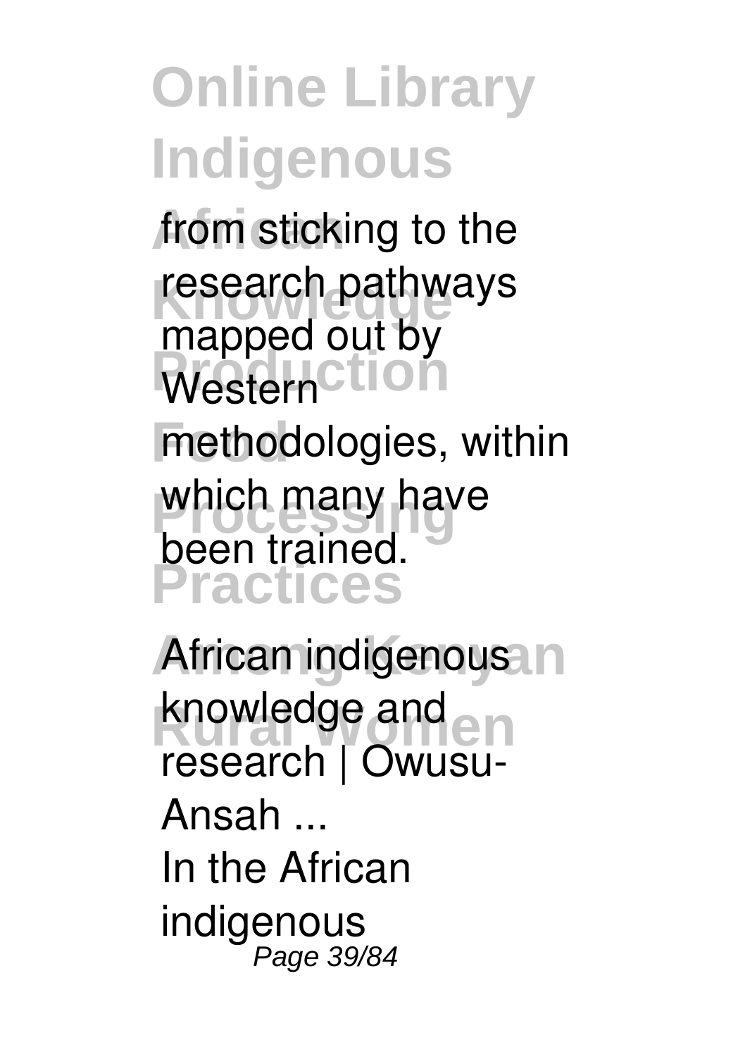from sticking to the research pathways mapped out by Western methodologies, within which many have been trained.

**African indigenous knowledge and research | Owusu-Ansah ...**

In the African indigenous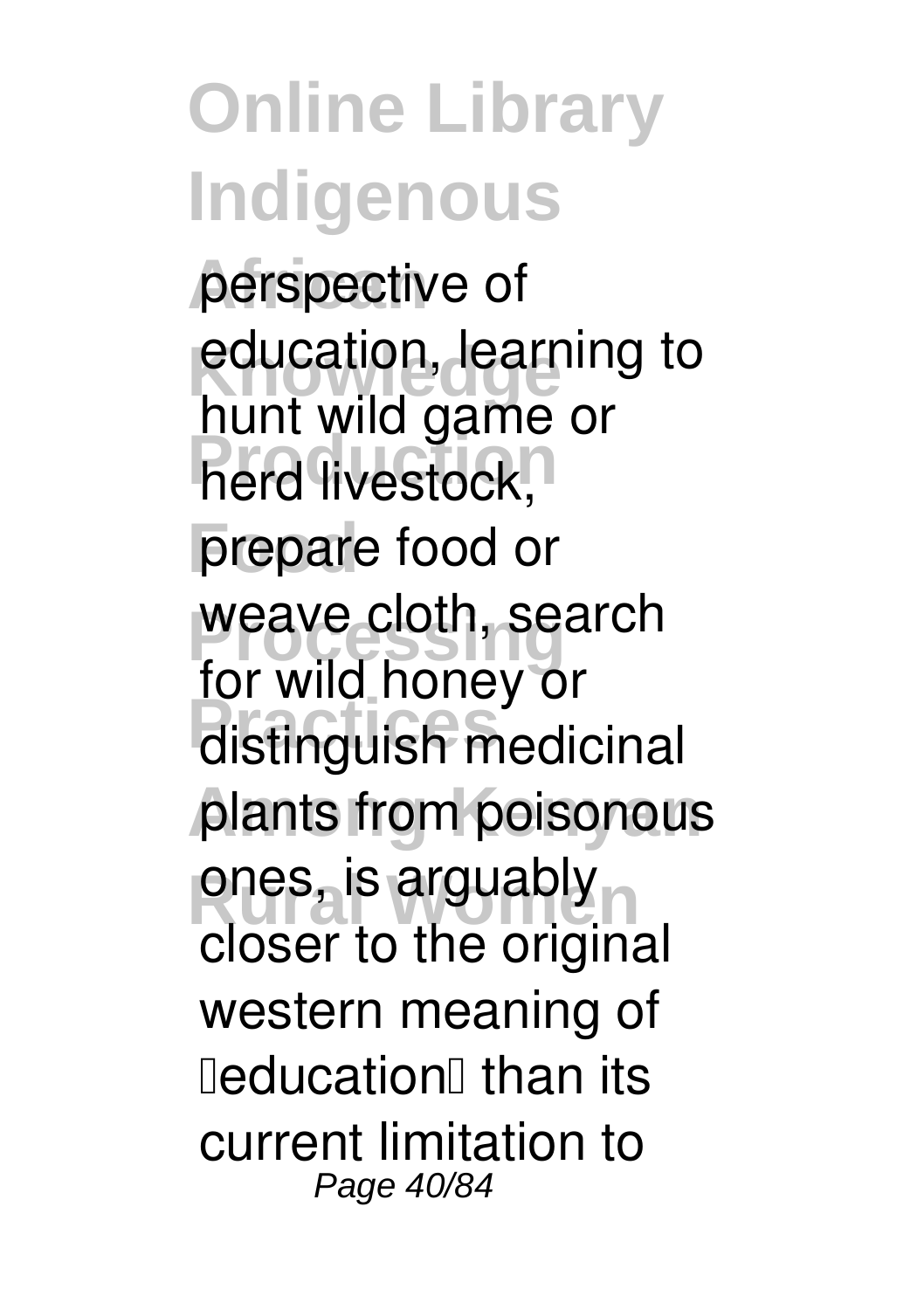perspective of education, learning to hunt wild game or herd livestock, prepare food or weave cloth, search for wild honey or distinguish medicinal plants from poisonous ones, is arguably closer to the original western meaning of 'education' than its current limitation to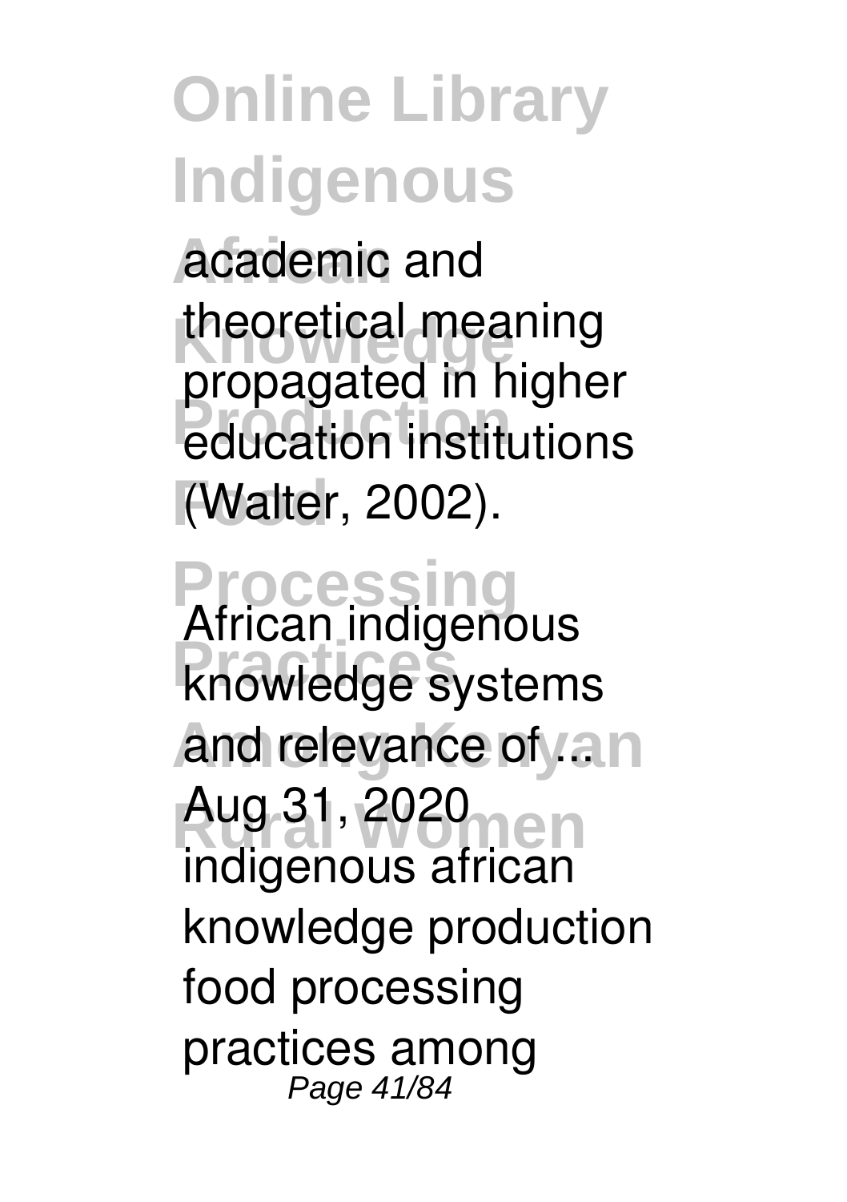academic and theoretical meaning propagated in higher education institutions (Walter, 2002).

**African indigenous knowledge systems and relevance of ...**

Aug 31, 2020 indigenous african knowledge production food processing practices among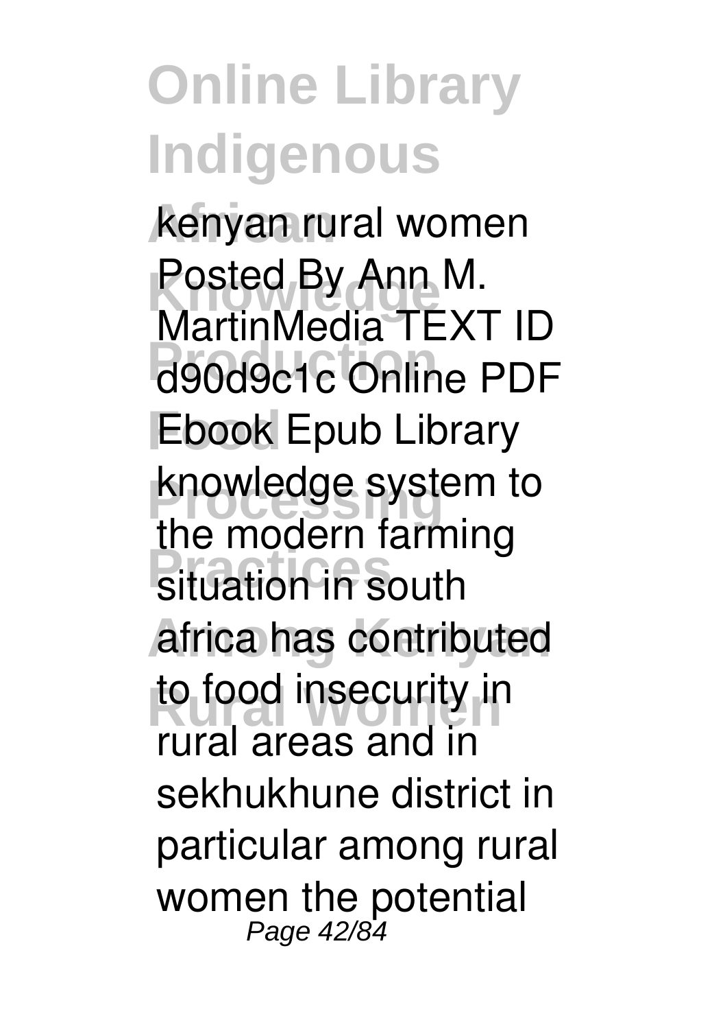kenyan rural women Posted By Ann M. MartinMedia TEXT ID d90d9c1c Online PDF Ebook Epub Library knowledge system to the modern farming situation in south africa has contributed to food insecurity in rural areas and in sekhukhune district in particular among rural women the potential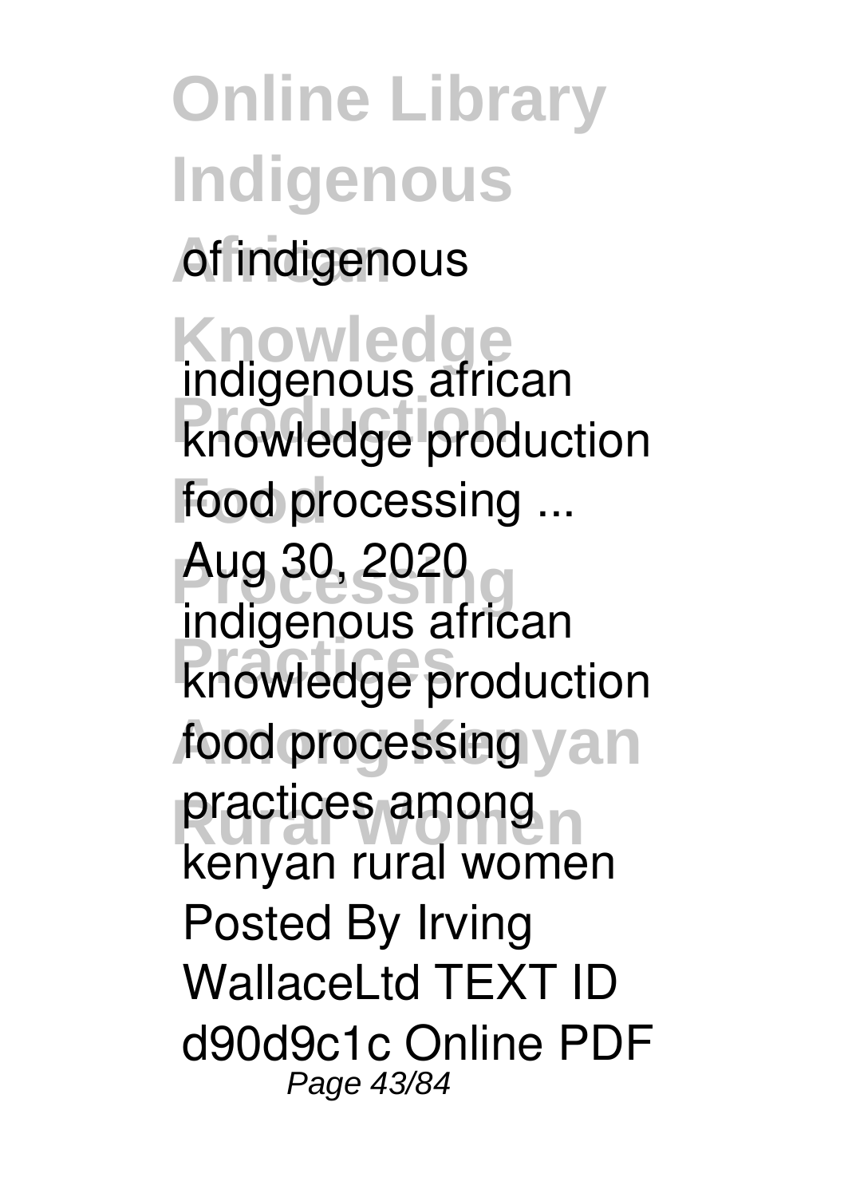of indigenous

**indigenous african knowledge production food processing ...**

Aug 30, 2020 indigenous african knowledge production food processing practices among kenyan rural women Posted By Irving WallaceLtd TEXT ID d90d9c1c Online PDF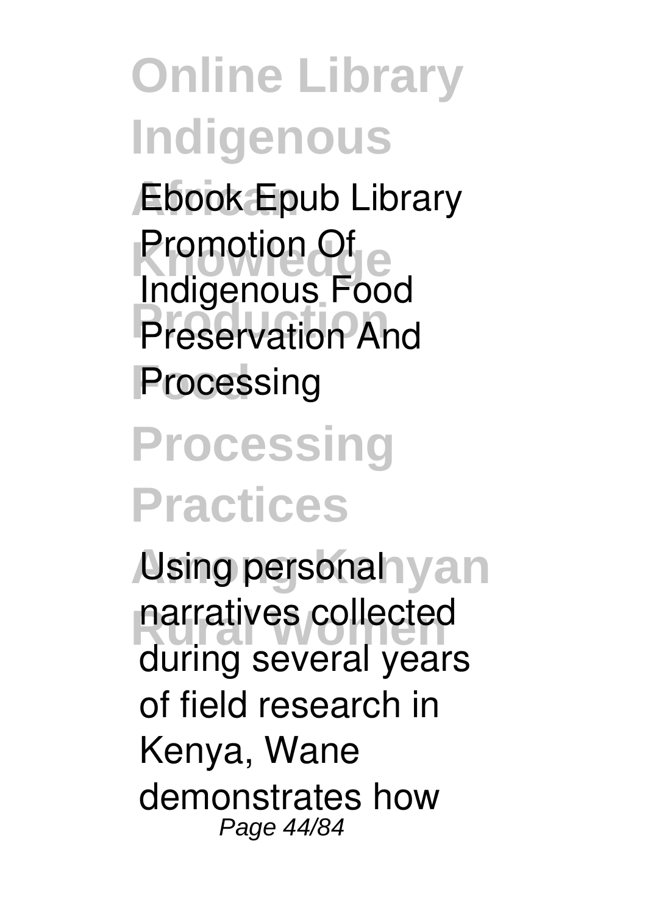Ebook Epub Library Promotion Of Indigenous Food Preservation And Processing

Using personal narratives collected during several years of field research in Kenya, Wane demonstrates how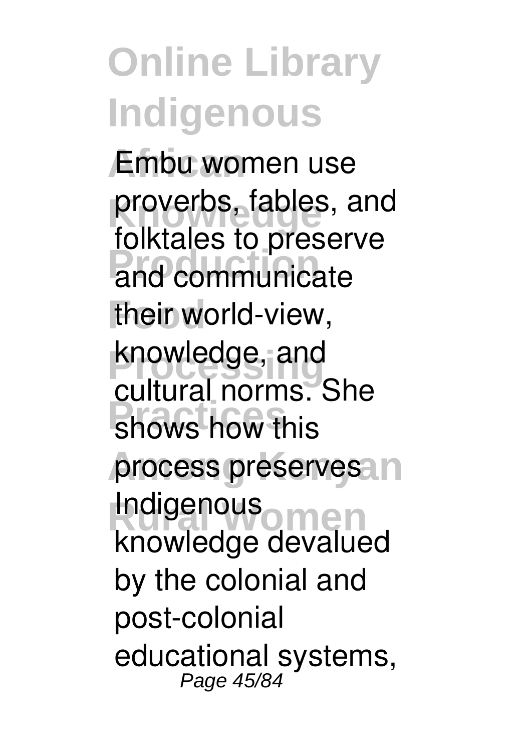Embu women use proverbs, fables, and folktales to preserve and communicate their world-view, knowledge, and cultural norms. She shows how this process preserves Indigenous knowledge devalued by the colonial and post-colonial educational systems,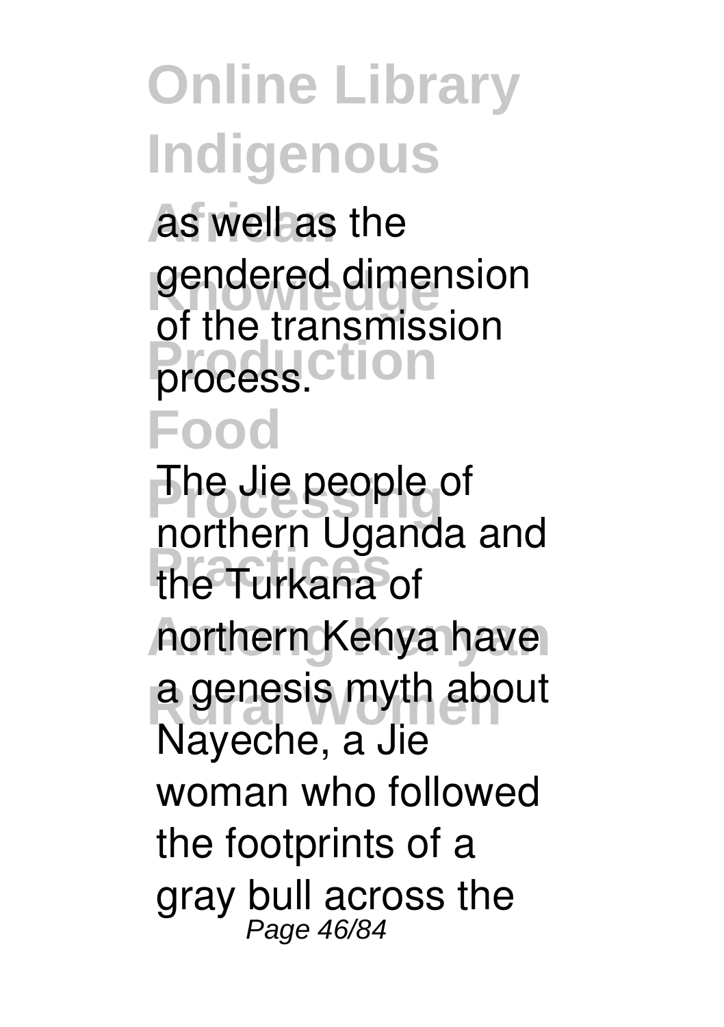as well as the gendered dimension of the transmission process.

The Jie people of northern Uganda and the Turkana of northern Kenya have a genesis myth about Nayeche, a Jie woman who followed the footprints of a gray bull across the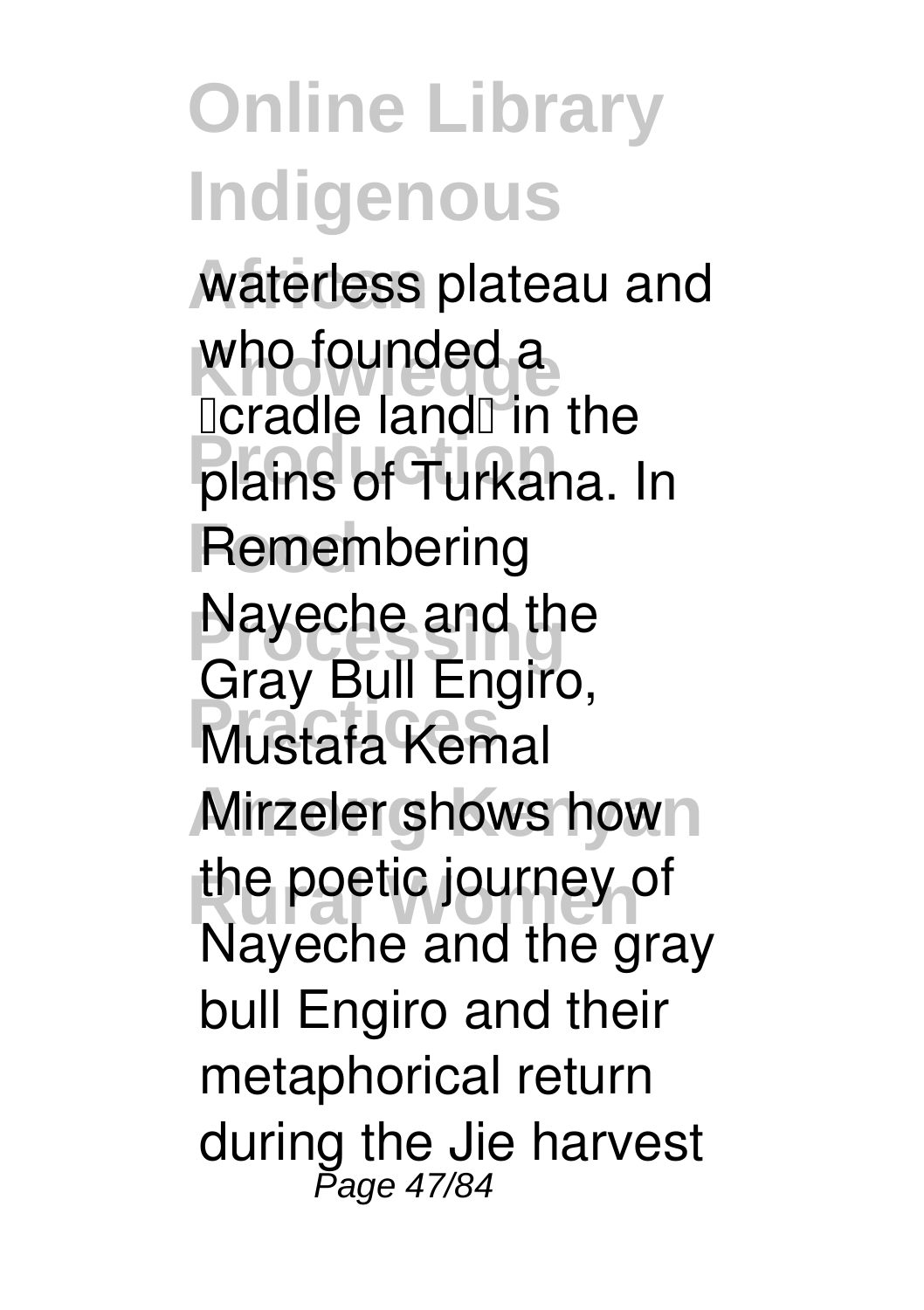waterless plateau and who founded a "cradle land" in the plains of Turkana. In Remembering Nayeche and the Gray Bull Engiro, Mustafa Kemal Mirzeler shows how the poetic journey of Nayeche and the gray bull Engiro and their metaphorical return during the Jie harvest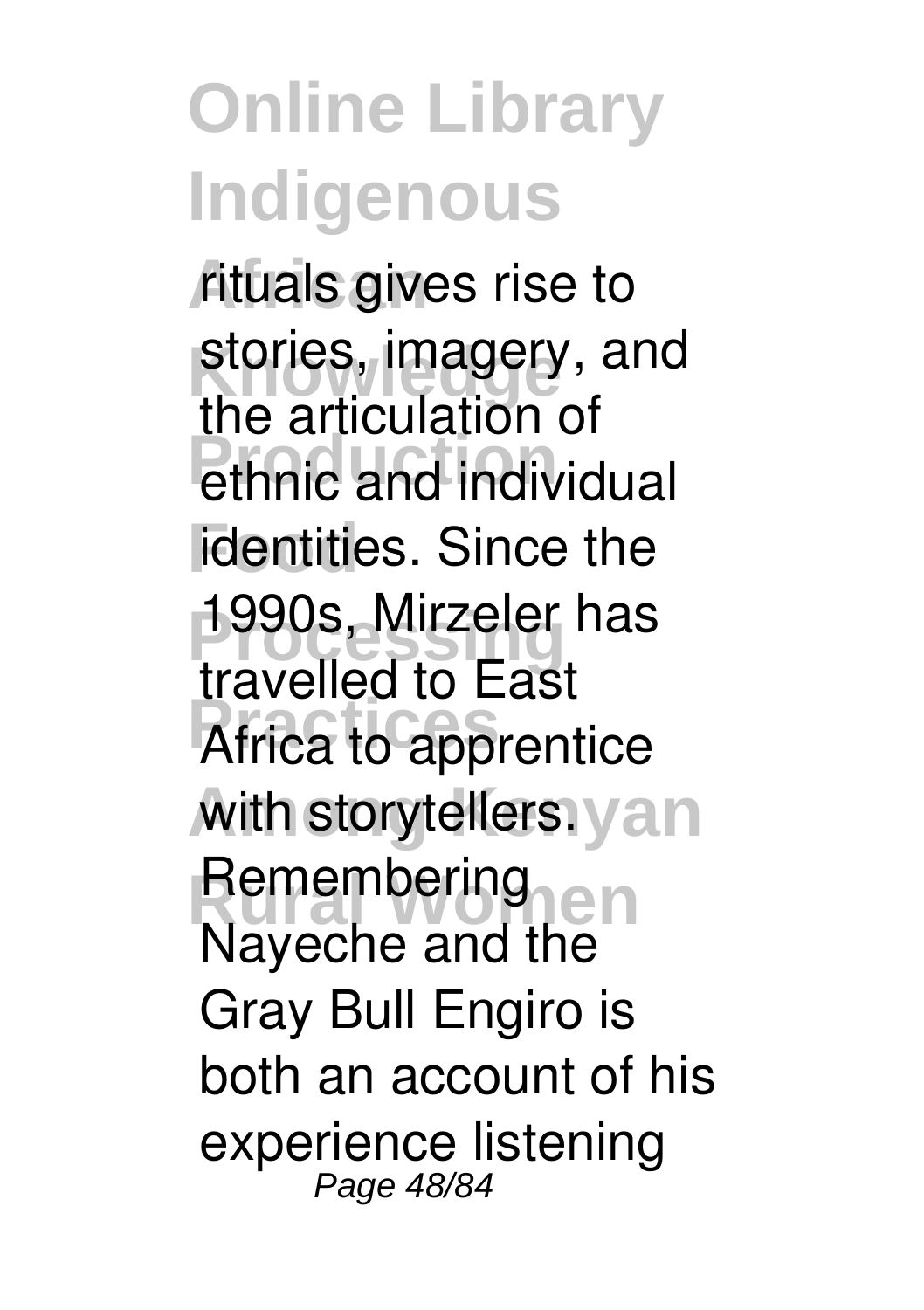rituals gives rise to stories, imagery, and the articulation of ethnic and individual identities. Since the 1990s, Mirzeler has travelled to East Africa to apprentice with storytellers. Remembering Nayeche and the Gray Bull Engiro is both an account of his experience listening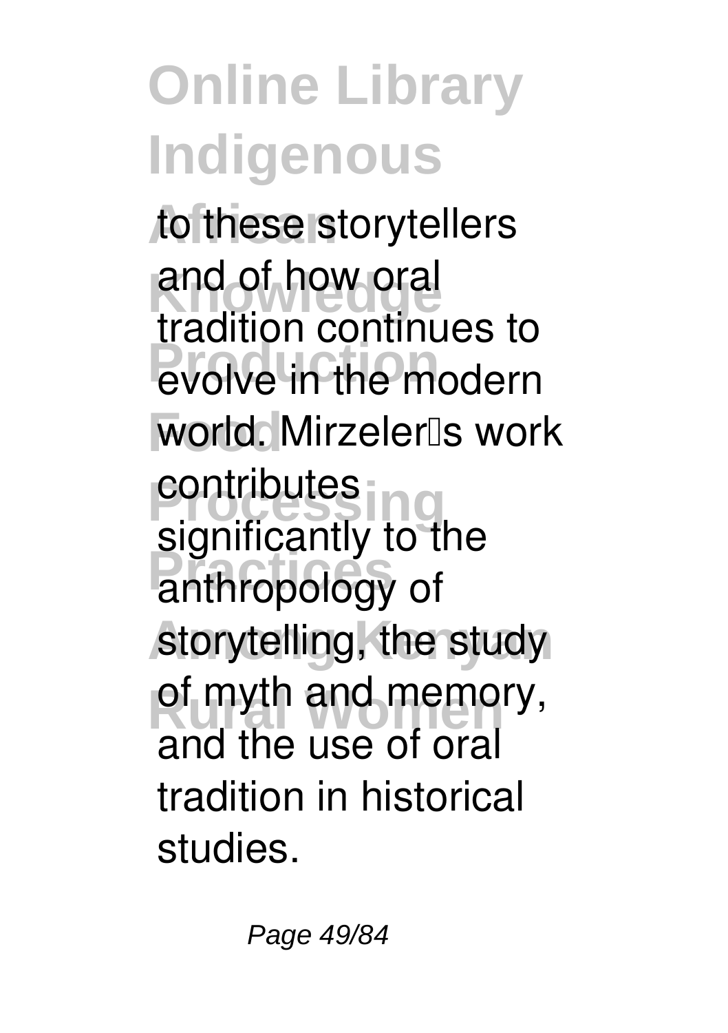to these storytellers and of how oral tradition continues to evolve in the modern world. Mirzeler's work contributes significantly to the anthropology of storytelling, the study of myth and memory, and the use of oral tradition in historical studies.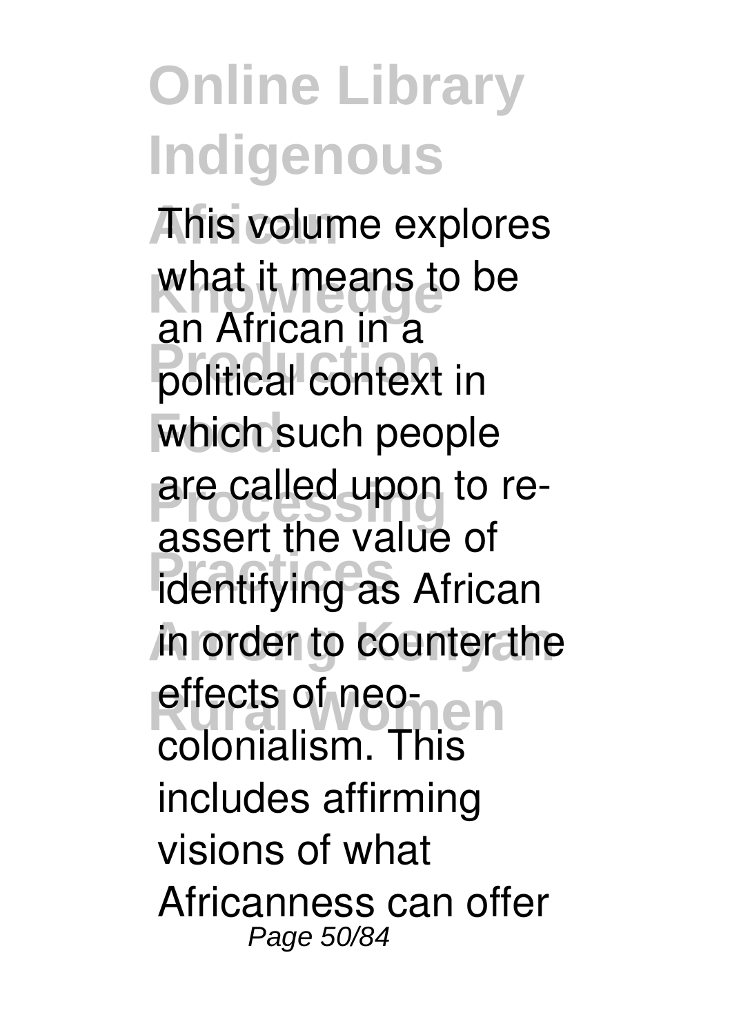This volume explores what it means to be an African in a political context in which such people are called upon to re-assert the value of identifying as African in order to counter the effects of neo-colonialism. This includes affirming visions of what Africanness can offer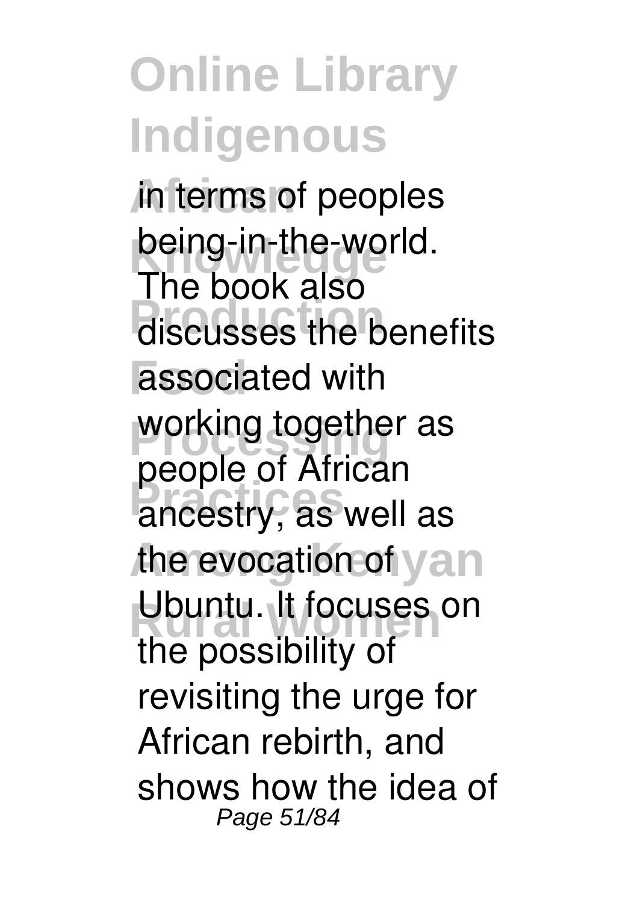in terms of peoples being-in-the-world. The book also discusses the benefits associated with working together as people of African ancestry, as well as the evocation of Ubuntu. It focuses on the possibility of revisiting the urge for African rebirth, and shows how the idea of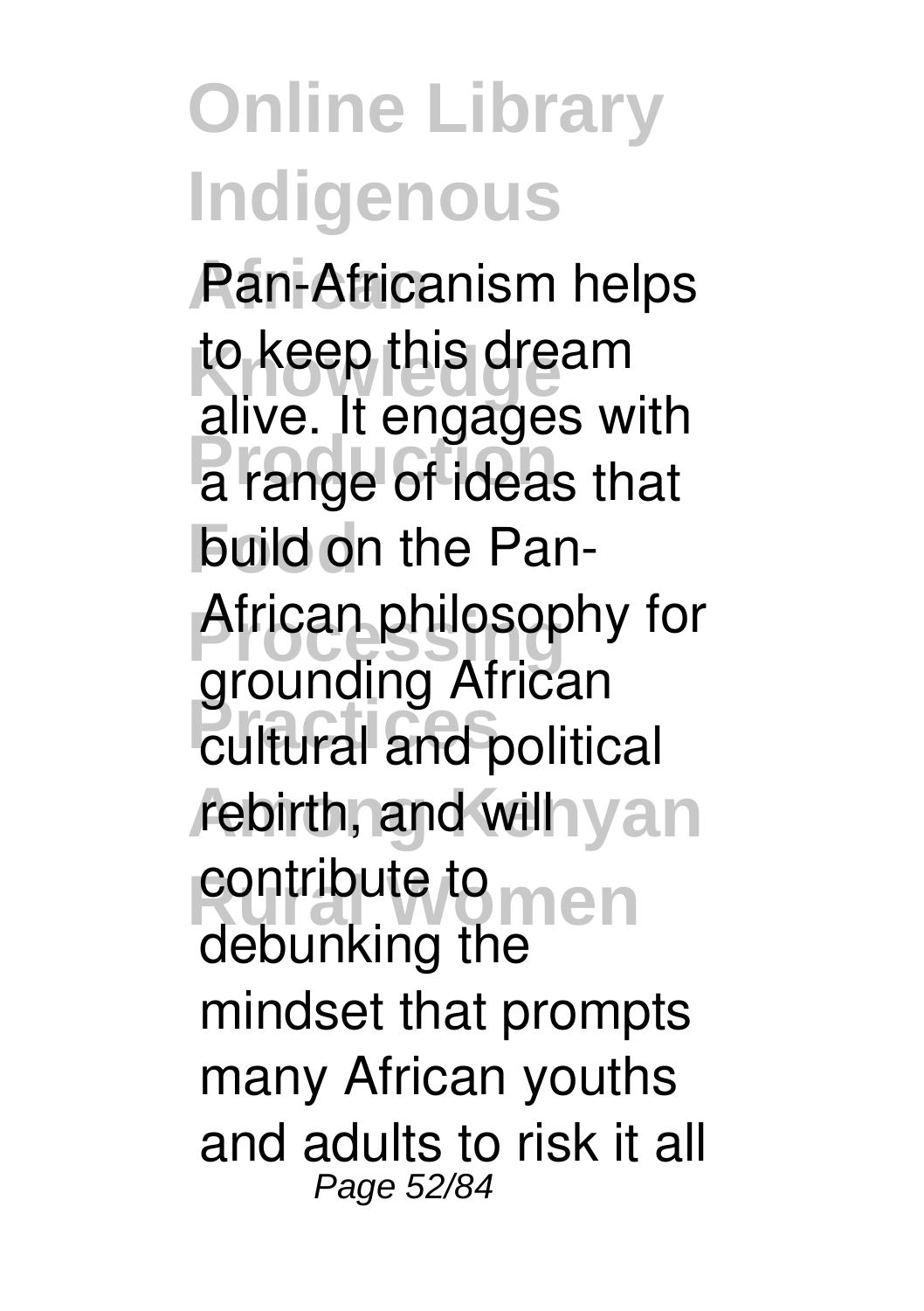Pan-Africanism helps to keep this dream alive. It engages with a range of ideas that build on the Pan-African philosophy for grounding African cultural and political rebirth, and will contribute to debunking the mindset that prompts many African youths and adults to risk it all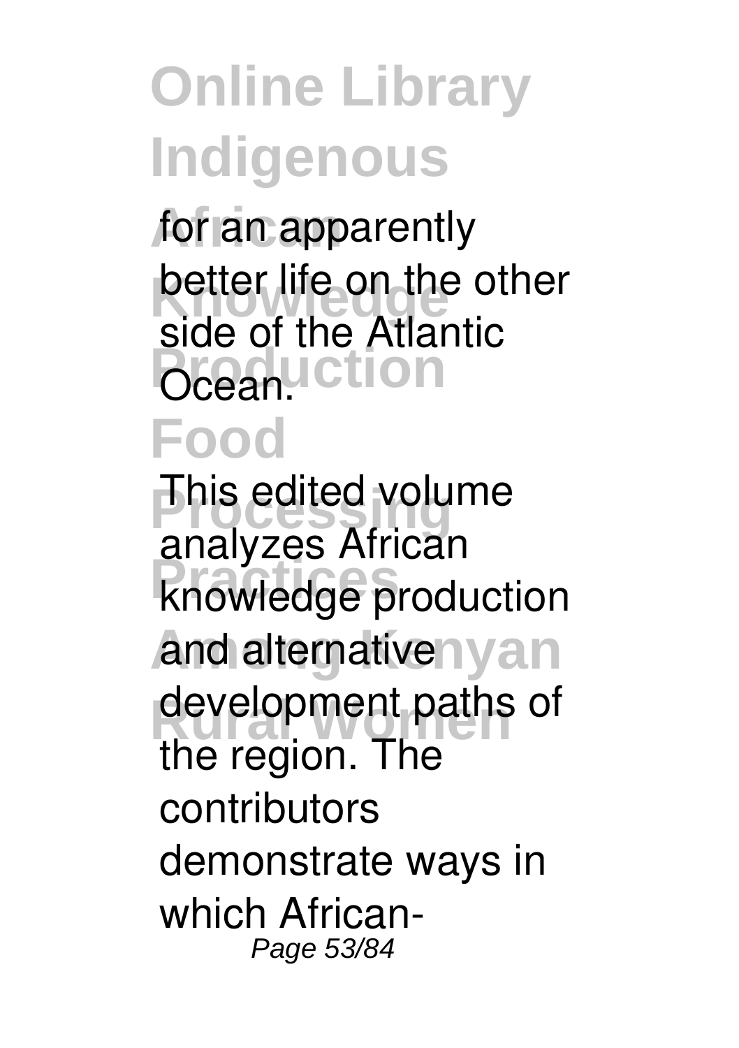for an apparently better life on the other side of the Atlantic Ocean.

This edited volume analyzes African knowledge production and alternative development paths of the region. The contributors demonstrate ways in which African-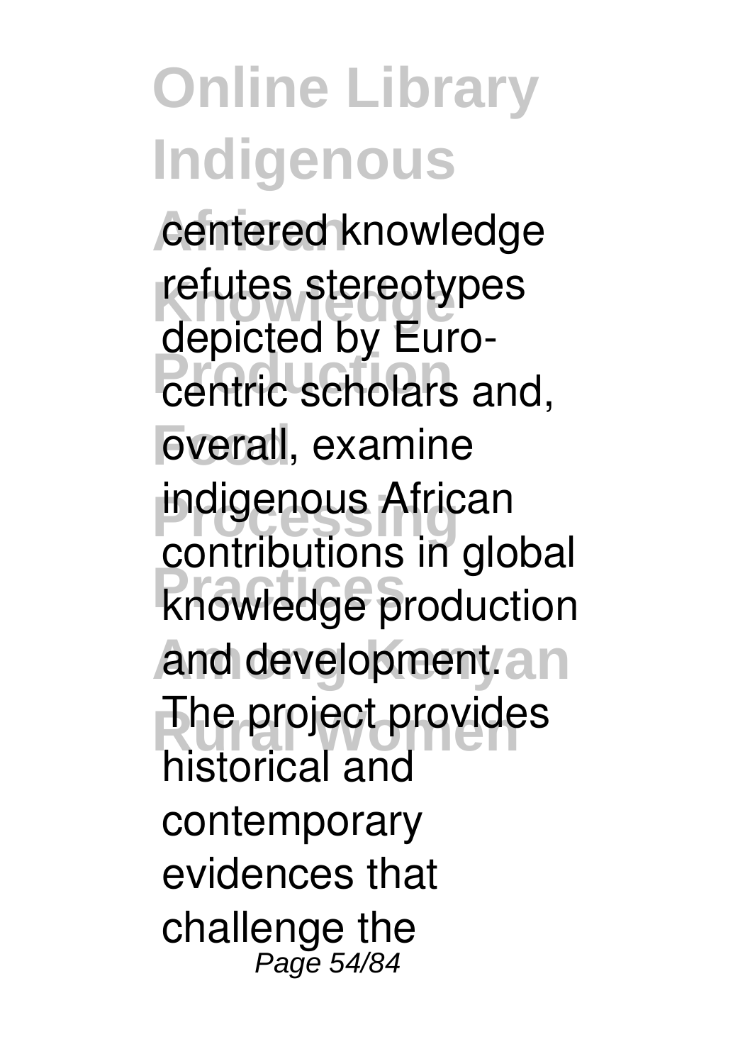centered knowledge refutes stereotypes depicted by Euro-centric scholars and, overall, examine indigenous African contributions in global knowledge production and development. The project provides historical and contemporary evidences that challenge the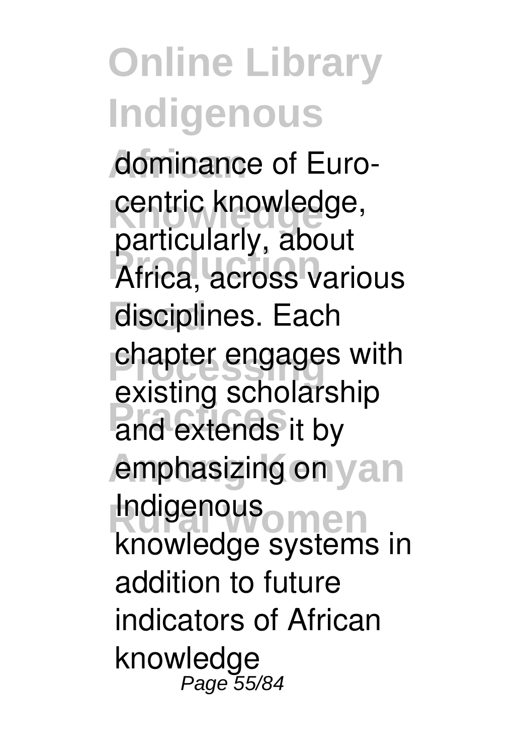dominance of Euro-centric knowledge, particularly, about Africa, across various disciplines. Each chapter engages with existing scholarship and extends it by emphasizing on Indigenous knowledge systems in addition to future indicators of African knowledge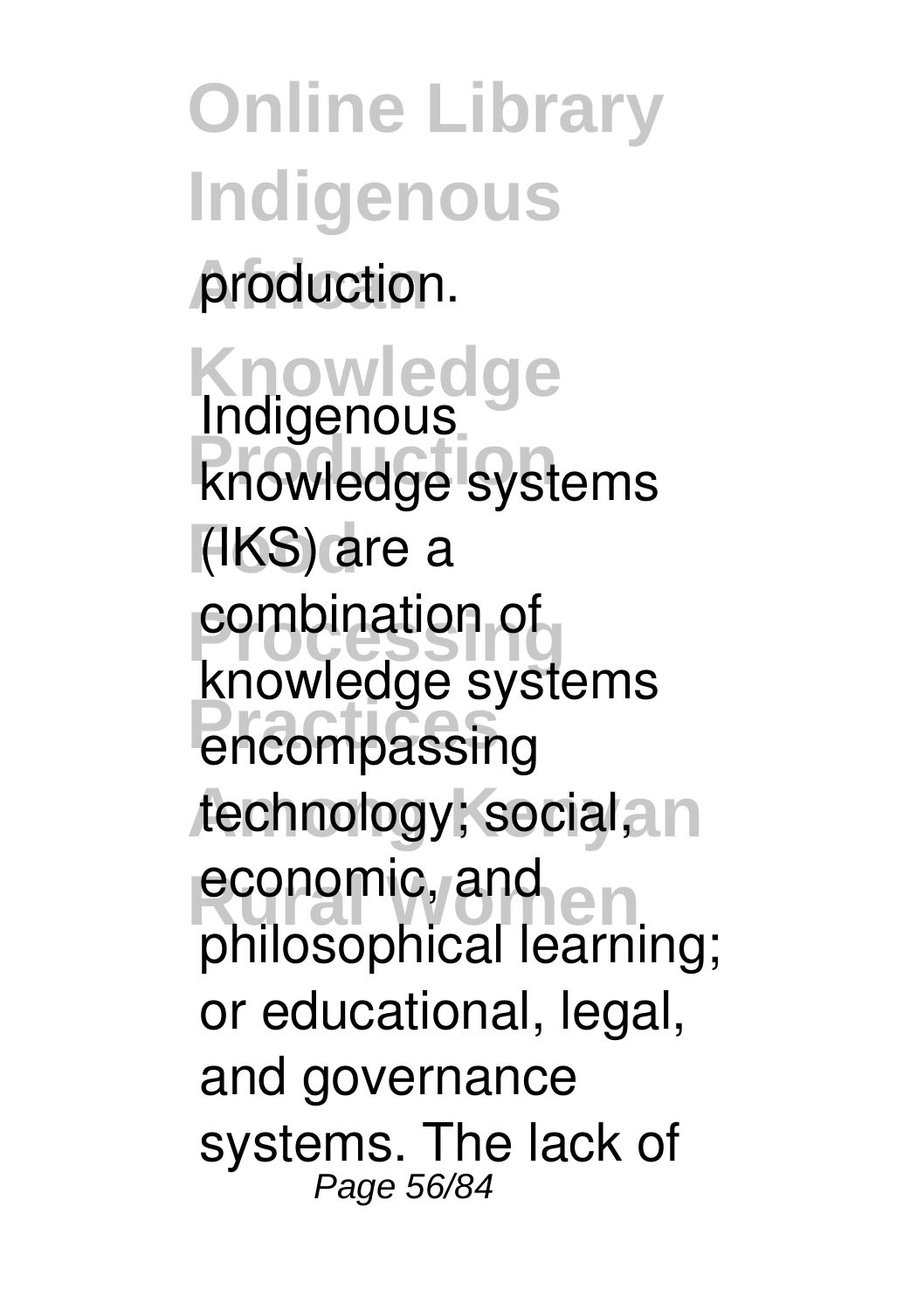production.

Indigenous knowledge systems (IKS) are a combination of knowledge systems encompassing technology; social, economic, and philosophical learning; or educational, legal, and governance systems. The lack of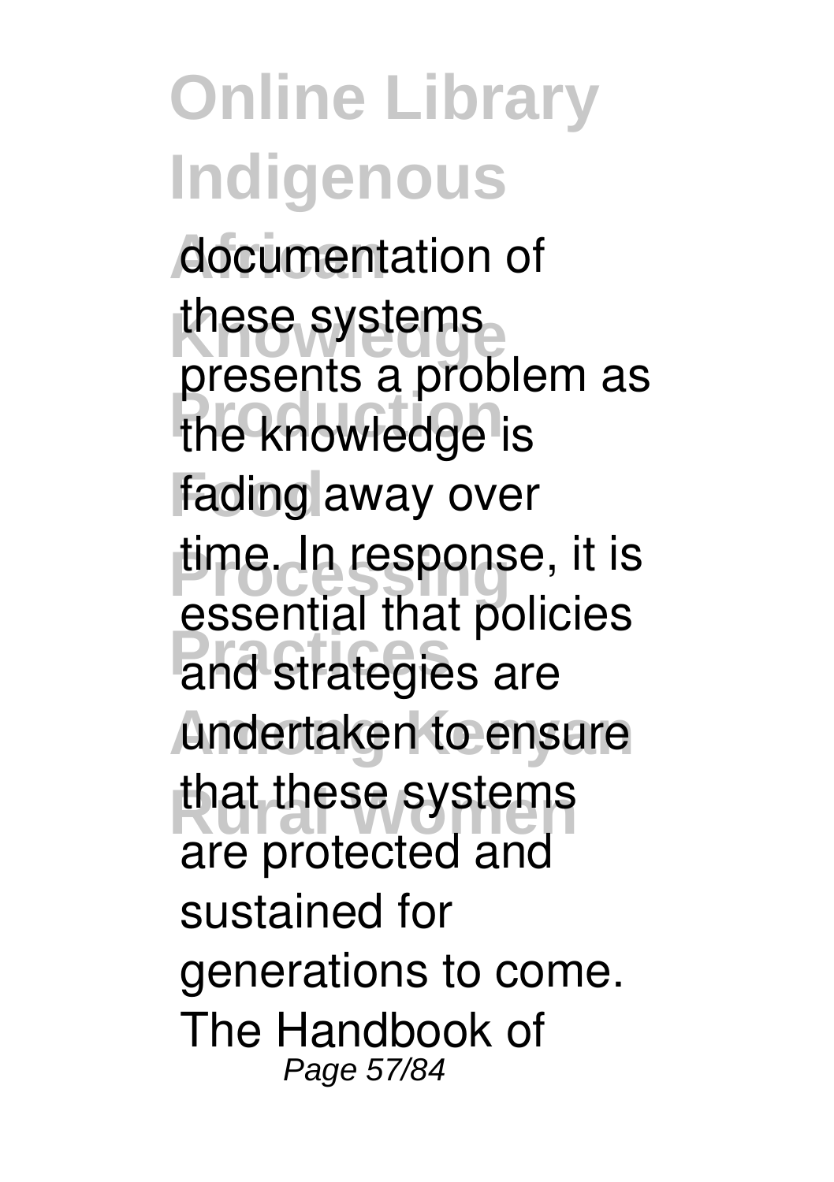documentation of these systems presents a problem as the knowledge is fading away over time. In response, it is essential that policies and strategies are undertaken to ensure that these systems are protected and sustained for generations to come. The Handbook of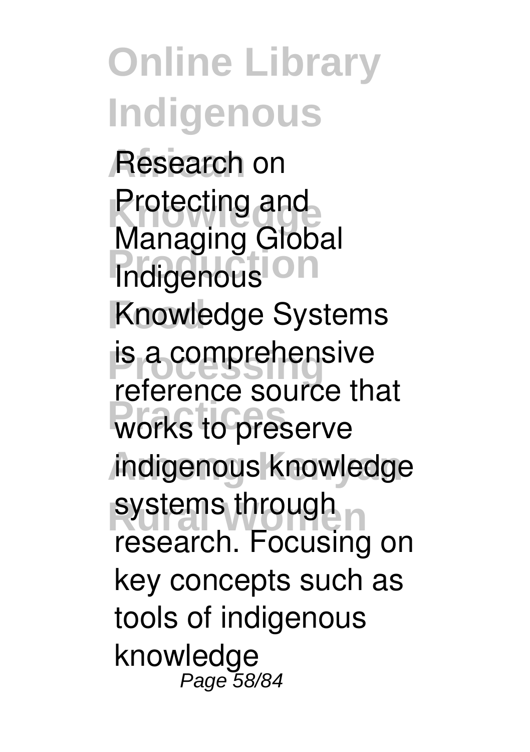Research on Protecting and Managing Global Indigenous Knowledge Systems is a comprehensive reference source that works to preserve indigenous knowledge systems through research. Focusing on key concepts such as tools of indigenous knowledge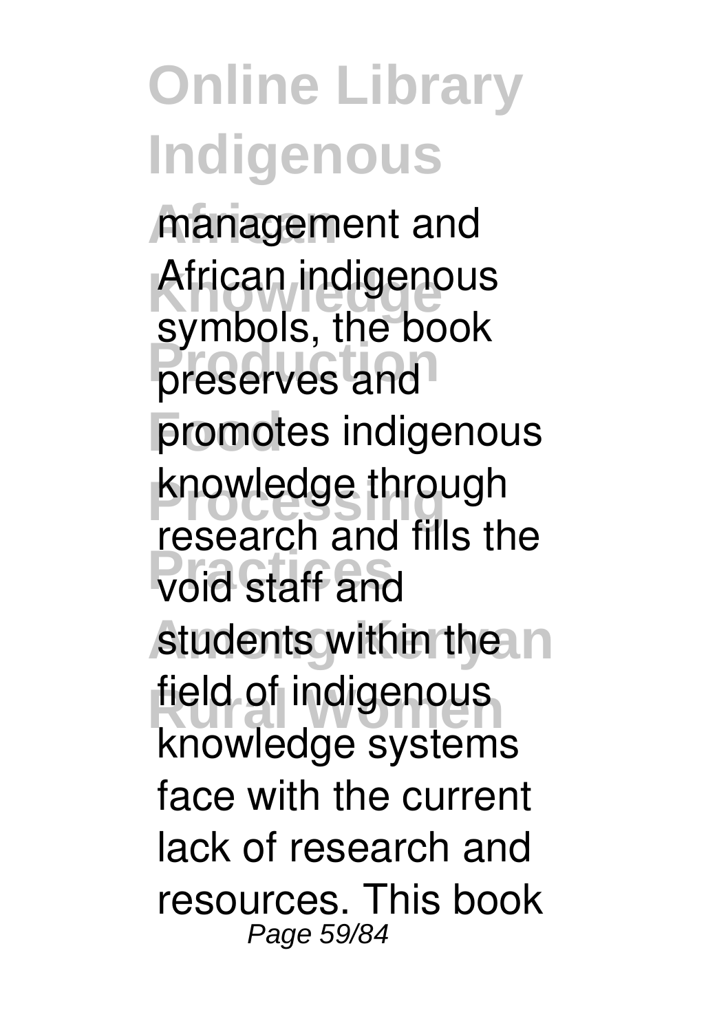management and African indigenous symbols, the book preserves and promotes indigenous knowledge through research and fills the void staff and students within the field of indigenous knowledge systems face with the current lack of research and resources. This book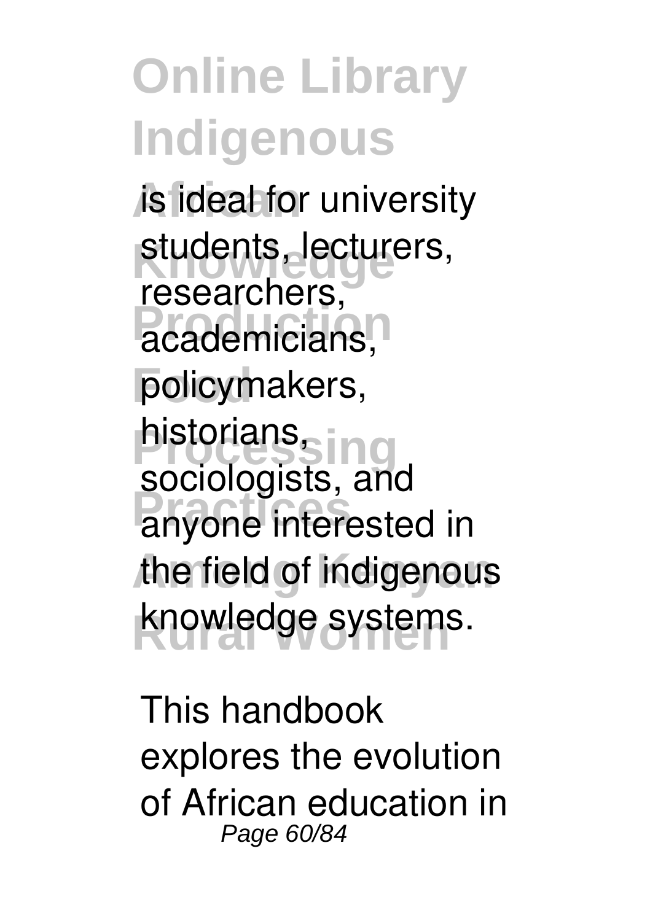is ideal for university students, lecturers, researchers, academicians, policymakers, historians, sociologists, and anyone interested in the field of indigenous knowledge systems.

This handbook explores the evolution of African education in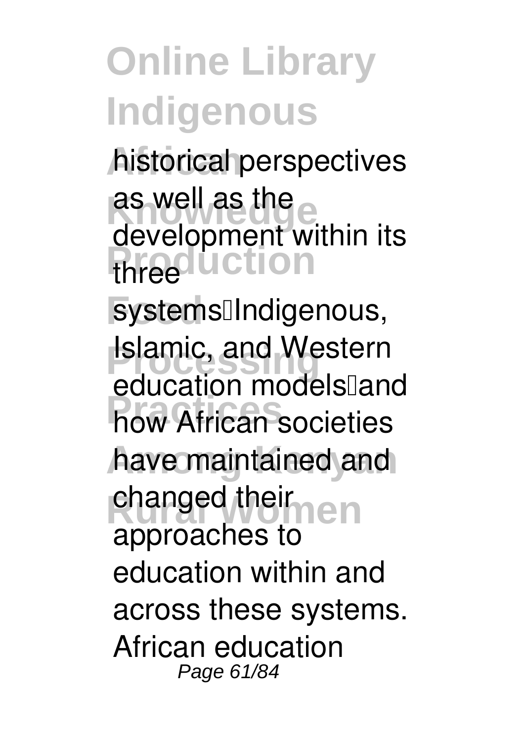historical perspectives as well as the development within its three systems—Indigenous, Islamic, and Western education models—and how African societies have maintained and changed their approaches to education within and across these systems. African education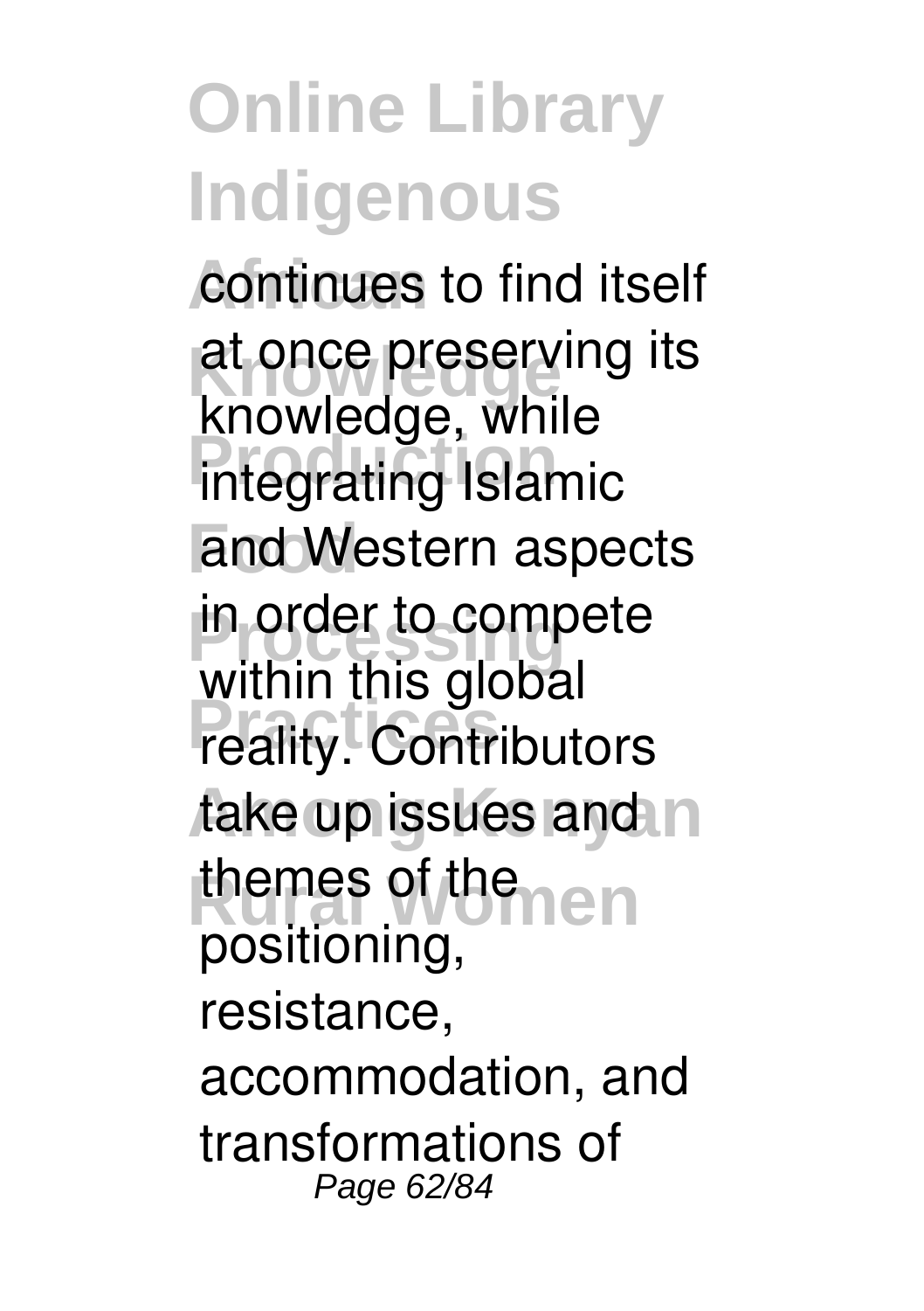continues to find itself at once preserving its knowledge, while integrating Islamic and Western aspects in order to compete within this global reality. Contributors take up issues and themes of the positioning, resistance, accommodation, and transformations of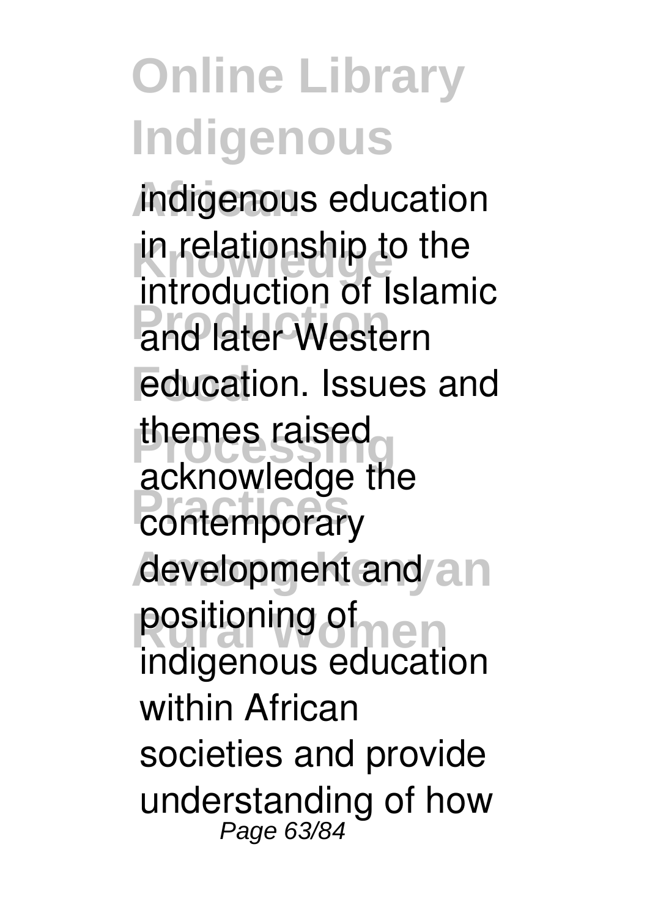indigenous education in relationship to the introduction of Islamic and later Western education. Issues and themes raised acknowledge the contemporary development and positioning of indigenous education within African societies and provide understanding of how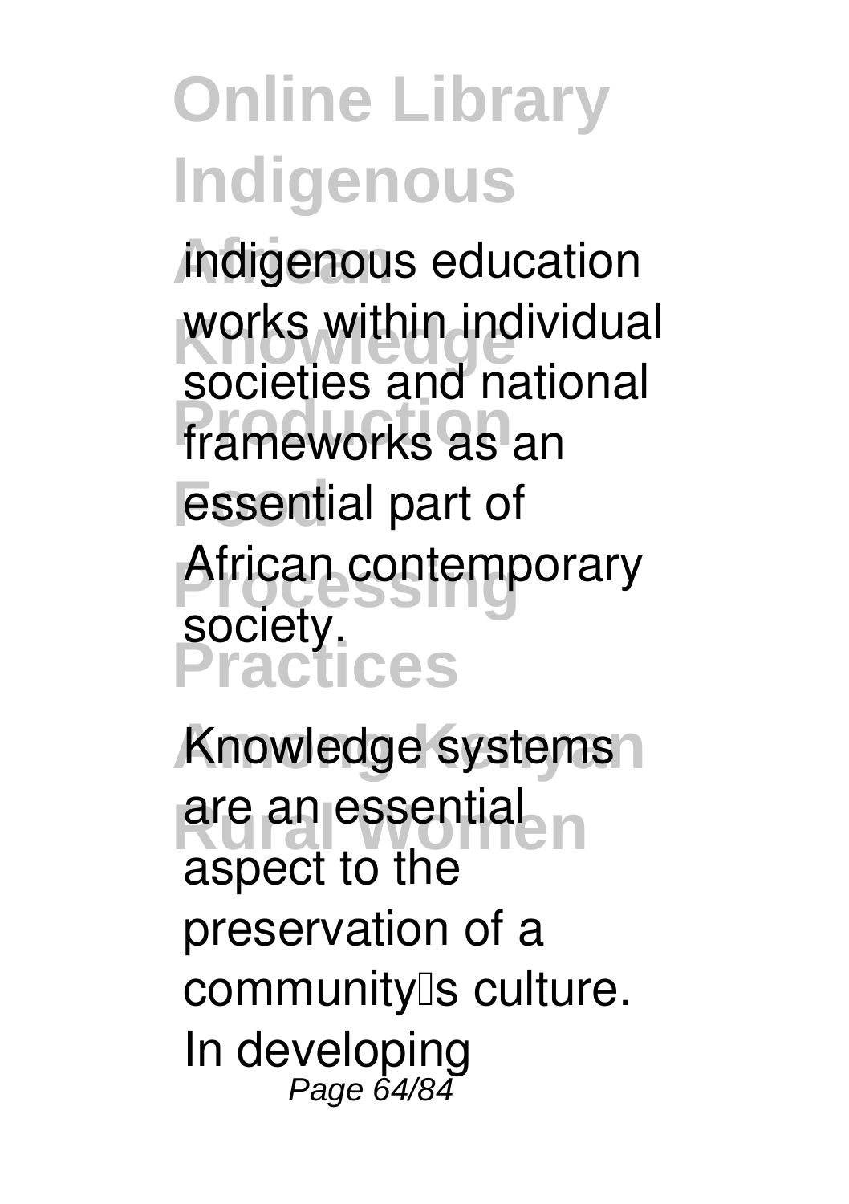indigenous education works within individual societies and national frameworks as an essential part of African contemporary society.

Knowledge systems are an essential aspect to the preservation of a community's culture. In developing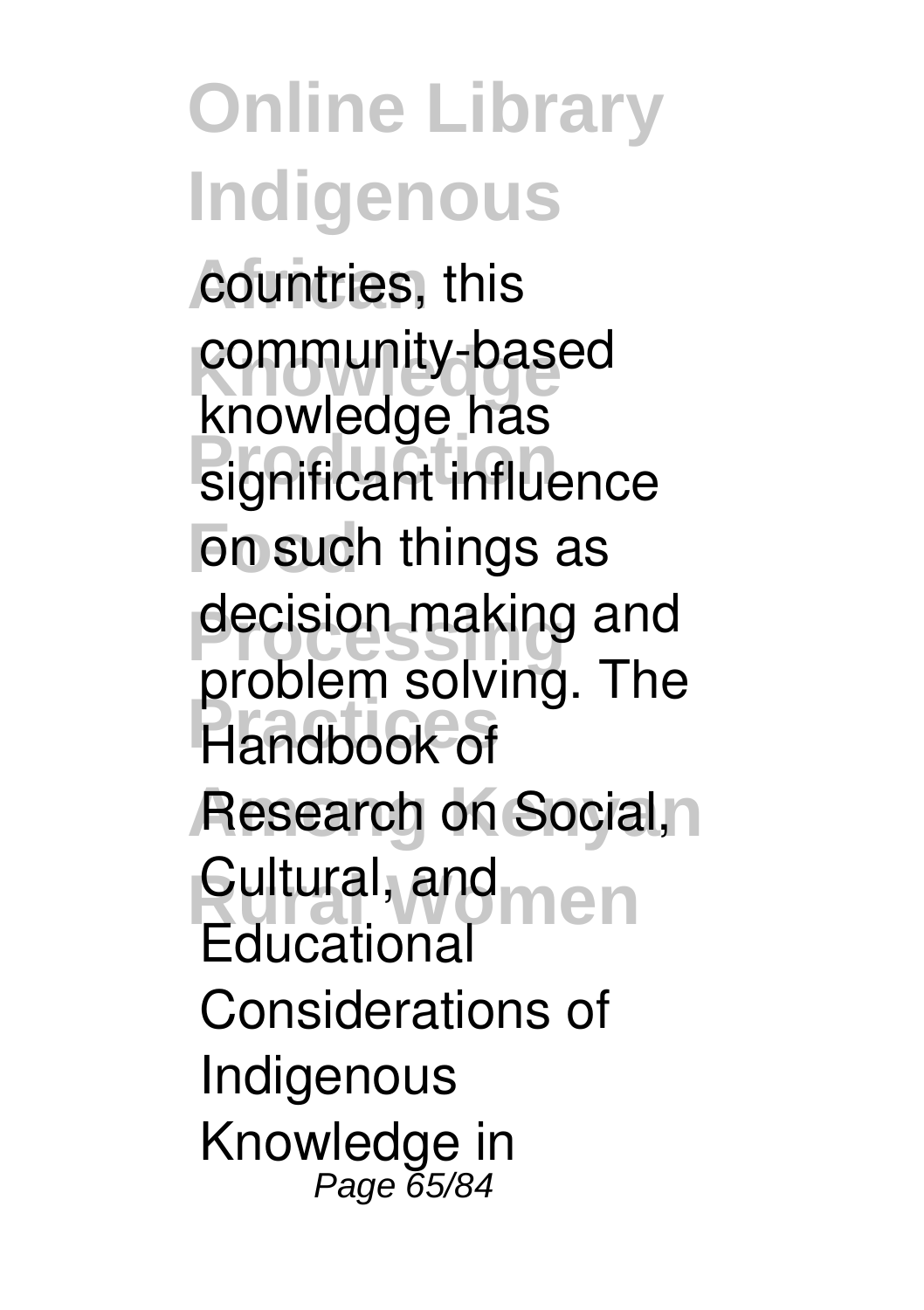countries, this community-based knowledge has significant influence on such things as decision making and problem solving. The Handbook of Research on Social, Cultural, and Educational Considerations of Indigenous Knowledge in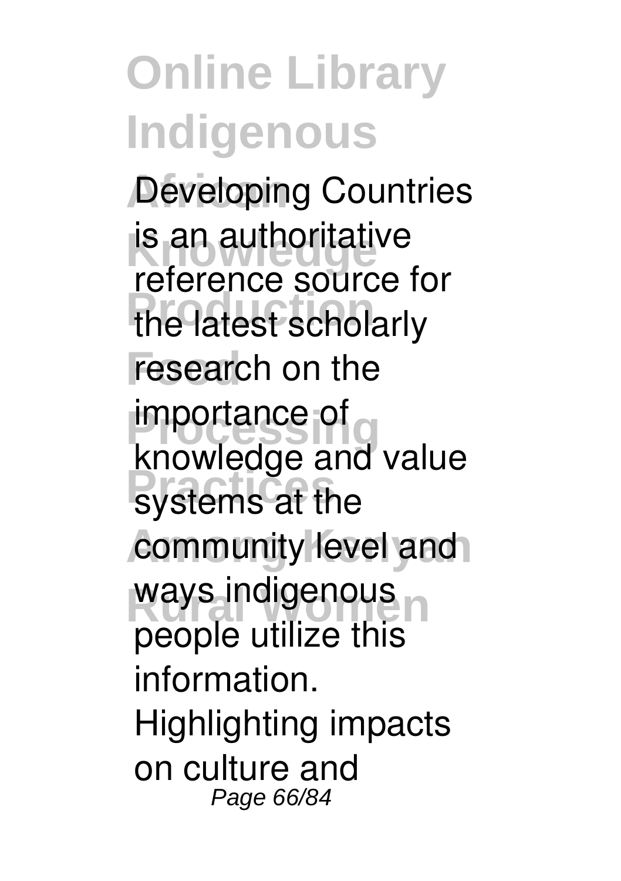Developing Countries is an authoritative reference source for the latest scholarly research on the importance of knowledge and value systems at the community level and ways indigenous people utilize this information. Highlighting impacts on culture and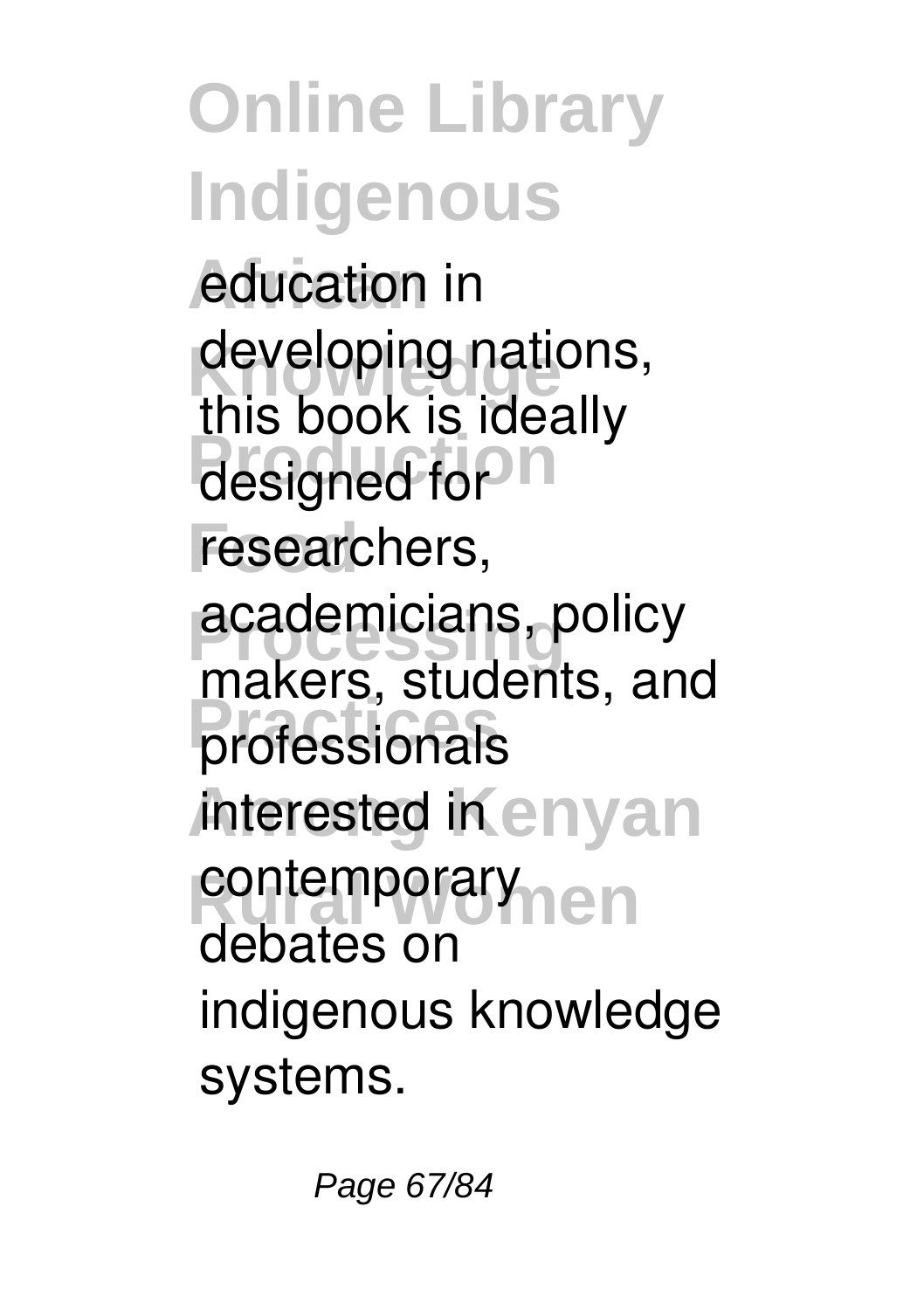education in developing nations, this book is ideally designed for researchers, academicians, policy makers, students, and professionals interested in contemporary debates on indigenous knowledge systems.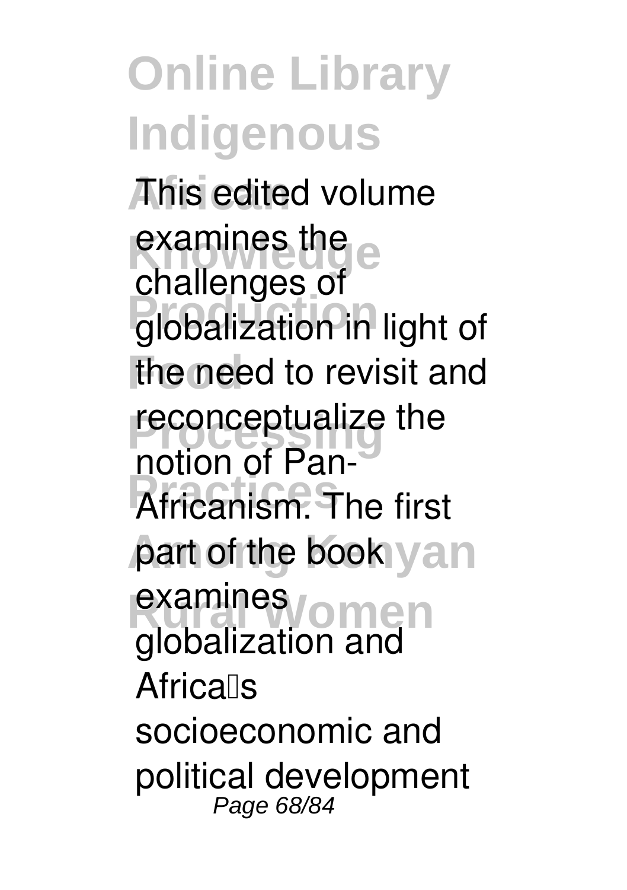This edited volume examines the challenges of globalization in light of the need to revisit and reconceptualize the notion of Pan-Africanism. The first part of the book examines globalization and Africa's socioeconomic and political development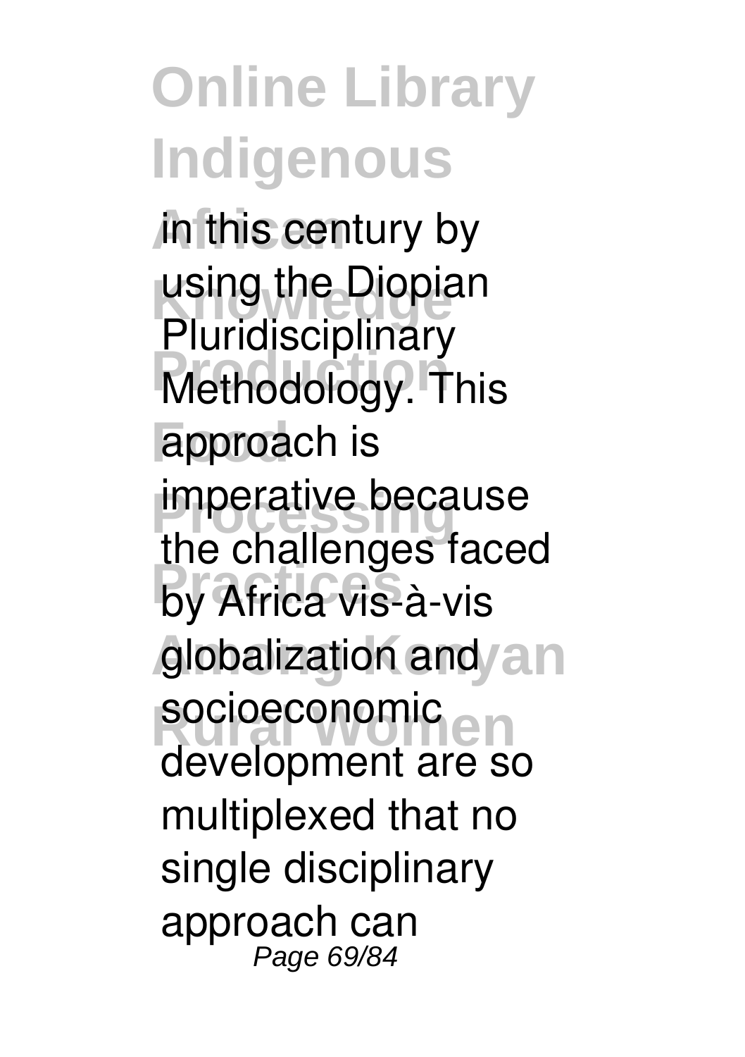in this century by using the Diopian Pluridisciplinary Methodology. This approach is imperative because the challenges faced by Africa vis-à-vis globalization and socioeconomic development are so multiplexed that no single disciplinary approach can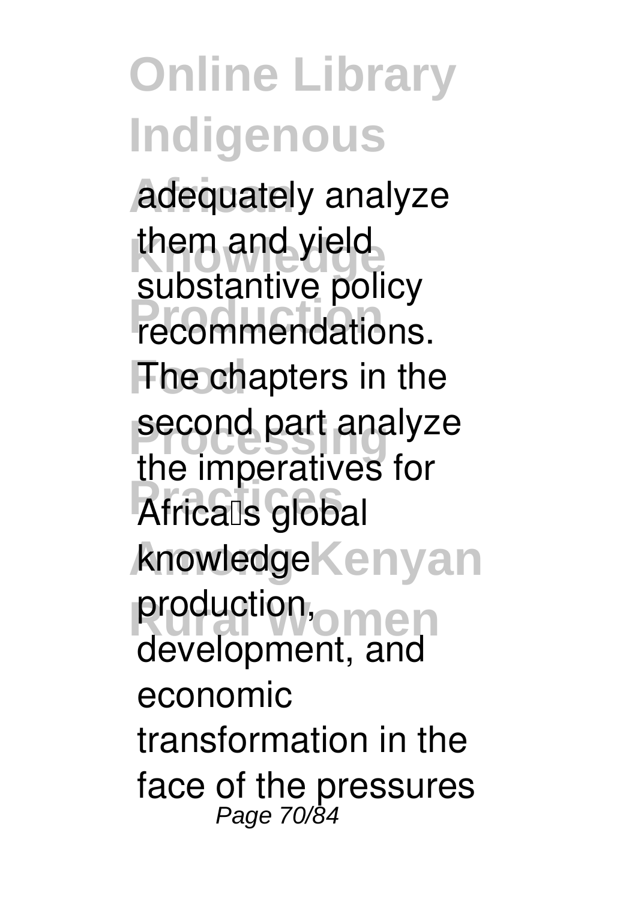adequately analyze them and yield substantive policy recommendations. The chapters in the second part analyze the imperatives for Africa's global knowledge production, development, and economic transformation in the face of the pressures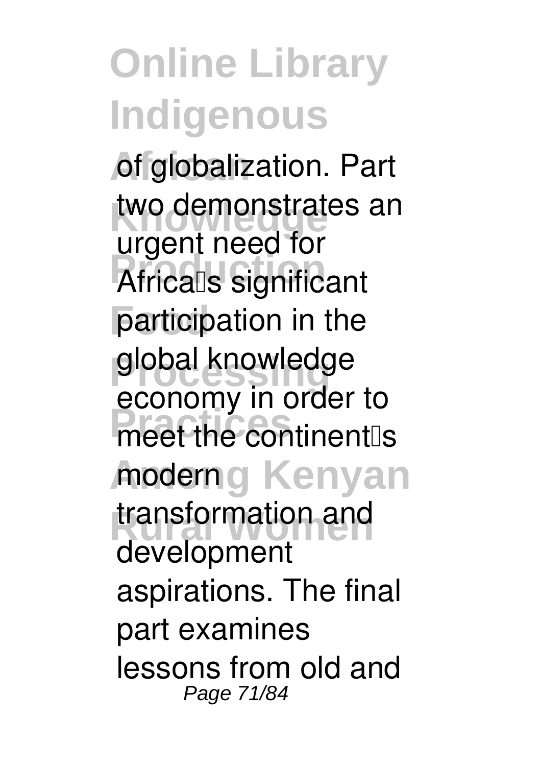of globalization. Part two demonstrates an urgent need for Africa's significant participation in the global knowledge economy in order to meet the continent's modern transformation and development aspirations. The final part examines lessons from old and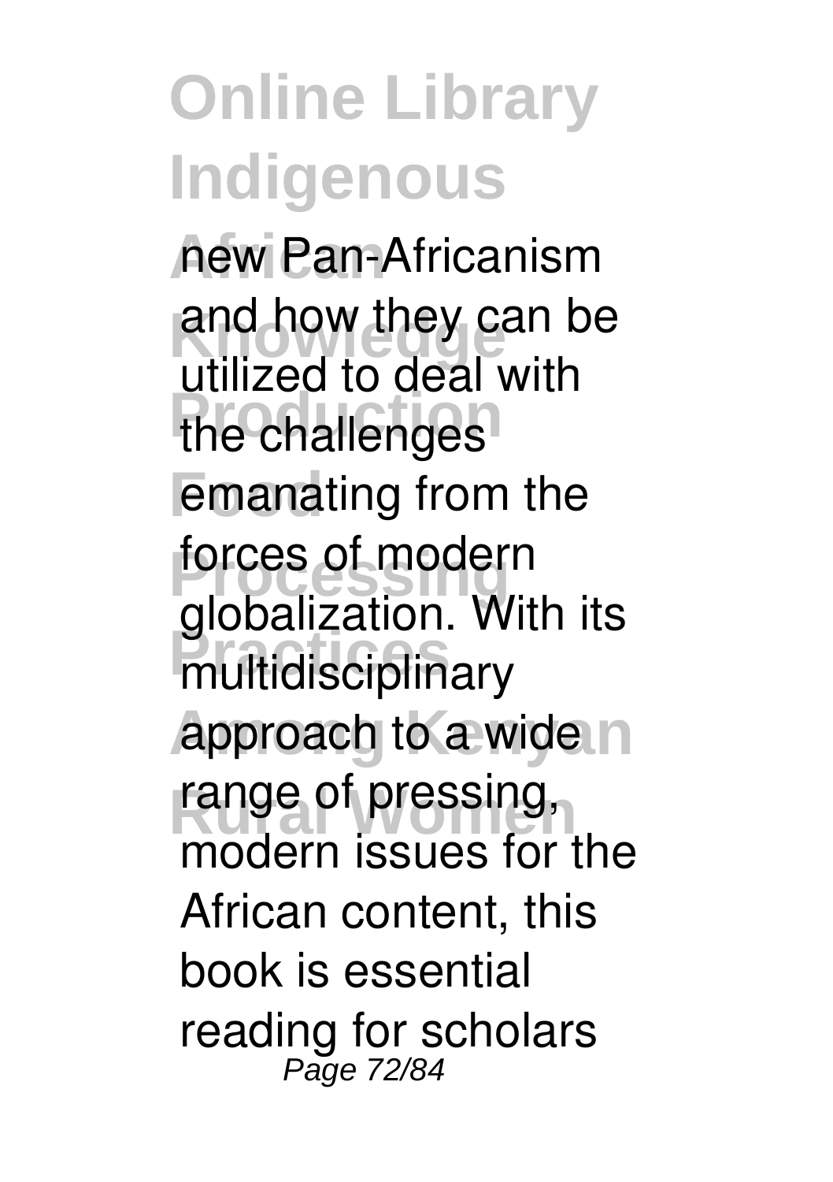new Pan-Africanism and how they can be utilized to deal with the challenges emanating from the forces of modern globalization. With its multidisciplinary approach to a wide range of pressing, modern issues for the African content, this book is essential reading for scholars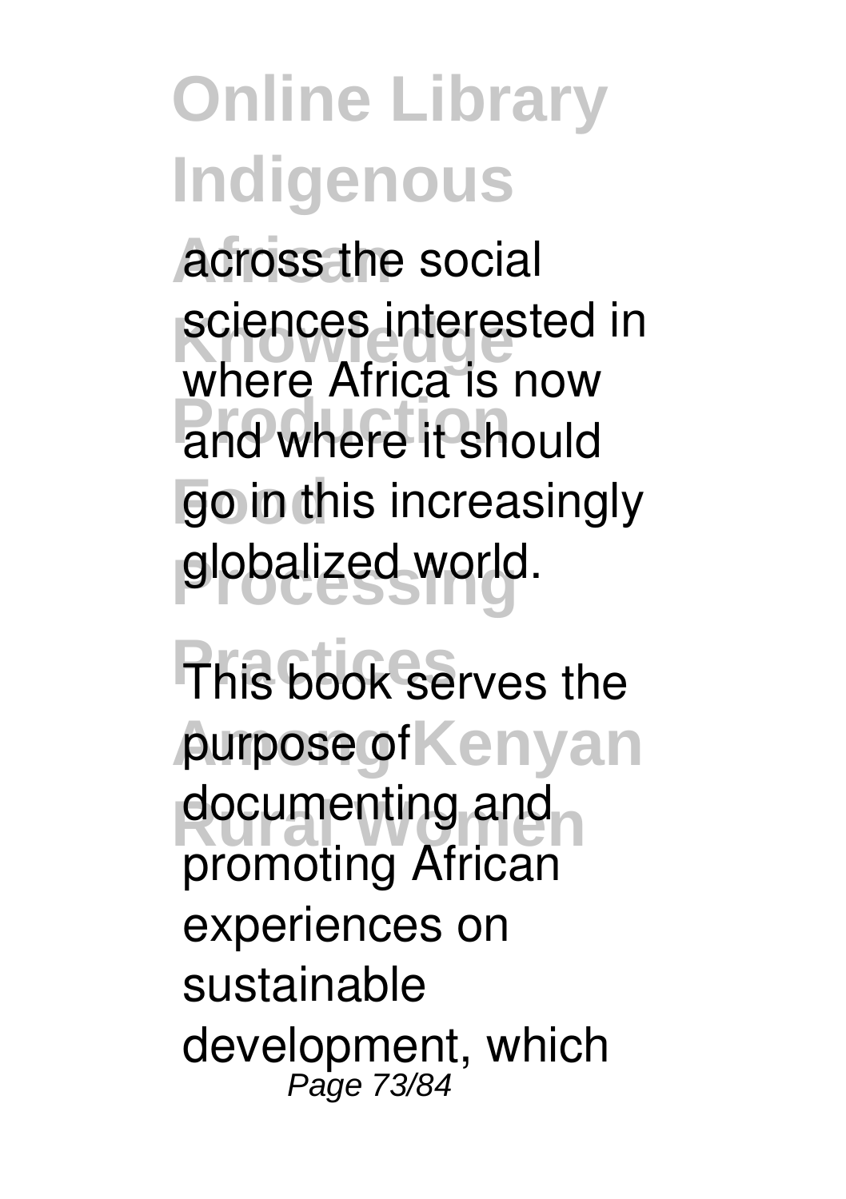across the social sciences interested in where Africa is now and where it should go in this increasingly globalized world.

This book serves the purpose of documenting and promoting African experiences on sustainable development, which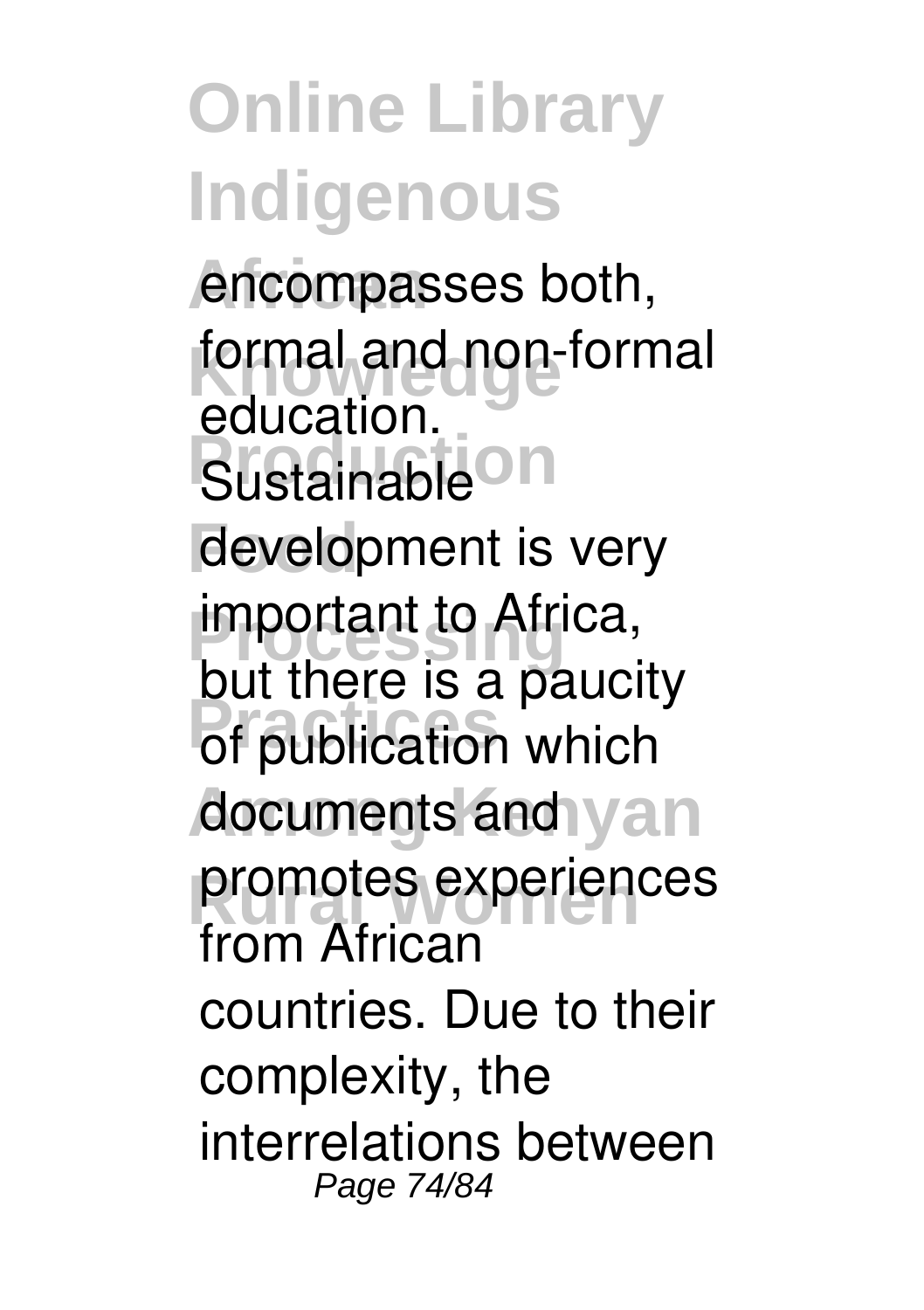encompasses both, formal and non-formal education. Sustainable development is very important to Africa, but there is a paucity of publication which documents and promotes experiences from African countries. Due to their complexity, the interrelations between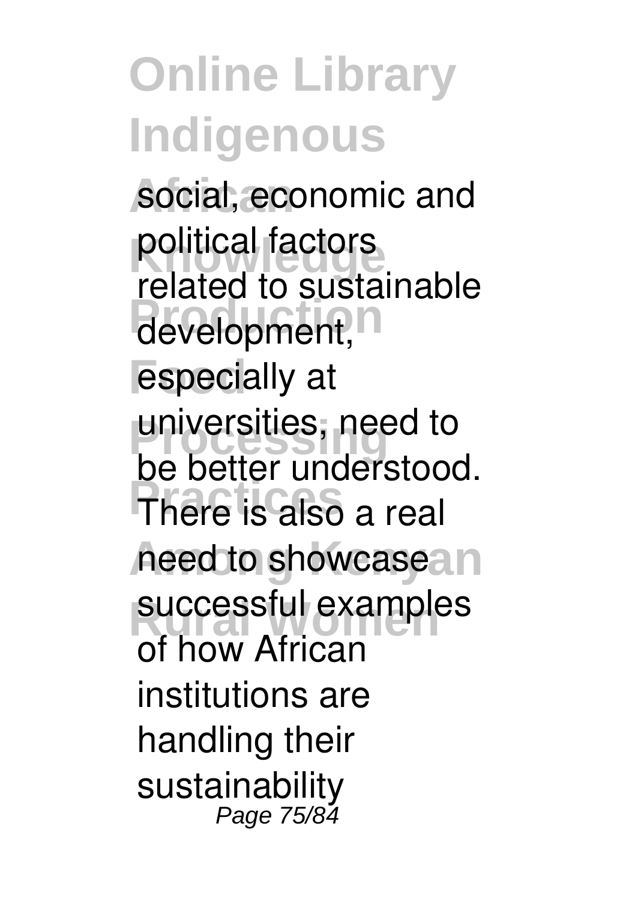social, economic and political factors related to sustainable development, especially at universities, need to be better understood. There is also a real need to showcase successful examples of how African institutions are handling their sustainability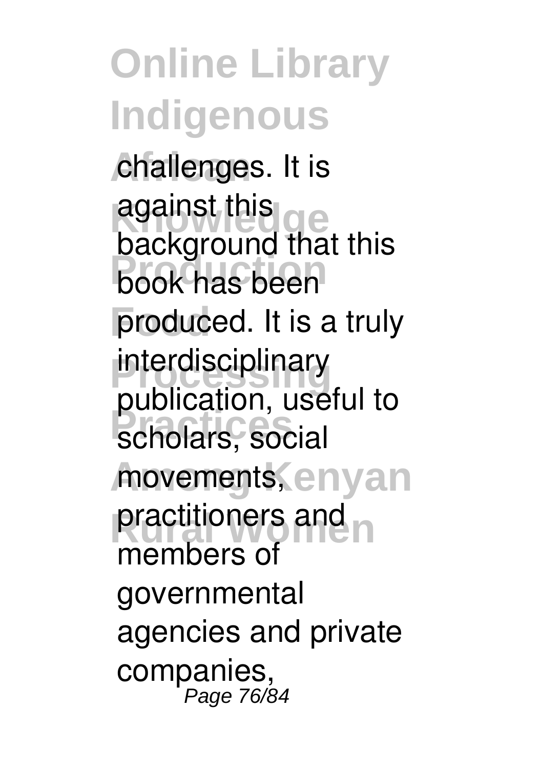challenges. It is against this background that this book has been produced. It is a truly interdisciplinary publication, useful to scholars, social movements, practitioners and members of governmental agencies and private companies,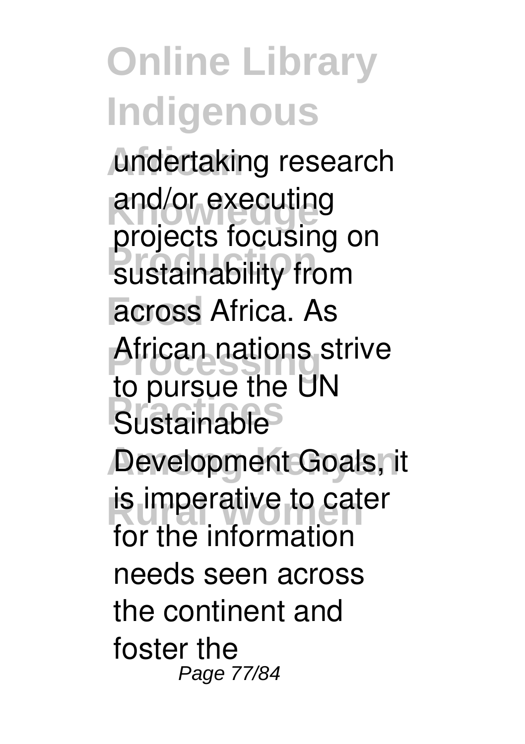undertaking research and/or executing projects focusing on sustainability from across Africa. As African nations strive to pursue the UN Sustainable Development Goals, it is imperative to cater for the information needs seen across the continent and foster the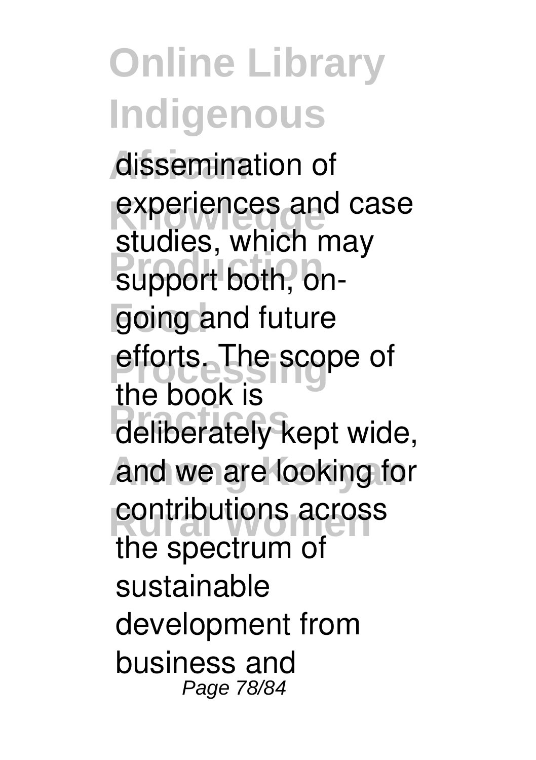dissemination of experiences and case studies, which may support both, on-going and future efforts. The scope of the book is deliberately kept wide, and we are looking for contributions across the spectrum of sustainable development from business and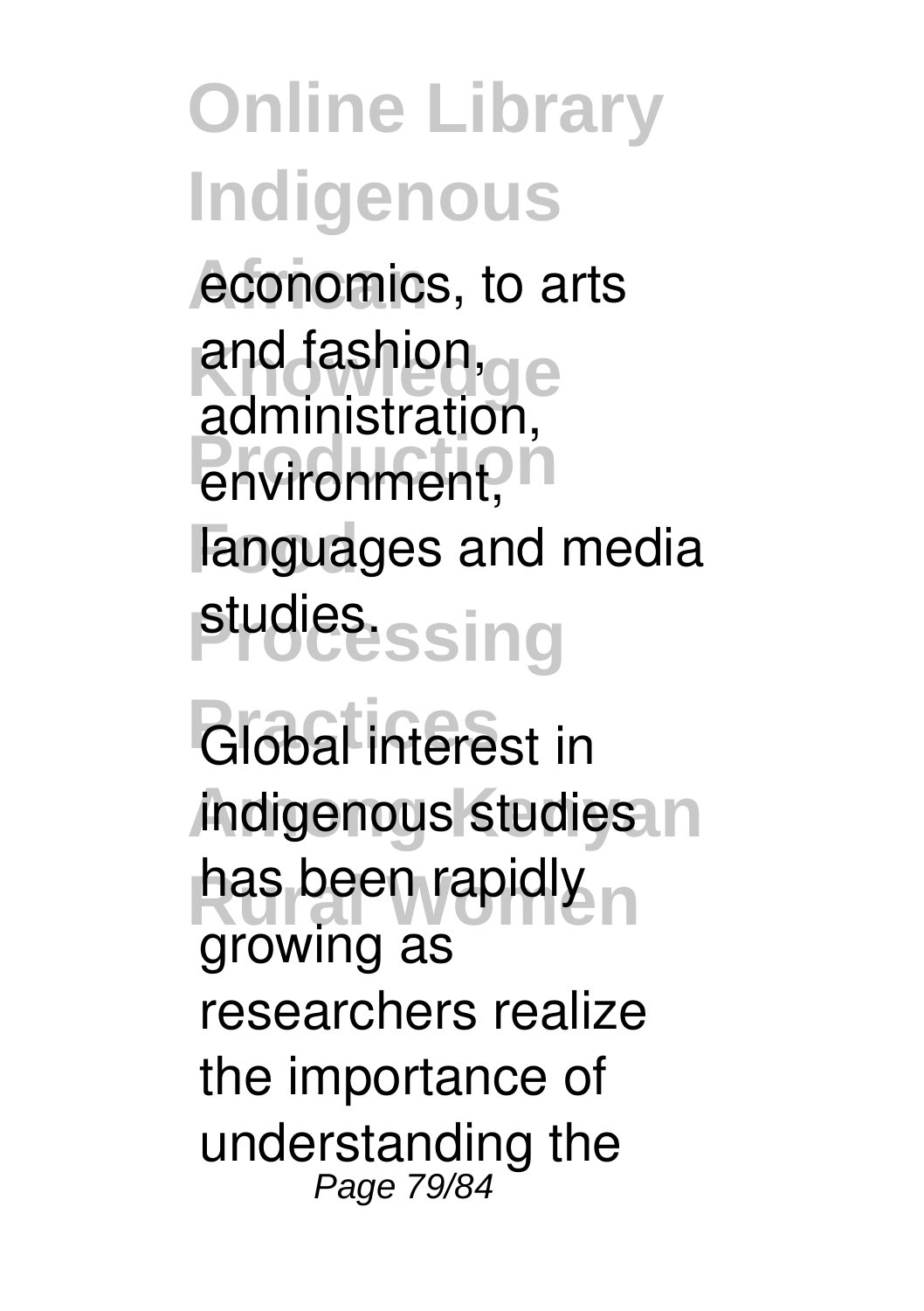economics, to arts and fashion, administration, environment, languages and media studies.

Global interest in indigenous studies has been rapidly growing as researchers realize the importance of understanding the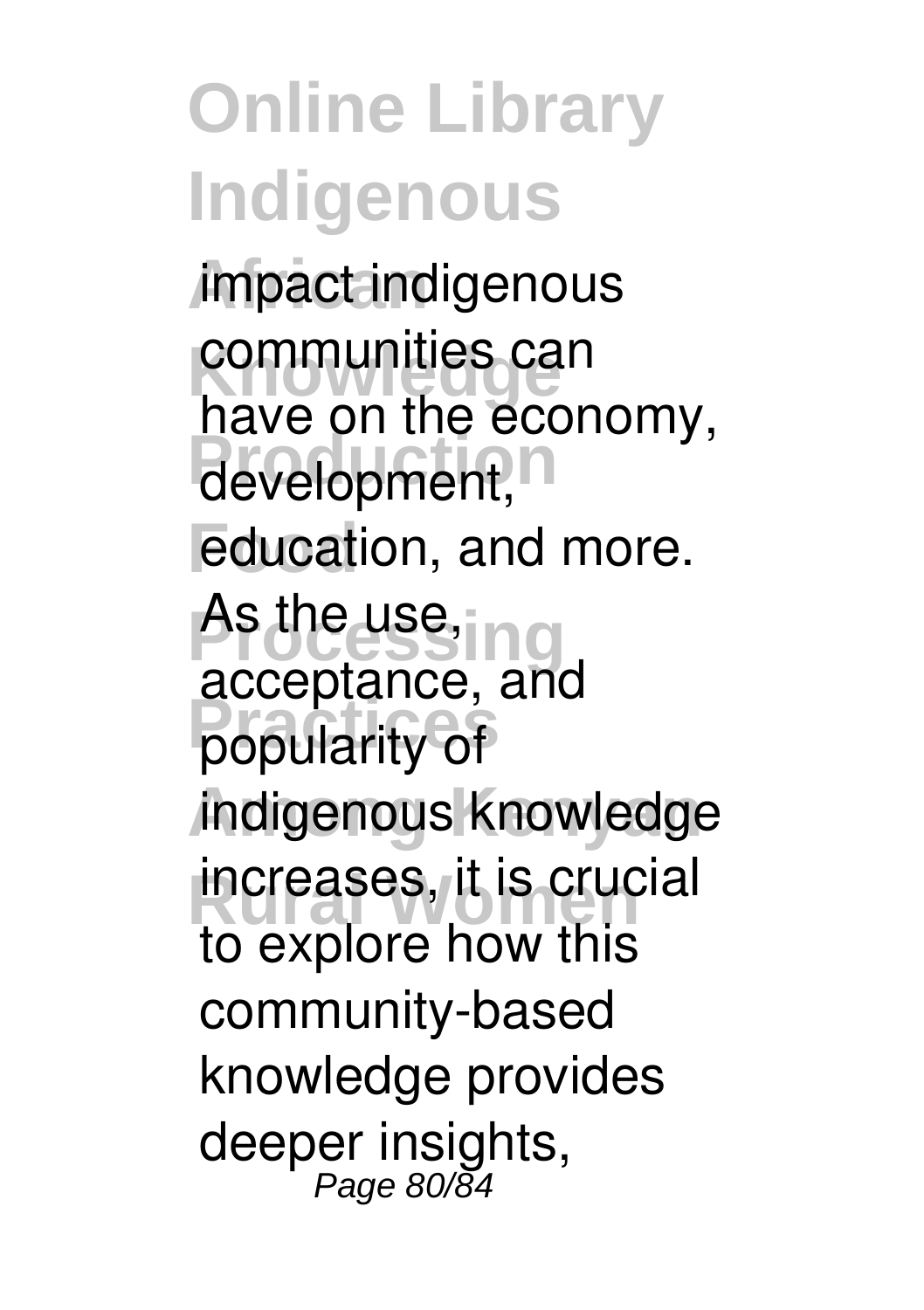impact indigenous communities can have on the economy, development, education, and more. As the use, acceptance, and popularity of indigenous knowledge increases, it is crucial to explore how this community-based knowledge provides deeper insights,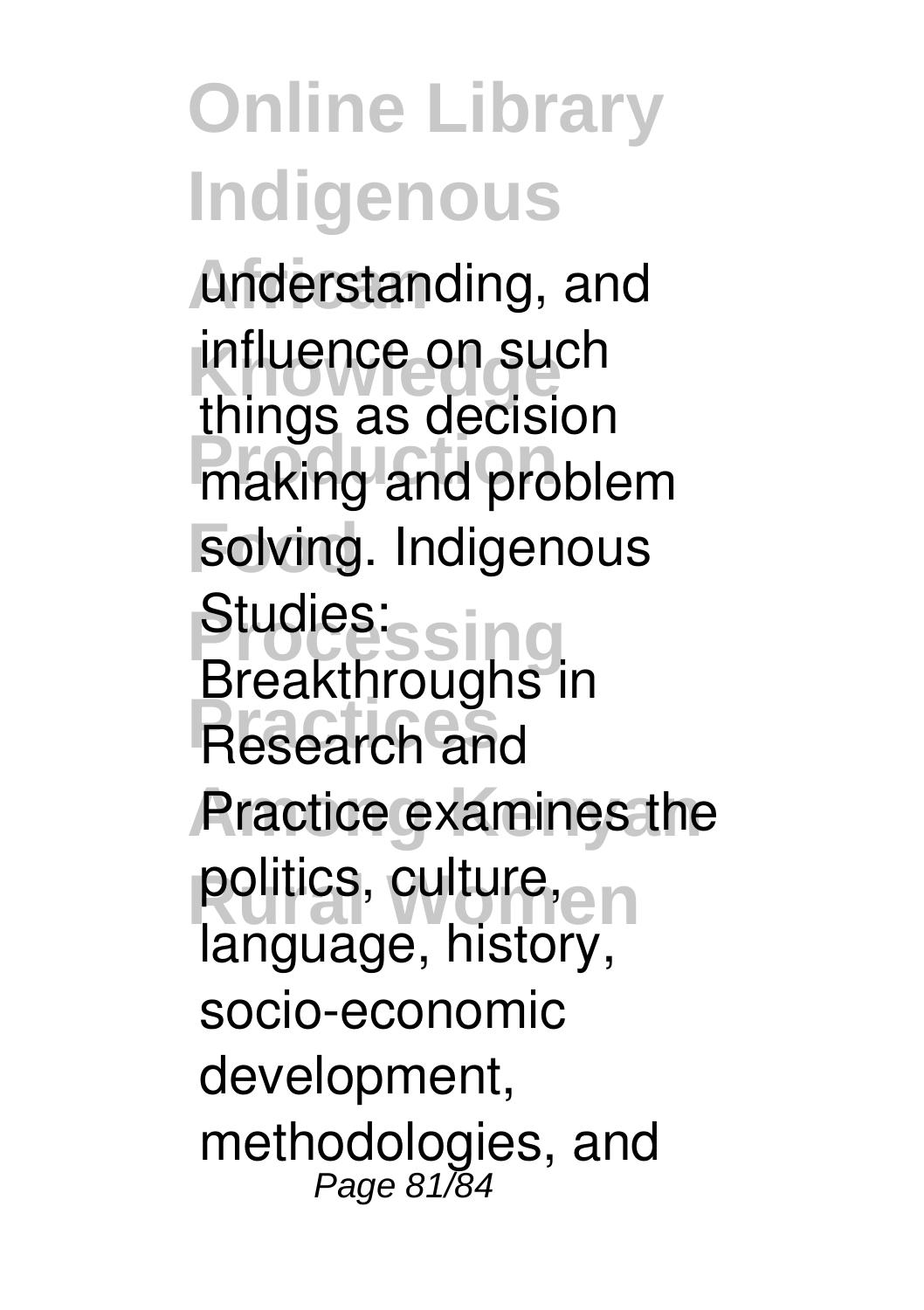understanding, and influence on such things as decision making and problem solving. Indigenous Studies: Breakthroughs in Research and Practice examines the politics, culture, language, history, socio-economic development, methodologies, and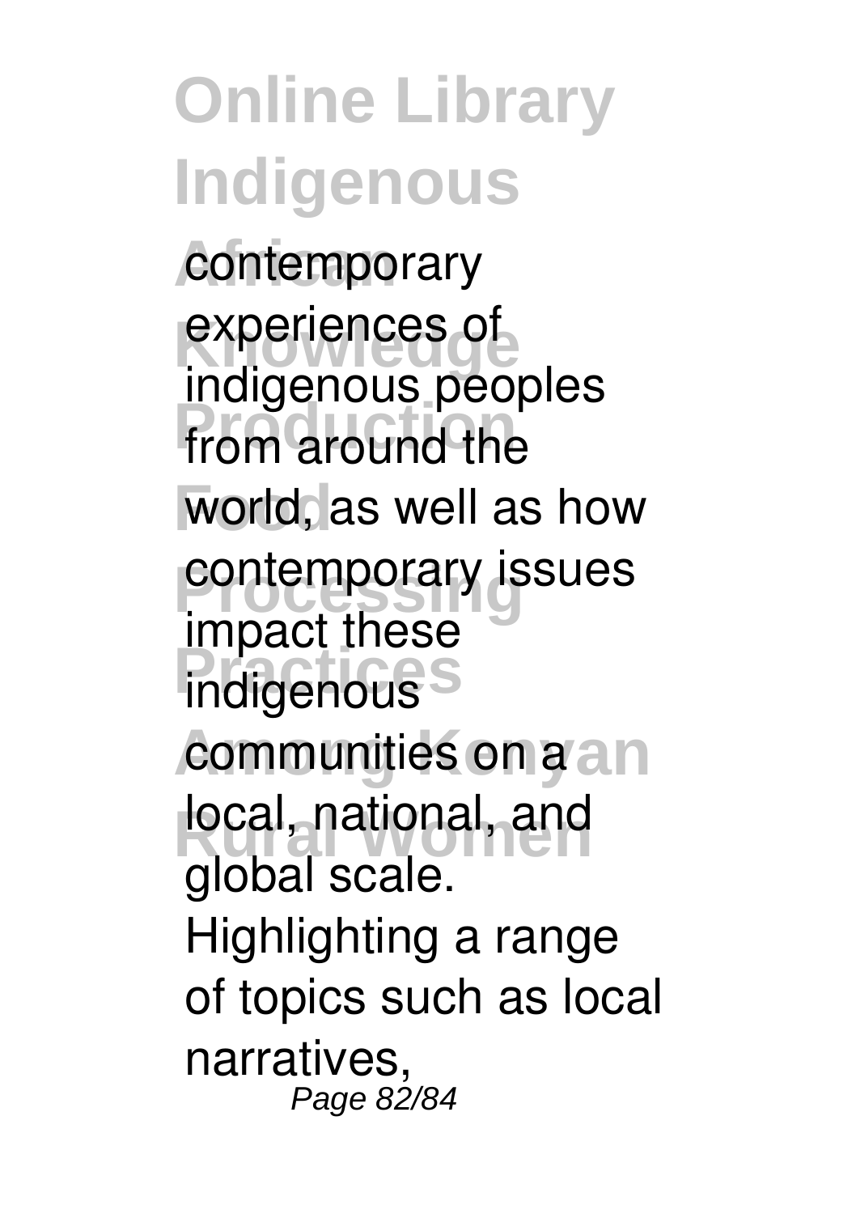contemporary experiences of indigenous peoples from around the world, as well as how contemporary issues impact these indigenous communities on a local, national, and global scale. Highlighting a range of topics such as local narratives,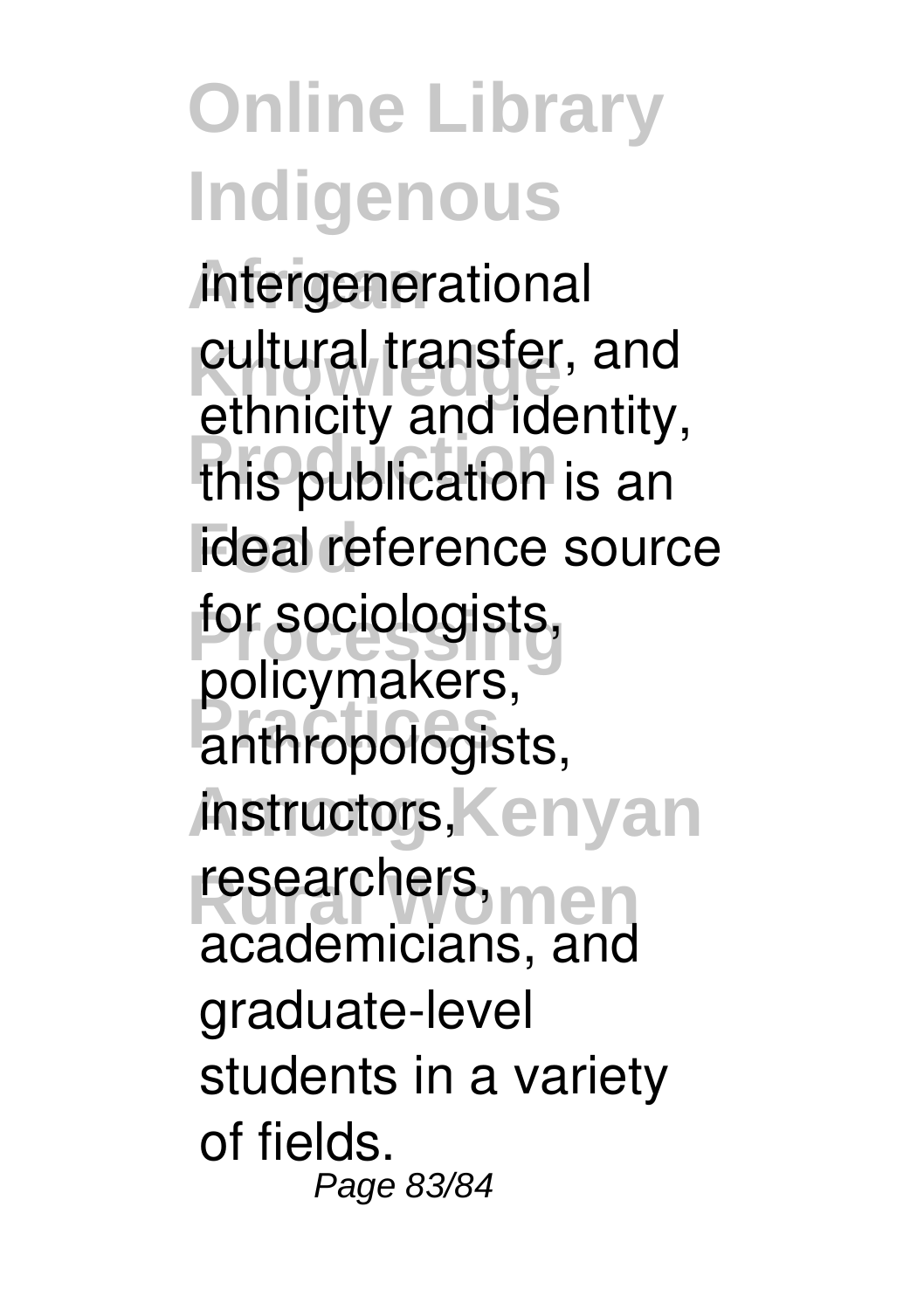intergenerational cultural transfer, and ethnicity and identity, this publication is an ideal reference source for sociologists, policymakers, anthropologists, instructors, researchers, academicians, and graduate-level students in a variety of fields.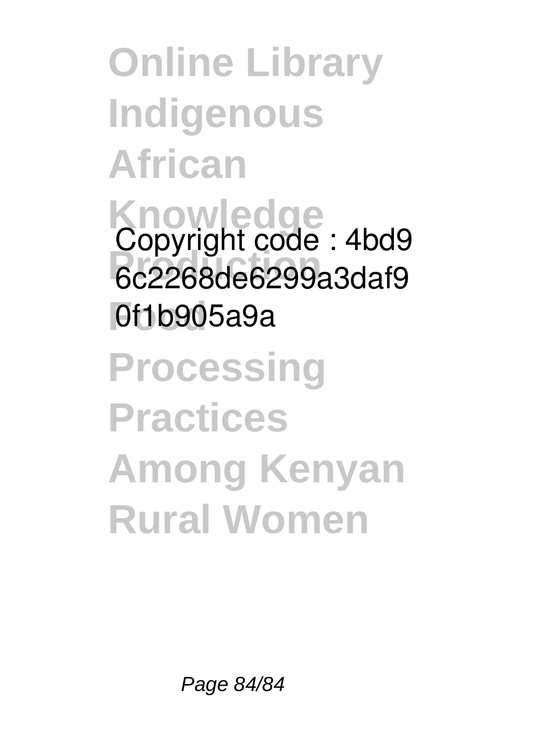Copyright code : 4bd96c2268de6299a3daf90f1b905a9a